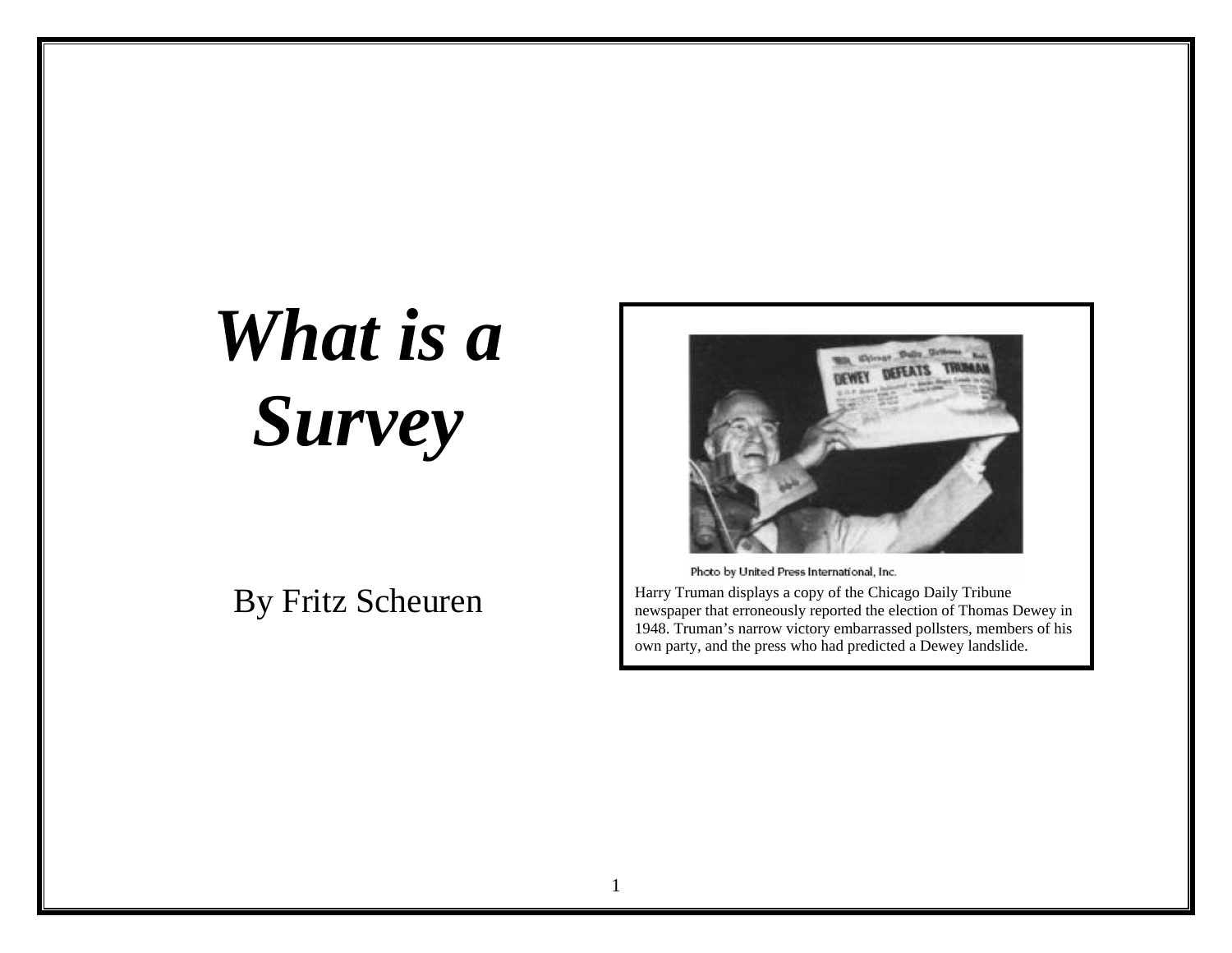# *What is a Survey*

By Fritz Scheuren

Photo by United Press International, Inc.

Harry Truman displays a copy of the Chicago Daily Tribune newspaper that erroneously reported the election of Thomas Dewey in 1948. Truman's narrow victory embarrassed pollsters, members of his own party, and the press who had predicted a Dewey landslide.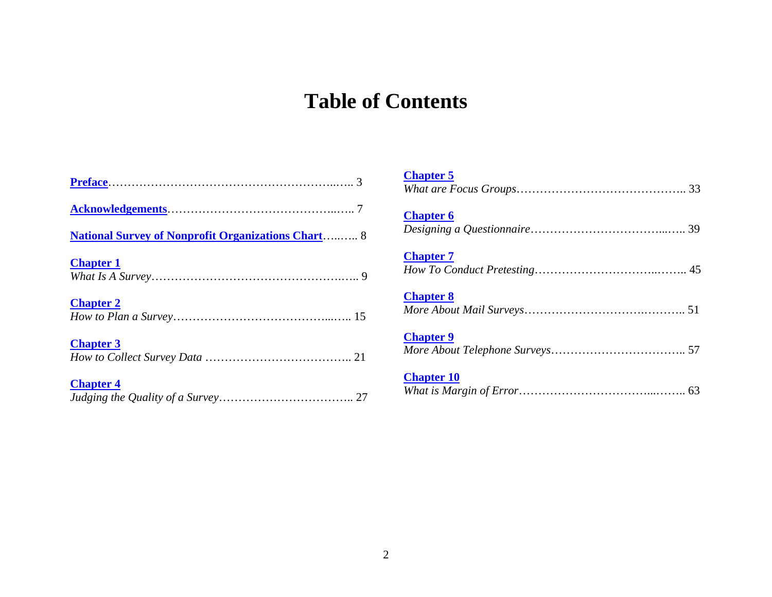# Table of Contents

**Preface**…………………………………………………...….. 3

**Acknowledgements**……………………………………..….. 7

**National Survey of Nonprofit Organizations Chart**…..….. 8

**Chapter 1**
*What Is A Survey*…………………………………………..….. 9

**Chapter 2**
*How to Plan a Survey*……………………………………...….. 15

**Chapter 3**
*How to Collect Survey Data* ……………………………….. 21

**Chapter 4**
*Judging the Quality of a Survey*…………………………….. 27

**Chapter 5**
*What are Focus Groups*…………………………………….. 33

**Chapter 6**
*Designing a Questionnaire*………………………………...….. 39

**Chapter 7**
*How To Conduct Pretesting*…………………………..…….. 45

**Chapter 8**
*More About Mail Surveys*……………………….……….. 51

**Chapter 9**
*More About Telephone Surveys*…………………………….. 57

**Chapter 10**
*What is Margin of Error*……………………………...…….. 63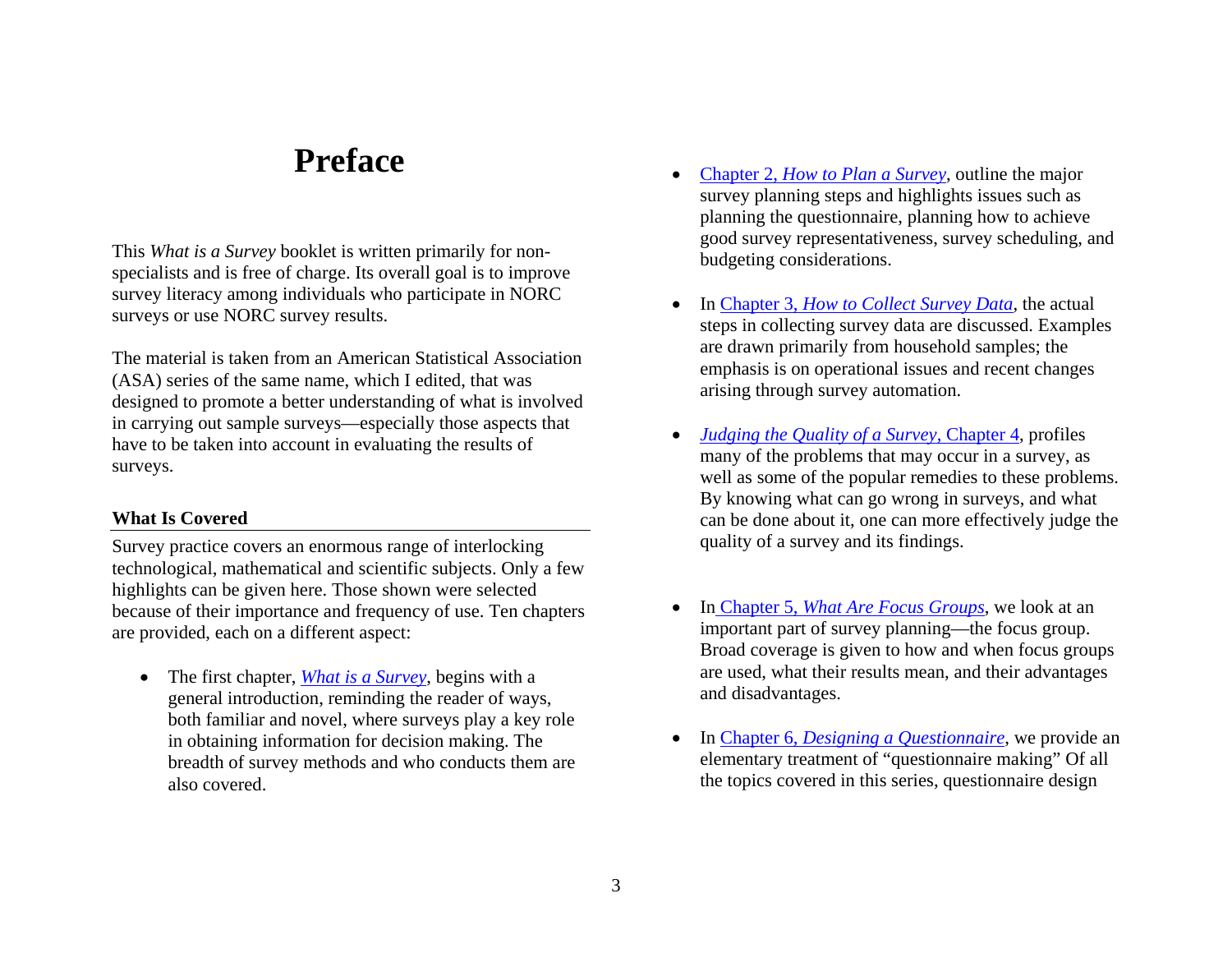# Preface

This *What is a Survey* booklet is written primarily for non-specialists and is free of charge. Its overall goal is to improve survey literacy among individuals who participate in NORC surveys or use NORC survey results.

The material is taken from an American Statistical Association (ASA) series of the same name, which I edited, that was designed to promote a better understanding of what is involved in carrying out sample surveys—especially those aspects that have to be taken into account in evaluating the results of surveys.

## What Is Covered

Survey practice covers an enormous range of interlocking technological, mathematical and scientific subjects. Only a few highlights can be given here. Those shown were selected because of their importance and frequency of use. Ten chapters are provided, each on a different aspect:

- The first chapter, *What is a Survey*, begins with a general introduction, reminding the reader of ways, both familiar and novel, where surveys play a key role in obtaining information for decision making. The breadth of survey methods and who conducts them are also covered.

- Chapter 2, *How to Plan a Survey*, outline the major survey planning steps and highlights issues such as planning the questionnaire, planning how to achieve good survey representativeness, survey scheduling, and budgeting considerations.

- In Chapter 3, *How to Collect Survey Data*, the actual steps in collecting survey data are discussed. Examples are drawn primarily from household samples; the emphasis is on operational issues and recent changes arising through survey automation.

- *Judging the Quality of a Survey*, Chapter 4, profiles many of the problems that may occur in a survey, as well as some of the popular remedies to these problems. By knowing what can go wrong in surveys, and what can be done about it, one can more effectively judge the quality of a survey and its findings.

- In Chapter 5, *What Are Focus Groups*, we look at an important part of survey planning—the focus group. Broad coverage is given to how and when focus groups are used, what their results mean, and their advantages and disadvantages.

- In Chapter 6, *Designing a Questionnaire*, we provide an elementary treatment of "questionnaire making" Of all the topics covered in this series, questionnaire design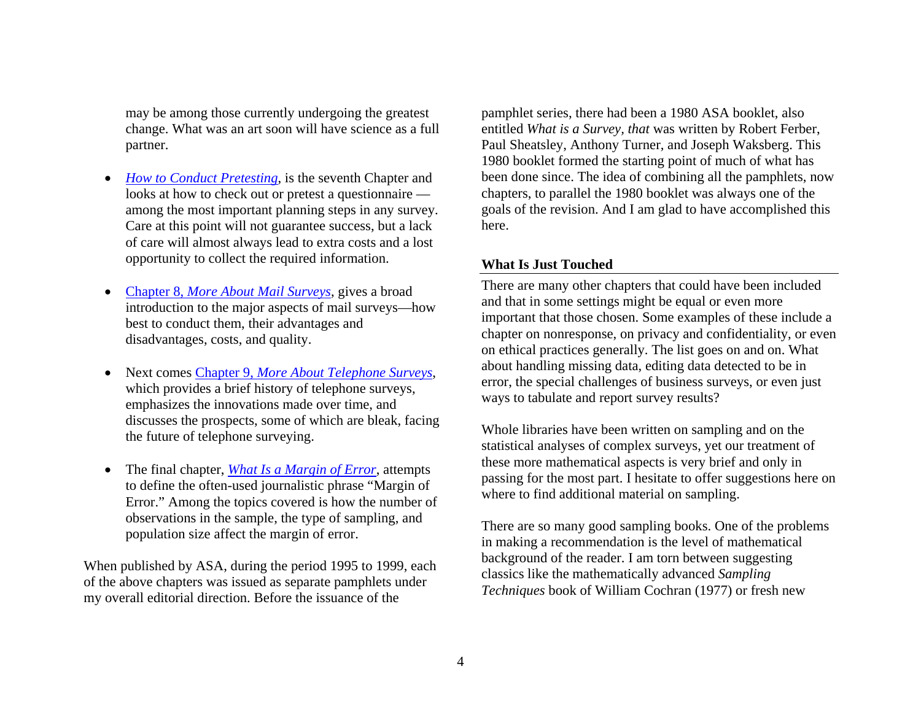may be among those currently undergoing the greatest change. What was an art soon will have science as a full partner.

- *How to Conduct Pretesting*, is the seventh Chapter and looks at how to check out or pretest a questionnaire — among the most important planning steps in any survey. Care at this point will not guarantee success, but a lack of care will almost always lead to extra costs and a lost opportunity to collect the required information.

- Chapter 8, *More About Mail Surveys*, gives a broad introduction to the major aspects of mail surveys—how best to conduct them, their advantages and disadvantages, costs, and quality.

- Next comes Chapter 9, *More About Telephone Surveys*, which provides a brief history of telephone surveys, emphasizes the innovations made over time, and discusses the prospects, some of which are bleak, facing the future of telephone surveying.

- The final chapter, *What Is a Margin of Error*, attempts to define the often-used journalistic phrase "Margin of Error." Among the topics covered is how the number of observations in the sample, the type of sampling, and population size affect the margin of error.

When published by ASA, during the period 1995 to 1999, each of the above chapters was issued as separate pamphlets under my overall editorial direction. Before the issuance of the pamphlet series, there had been a 1980 ASA booklet, also entitled *What is a Survey, that* was written by Robert Ferber, Paul Sheatsley, Anthony Turner, and Joseph Waksberg. This 1980 booklet formed the starting point of much of what has been done since. The idea of combining all the pamphlets, now chapters, to parallel the 1980 booklet was always one of the goals of the revision. And I am glad to have accomplished this here.

## What Is Just Touched

There are many other chapters that could have been included and that in some settings might be equal or even more important that those chosen. Some examples of these include a chapter on nonresponse, on privacy and confidentiality, or even on ethical practices generally. The list goes on and on. What about handling missing data, editing data detected to be in error, the special challenges of business surveys, or even just ways to tabulate and report survey results?

Whole libraries have been written on sampling and on the statistical analyses of complex surveys, yet our treatment of these more mathematical aspects is very brief and only in passing for the most part. I hesitate to offer suggestions here on where to find additional material on sampling.

There are so many good sampling books. One of the problems in making a recommendation is the level of mathematical background of the reader. I am torn between suggesting classics like the mathematically advanced *Sampling Techniques* book of William Cochran (1977) or fresh new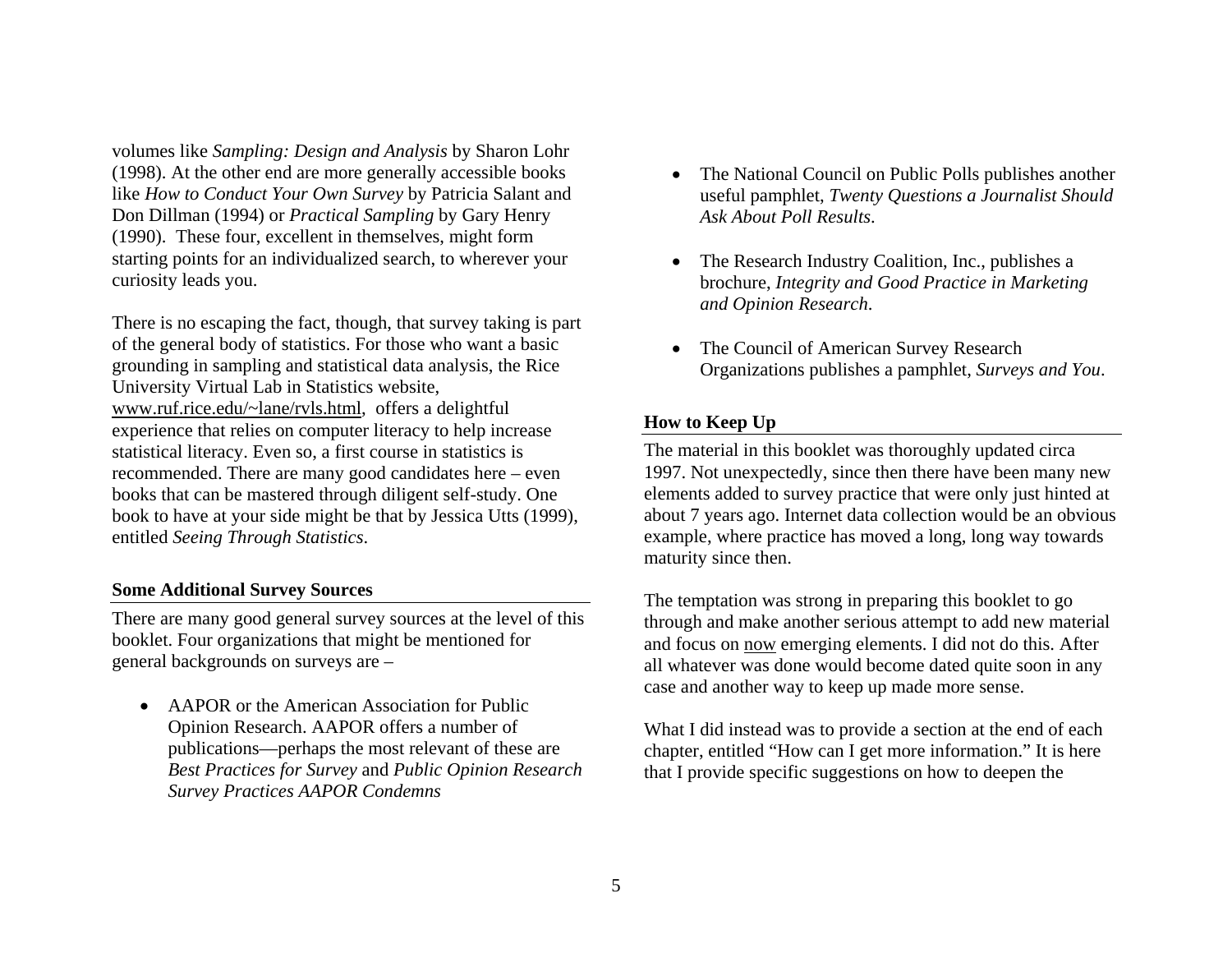volumes like *Sampling: Design and Analysis* by Sharon Lohr (1998). At the other end are more generally accessible books like *How to Conduct Your Own Survey* by Patricia Salant and Don Dillman (1994) or *Practical Sampling* by Gary Henry (1990). These four, excellent in themselves, might form starting points for an individualized search, to wherever your curiosity leads you.

There is no escaping the fact, though, that survey taking is part of the general body of statistics. For those who want a basic grounding in sampling and statistical data analysis, the Rice University Virtual Lab in Statistics website, www.ruf.rice.edu/~lane/rvls.html, offers a delightful experience that relies on computer literacy to help increase statistical literacy. Even so, a first course in statistics is recommended. There are many good candidates here – even books that can be mastered through diligent self-study. One book to have at your side might be that by Jessica Utts (1999), entitled *Seeing Through Statistics*.

## Some Additional Survey Sources

There are many good general survey sources at the level of this booklet. Four organizations that might be mentioned for general backgrounds on surveys are –

- AAPOR or the American Association for Public Opinion Research. AAPOR offers a number of publications—perhaps the most relevant of these are *Best Practices for Survey* and *Public Opinion Research Survey Practices AAPOR Condemns*
- The National Council on Public Polls publishes another useful pamphlet, *Twenty Questions a Journalist Should Ask About Poll Results*.
- The Research Industry Coalition, Inc., publishes a brochure, *Integrity and Good Practice in Marketing and Opinion Research*.
- The Council of American Survey Research Organizations publishes a pamphlet, *Surveys and You*.

## How to Keep Up

The material in this booklet was thoroughly updated circa 1997. Not unexpectedly, since then there have been many new elements added to survey practice that were only just hinted at about 7 years ago. Internet data collection would be an obvious example, where practice has moved a long, long way towards maturity since then.

The temptation was strong in preparing this booklet to go through and make another serious attempt to add new material and focus on now emerging elements. I did not do this. After all whatever was done would become dated quite soon in any case and another way to keep up made more sense.

What I did instead was to provide a section at the end of each chapter, entitled "How can I get more information." It is here that I provide specific suggestions on how to deepen the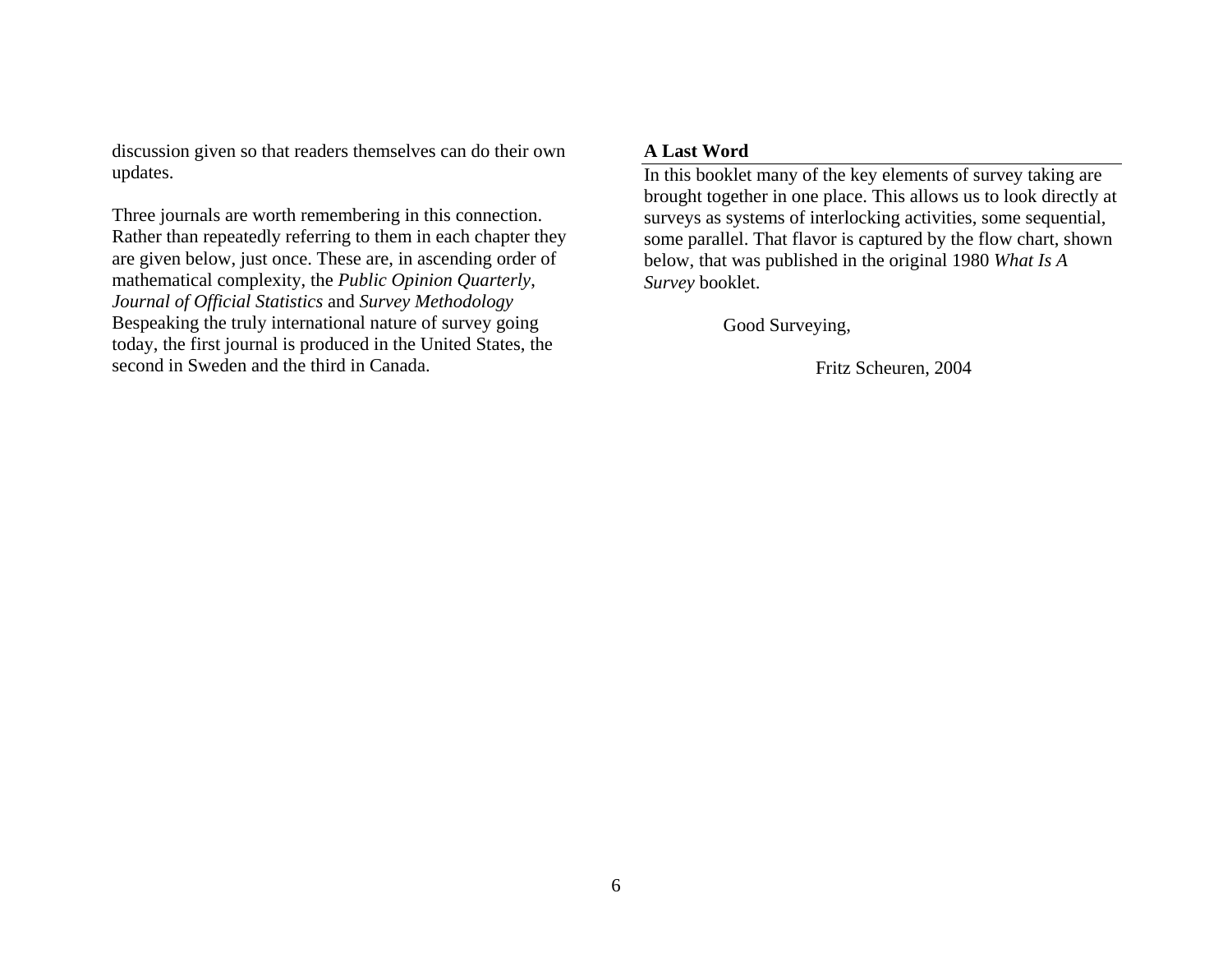discussion given so that readers themselves can do their own updates.

Three journals are worth remembering in this connection. Rather than repeatedly referring to them in each chapter they are given below, just once. These are, in ascending order of mathematical complexity, the *Public Opinion Quarterly*, *Journal of Official Statistics* and *Survey Methodology* Bespeaking the truly international nature of survey going today, the first journal is produced in the United States, the second in Sweden and the third in Canada.

## A Last Word

In this booklet many of the key elements of survey taking are brought together in one place. This allows us to look directly at surveys as systems of interlocking activities, some sequential, some parallel. That flavor is captured by the flow chart, shown below, that was published in the original 1980 *What Is A Survey* booklet.

Good Surveying,

Fritz Scheuren, 2004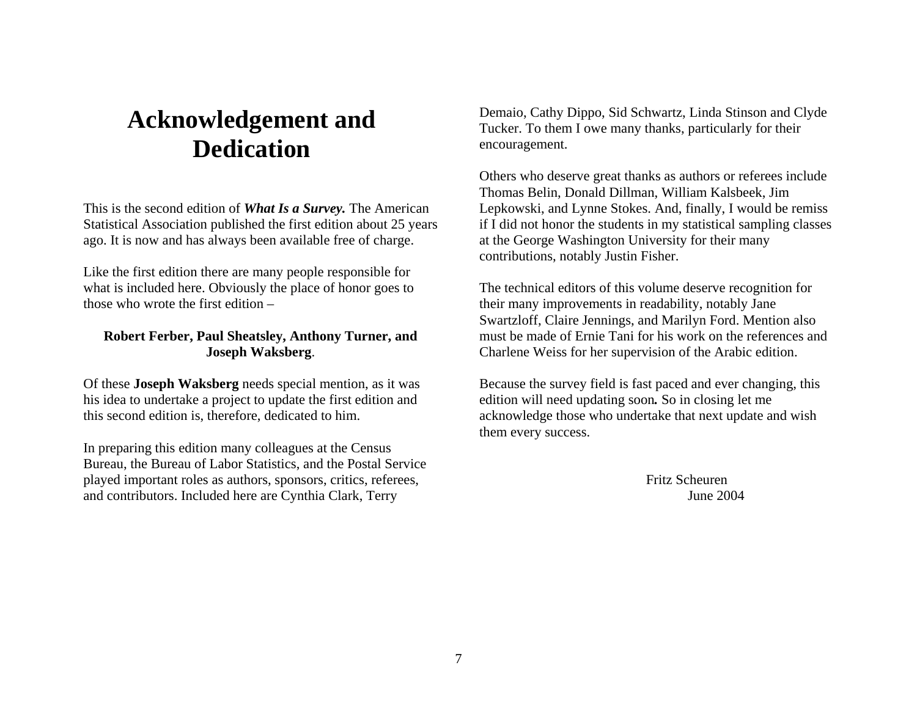# Acknowledgement and Dedication

This is the second edition of ***What Is a Survey.*** The American Statistical Association published the first edition about 25 years ago. It is now and has always been available free of charge.

Like the first edition there are many people responsible for what is included here. Obviously the place of honor goes to those who wrote the first edition –

**Robert Ferber, Paul Sheatsley, Anthony Turner, and Joseph Waksberg**.

Of these **Joseph Waksberg** needs special mention, as it was his idea to undertake a project to update the first edition and this second edition is, therefore, dedicated to him.

In preparing this edition many colleagues at the Census Bureau, the Bureau of Labor Statistics, and the Postal Service played important roles as authors, sponsors, critics, referees, and contributors. Included here are Cynthia Clark, Terry Demaio, Cathy Dippo, Sid Schwartz, Linda Stinson and Clyde Tucker. To them I owe many thanks, particularly for their encouragement.

Others who deserve great thanks as authors or referees include Thomas Belin, Donald Dillman, William Kalsbeek, Jim Lepkowski, and Lynne Stokes. And, finally, I would be remiss if I did not honor the students in my statistical sampling classes at the George Washington University for their many contributions, notably Justin Fisher.

The technical editors of this volume deserve recognition for their many improvements in readability, notably Jane Swartzloff, Claire Jennings, and Marilyn Ford. Mention also must be made of Ernie Tani for his work on the references and Charlene Weiss for her supervision of the Arabic edition.

Because the survey field is fast paced and ever changing, this edition will need updating soon**.** So in closing let me acknowledge those who undertake that next update and wish them every success.

Fritz Scheuren
June 2004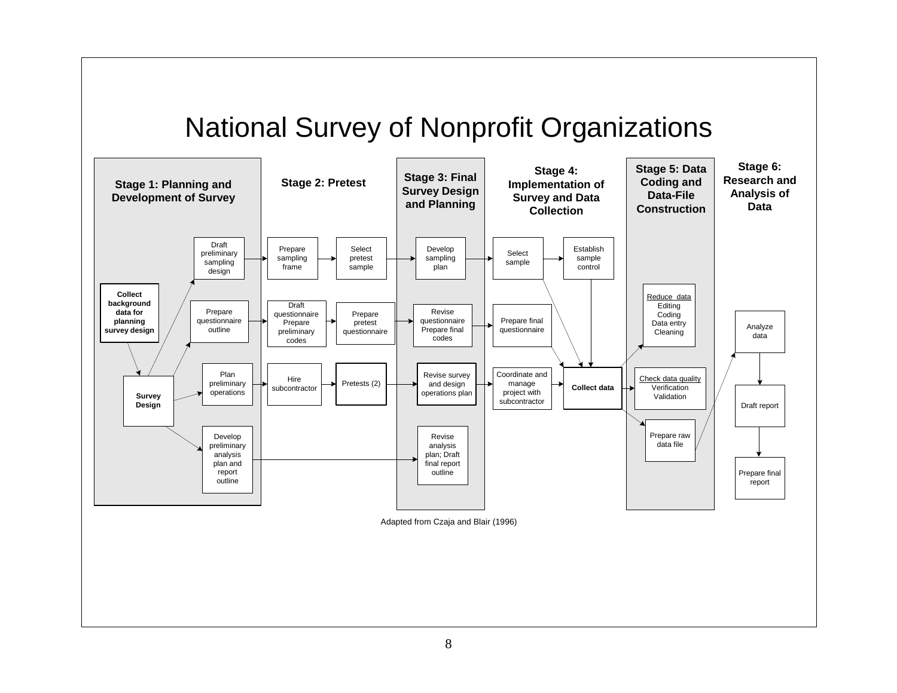# National Survey of Nonprofit Organizations

**Stage 1: Planning and Development of Survey**

- **Collect background data for planning survey design**
- **Survey Design**
- Draft preliminary sampling design
- Prepare questionnaire outline
- Plan preliminary operations
- Develop preliminary analysis plan and report outline

**Stage 2: Pretest**

- Prepare sampling frame
- Select pretest sample
- Draft questionnaire Prepare preliminary codes
- Prepare pretest questionnaire
- Hire subcontractor
- Pretests (2)

**Stage 3: Final Survey Design and Planning**

- Develop sampling plan
- Revise questionnaire Prepare final codes
- Revise survey and design operations plan
- Revise analysis plan; Draft final report outline

**Stage 4: Implementation of Survey and Data Collection**

- Select sample
- Establish sample control
- Prepare final questionnaire
- Coordinate and manage project with subcontractor
- **Collect data**

**Stage 5: Data Coding and Data-File Construction**

- Reduce data: Editing, Coding, Data entry, Cleaning
- Check data quality: Verification, Validation
- Prepare raw data file

**Stage 6: Research and Analysis of Data**

- Analyze data
- Draft report
- Prepare final report

Adapted from Czaja and Blair (1996)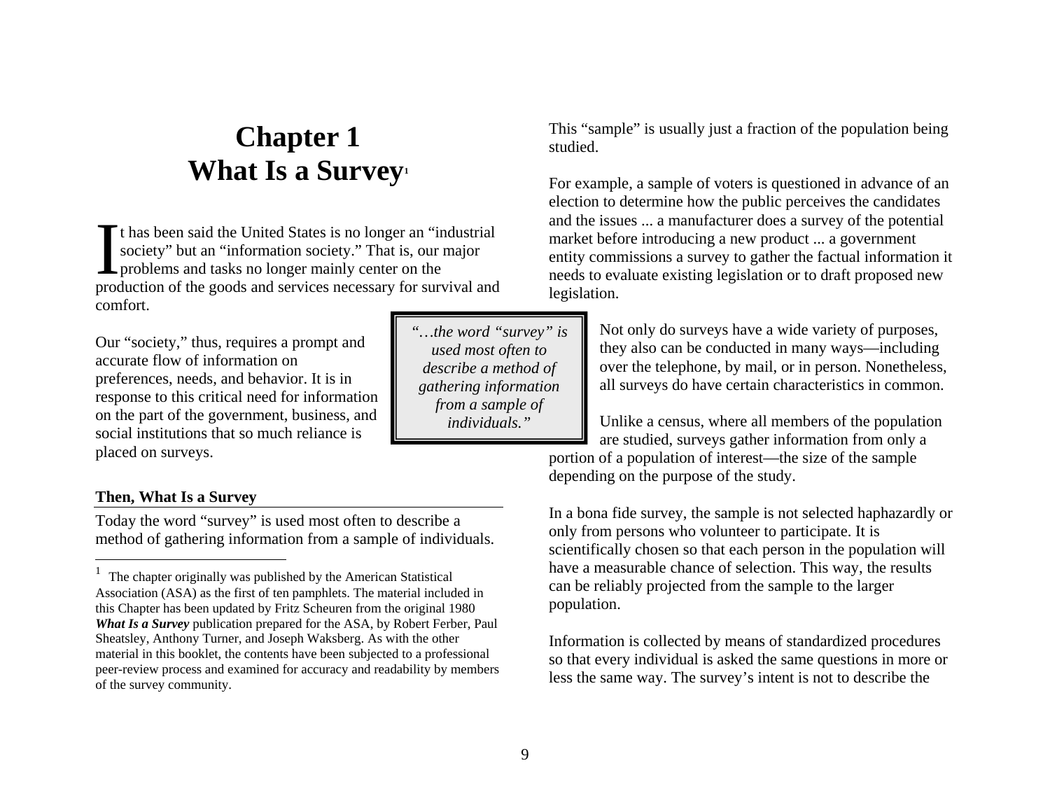# Chapter 1
# What Is a Survey[1]

It has been said the United States is no longer an "industrial society" but an "information society." That is, our major problems and tasks no longer mainly center on the production of the goods and services necessary for survival and comfort.

Our "society," thus, requires a prompt and accurate flow of information on preferences, needs, and behavior. It is in response to this critical need for information on the part of the government, business, and social institutions that so much reliance is placed on surveys.

> *"…the word "survey" is used most often to describe a method of gathering information from a sample of individuals."*

### Then, What Is a Survey

Today the word "survey" is used most often to describe a method of gathering information from a sample of individuals. This "sample" is usually just a fraction of the population being studied.

For example, a sample of voters is questioned in advance of an election to determine how the public perceives the candidates and the issues ... a manufacturer does a survey of the potential market before introducing a new product ... a government entity commissions a survey to gather the factual information it needs to evaluate existing legislation or to draft proposed new legislation.

Not only do surveys have a wide variety of purposes, they also can be conducted in many ways—including over the telephone, by mail, or in person. Nonetheless, all surveys do have certain characteristics in common.

Unlike a census, where all members of the population are studied, surveys gather information from only a portion of a population of interest—the size of the sample depending on the purpose of the study.

In a bona fide survey, the sample is not selected haphazardly or only from persons who volunteer to participate. It is scientifically chosen so that each person in the population will have a measurable chance of selection. This way, the results can be reliably projected from the sample to the larger population.

Information is collected by means of standardized procedures so that every individual is asked the same questions in more or less the same way. The survey's intent is not to describe the

---

[1] The chapter originally was published by the American Statistical Association (ASA) as the first of ten pamphlets. The material included in this Chapter has been updated by Fritz Scheuren from the original 1980 ***What Is a Survey*** publication prepared for the ASA, by Robert Ferber, Paul Sheatsley, Anthony Turner, and Joseph Waksberg. As with the other material in this booklet, the contents have been subjected to a professional peer-review process and examined for accuracy and readability by members of the survey community.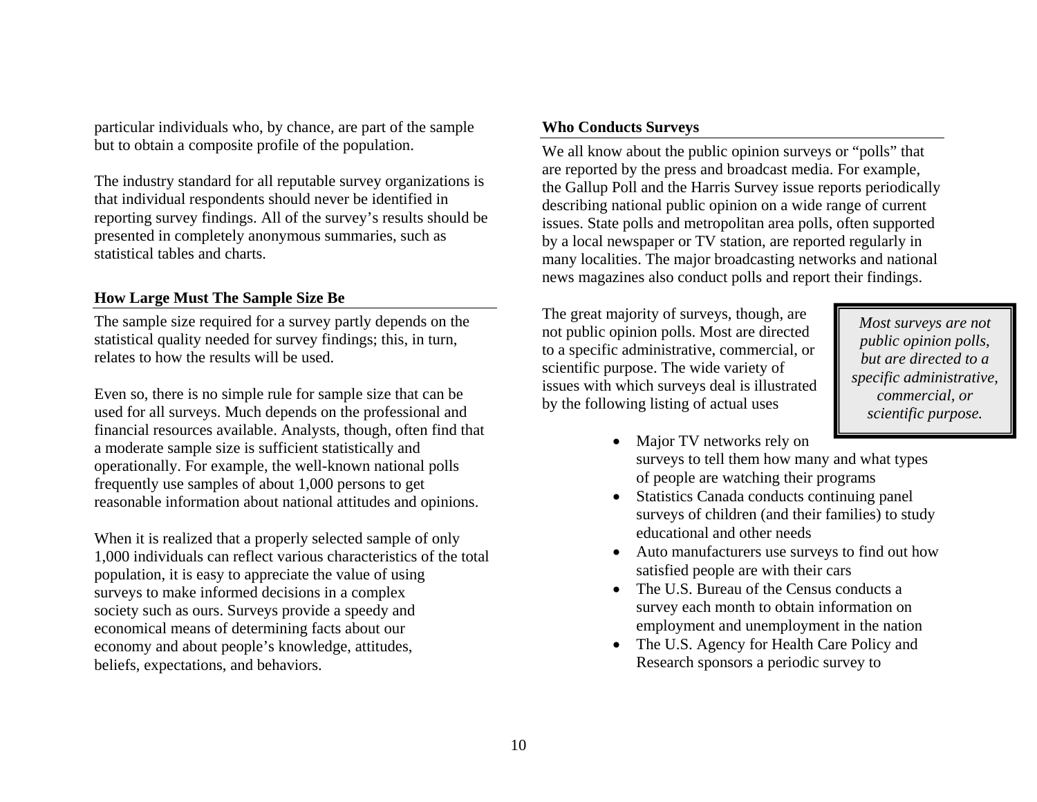particular individuals who, by chance, are part of the sample but to obtain a composite profile of the population.

The industry standard for all reputable survey organizations is that individual respondents should never be identified in reporting survey findings. All of the survey's results should be presented in completely anonymous summaries, such as statistical tables and charts.

## How Large Must The Sample Size Be

The sample size required for a survey partly depends on the statistical quality needed for survey findings; this, in turn, relates to how the results will be used.

Even so, there is no simple rule for sample size that can be used for all surveys. Much depends on the professional and financial resources available. Analysts, though, often find that a moderate sample size is sufficient statistically and operationally. For example, the well-known national polls frequently use samples of about 1,000 persons to get reasonable information about national attitudes and opinions.

When it is realized that a properly selected sample of only 1,000 individuals can reflect various characteristics of the total population, it is easy to appreciate the value of using surveys to make informed decisions in a complex society such as ours. Surveys provide a speedy and economical means of determining facts about our economy and about people's knowledge, attitudes, beliefs, expectations, and behaviors.

## Who Conducts Surveys

We all know about the public opinion surveys or "polls" that are reported by the press and broadcast media. For example, the Gallup Poll and the Harris Survey issue reports periodically describing national public opinion on a wide range of current issues. State polls and metropolitan area polls, often supported by a local newspaper or TV station, are reported regularly in many localities. The major broadcasting networks and national news magazines also conduct polls and report their findings.

The great majority of surveys, though, are not public opinion polls. Most are directed to a specific administrative, commercial, or scientific purpose. The wide variety of issues with which surveys deal is illustrated by the following listing of actual uses

> *Most surveys are not public opinion polls, but are directed to a specific administrative, commercial, or scientific purpose.*

- Major TV networks rely on surveys to tell them how many and what types of people are watching their programs
- Statistics Canada conducts continuing panel surveys of children (and their families) to study educational and other needs
- Auto manufacturers use surveys to find out how satisfied people are with their cars
- The U.S. Bureau of the Census conducts a survey each month to obtain information on employment and unemployment in the nation
- The U.S. Agency for Health Care Policy and Research sponsors a periodic survey to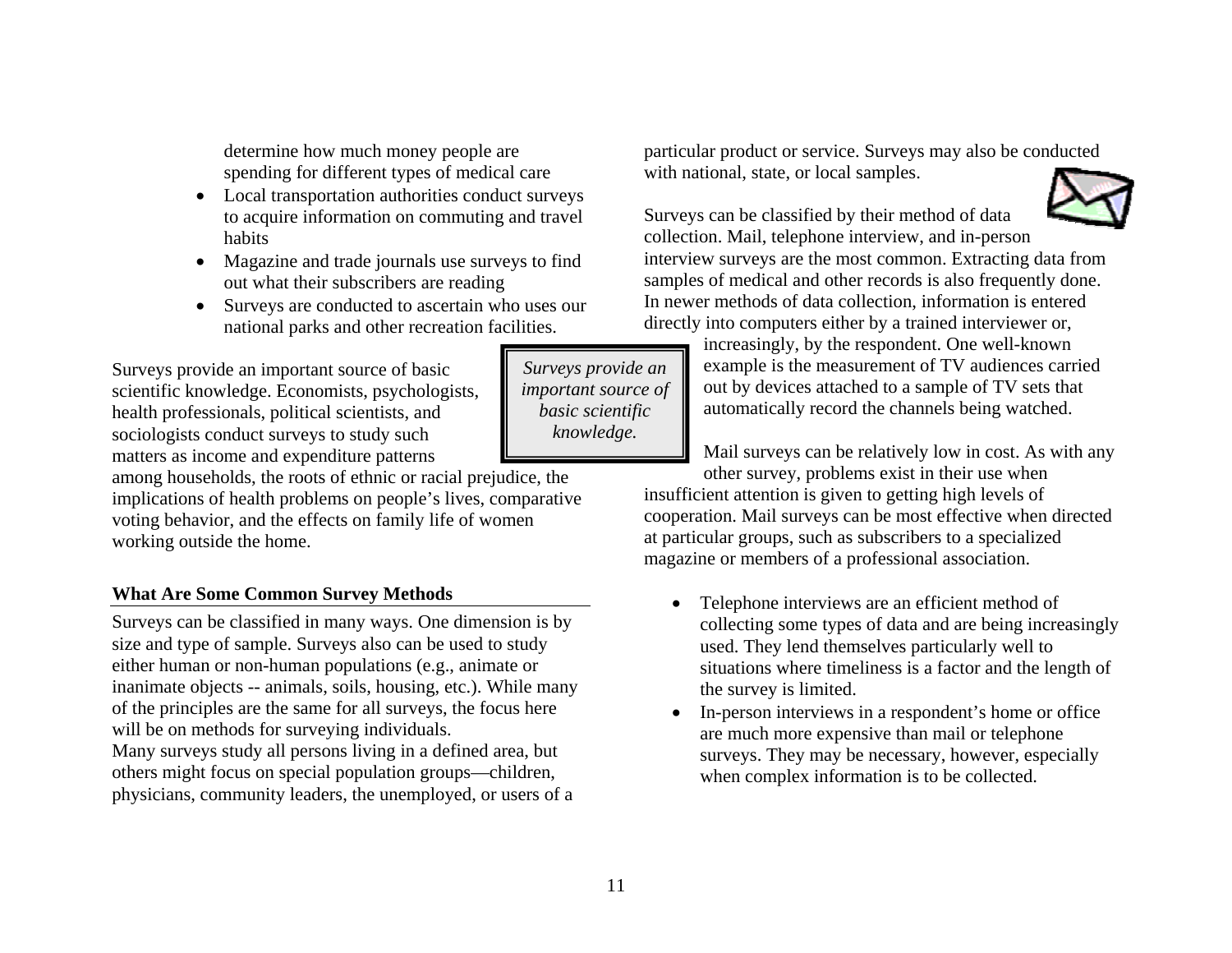determine how much money people are spending for different types of medical care

- Local transportation authorities conduct surveys to acquire information on commuting and travel habits
- Magazine and trade journals use surveys to find out what their subscribers are reading
- Surveys are conducted to ascertain who uses our national parks and other recreation facilities.

Surveys provide an important source of basic scientific knowledge. Economists, psychologists, health professionals, political scientists, and sociologists conduct surveys to study such matters as income and expenditure patterns among households, the roots of ethnic or racial prejudice, the implications of health problems on people's lives, comparative voting behavior, and the effects on family life of women working outside the home.

*Surveys provide an important source of basic scientific knowledge.*

### What Are Some Common Survey Methods

Surveys can be classified in many ways. One dimension is by size and type of sample. Surveys also can be used to study either human or non-human populations (e.g., animate or inanimate objects -- animals, soils, housing, etc.). While many of the principles are the same for all surveys, the focus here will be on methods for surveying individuals.
Many surveys study all persons living in a defined area, but others might focus on special population groups—children, physicians, community leaders, the unemployed, or users of a particular product or service. Surveys may also be conducted with national, state, or local samples.

Surveys can be classified by their method of data collection. Mail, telephone interview, and in-person interview surveys are the most common. Extracting data from samples of medical and other records is also frequently done. In newer methods of data collection, information is entered directly into computers either by a trained interviewer or, increasingly, by the respondent. One well-known example is the measurement of TV audiences carried out by devices attached to a sample of TV sets that automatically record the channels being watched.

Mail surveys can be relatively low in cost. As with any other survey, problems exist in their use when insufficient attention is given to getting high levels of cooperation. Mail surveys can be most effective when directed at particular groups, such as subscribers to a specialized magazine or members of a professional association.

- Telephone interviews are an efficient method of collecting some types of data and are being increasingly used. They lend themselves particularly well to situations where timeliness is a factor and the length of the survey is limited.
- In-person interviews in a respondent's home or office are much more expensive than mail or telephone surveys. They may be necessary, however, especially when complex information is to be collected.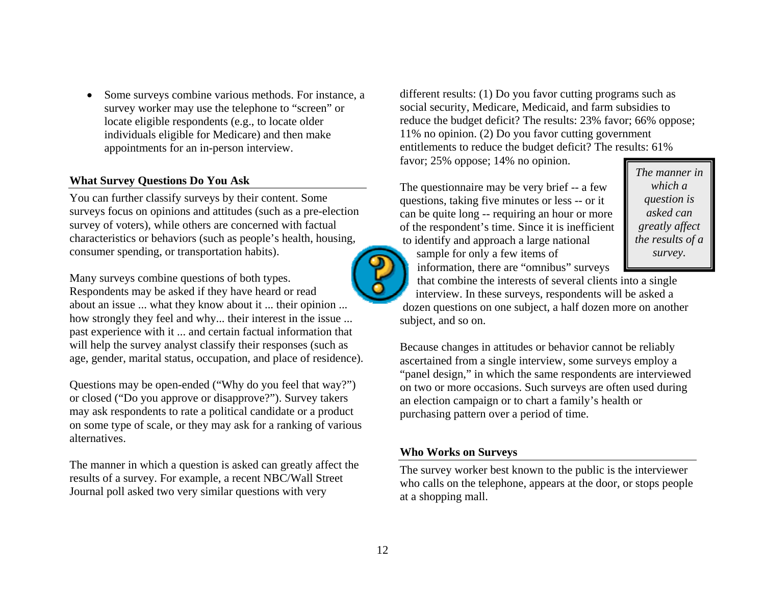- Some surveys combine various methods. For instance, a survey worker may use the telephone to "screen" or locate eligible respondents (e.g., to locate older individuals eligible for Medicare) and then make appointments for an in-person interview.

## What Survey Questions Do You Ask

You can further classify surveys by their content. Some surveys focus on opinions and attitudes (such as a pre-election survey of voters), while others are concerned with factual characteristics or behaviors (such as people's health, housing, consumer spending, or transportation habits).

Many surveys combine questions of both types. Respondents may be asked if they have heard or read about an issue ... what they know about it ... their opinion ... how strongly they feel and why... their interest in the issue ... past experience with it ... and certain factual information that will help the survey analyst classify their responses (such as age, gender, marital status, occupation, and place of residence).

Questions may be open-ended ("Why do you feel that way?") or closed ("Do you approve or disapprove?"). Survey takers may ask respondents to rate a political candidate or a product on some type of scale, or they may ask for a ranking of various alternatives.

The manner in which a question is asked can greatly affect the results of a survey. For example, a recent NBC/Wall Street Journal poll asked two very similar questions with very different results: (1) Do you favor cutting programs such as social security, Medicare, Medicaid, and farm subsidies to reduce the budget deficit? The results: 23% favor; 66% oppose; 11% no opinion. (2) Do you favor cutting government entitlements to reduce the budget deficit? The results: 61% favor; 25% oppose; 14% no opinion.

*The manner in which a question is asked can greatly affect the results of a survey.*

The questionnaire may be very brief -- a few questions, taking five minutes or less -- or it can be quite long -- requiring an hour or more of the respondent's time. Since it is inefficient to identify and approach a large national sample for only a few items of information, there are "omnibus" surveys that combine the interests of several clients into a single interview. In these surveys, respondents will be asked a dozen questions on one subject, a half dozen more on another subject, and so on.

Because changes in attitudes or behavior cannot be reliably ascertained from a single interview, some surveys employ a "panel design," in which the same respondents are interviewed on two or more occasions. Such surveys are often used during an election campaign or to chart a family's health or purchasing pattern over a period of time.

## Who Works on Surveys

The survey worker best known to the public is the interviewer who calls on the telephone, appears at the door, or stops people at a shopping mall.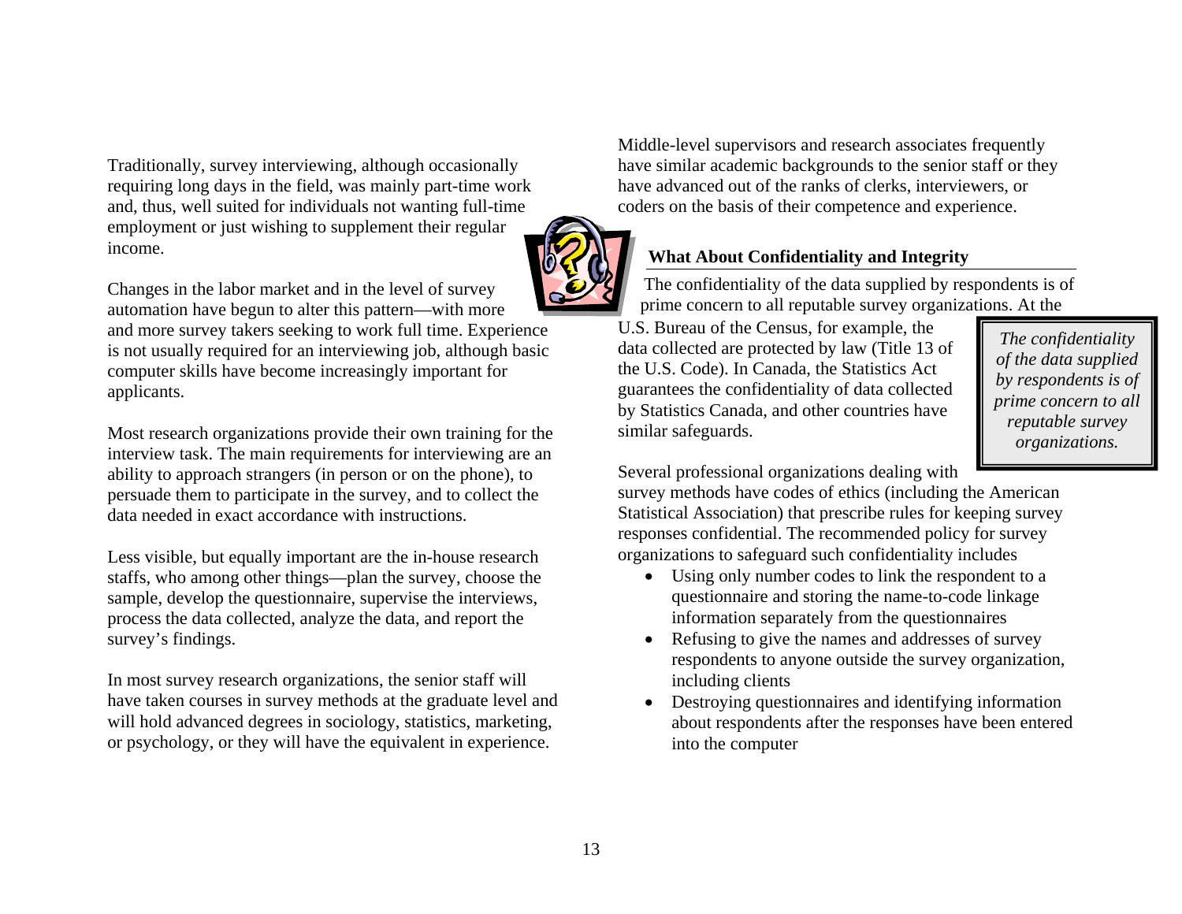Traditionally, survey interviewing, although occasionally requiring long days in the field, was mainly part-time work and, thus, well suited for individuals not wanting full-time employment or just wishing to supplement their regular income.

Changes in the labor market and in the level of survey automation have begun to alter this pattern—with more and more survey takers seeking to work full time. Experience is not usually required for an interviewing job, although basic computer skills have become increasingly important for applicants.

Most research organizations provide their own training for the interview task. The main requirements for interviewing are an ability to approach strangers (in person or on the phone), to persuade them to participate in the survey, and to collect the data needed in exact accordance with instructions.

Less visible, but equally important are the in-house research staffs, who among other things—plan the survey, choose the sample, develop the questionnaire, supervise the interviews, process the data collected, analyze the data, and report the survey's findings.

In most survey research organizations, the senior staff will have taken courses in survey methods at the graduate level and will hold advanced degrees in sociology, statistics, marketing, or psychology, or they will have the equivalent in experience.

Middle-level supervisors and research associates frequently have similar academic backgrounds to the senior staff or they have advanced out of the ranks of clerks, interviewers, or coders on the basis of their competence and experience.

### What About Confidentiality and Integrity

The confidentiality of the data supplied by respondents is of prime concern to all reputable survey organizations. At the U.S. Bureau of the Census, for example, the data collected are protected by law (Title 13 of the U.S. Code). In Canada, the Statistics Act guarantees the confidentiality of data collected by Statistics Canada, and other countries have similar safeguards.

> *The confidentiality of the data supplied by respondents is of prime concern to all reputable survey organizations.*

Several professional organizations dealing with survey methods have codes of ethics (including the American Statistical Association) that prescribe rules for keeping survey responses confidential. The recommended policy for survey organizations to safeguard such confidentiality includes

- Using only number codes to link the respondent to a questionnaire and storing the name-to-code linkage information separately from the questionnaires
- Refusing to give the names and addresses of survey respondents to anyone outside the survey organization, including clients
- Destroying questionnaires and identifying information about respondents after the responses have been entered into the computer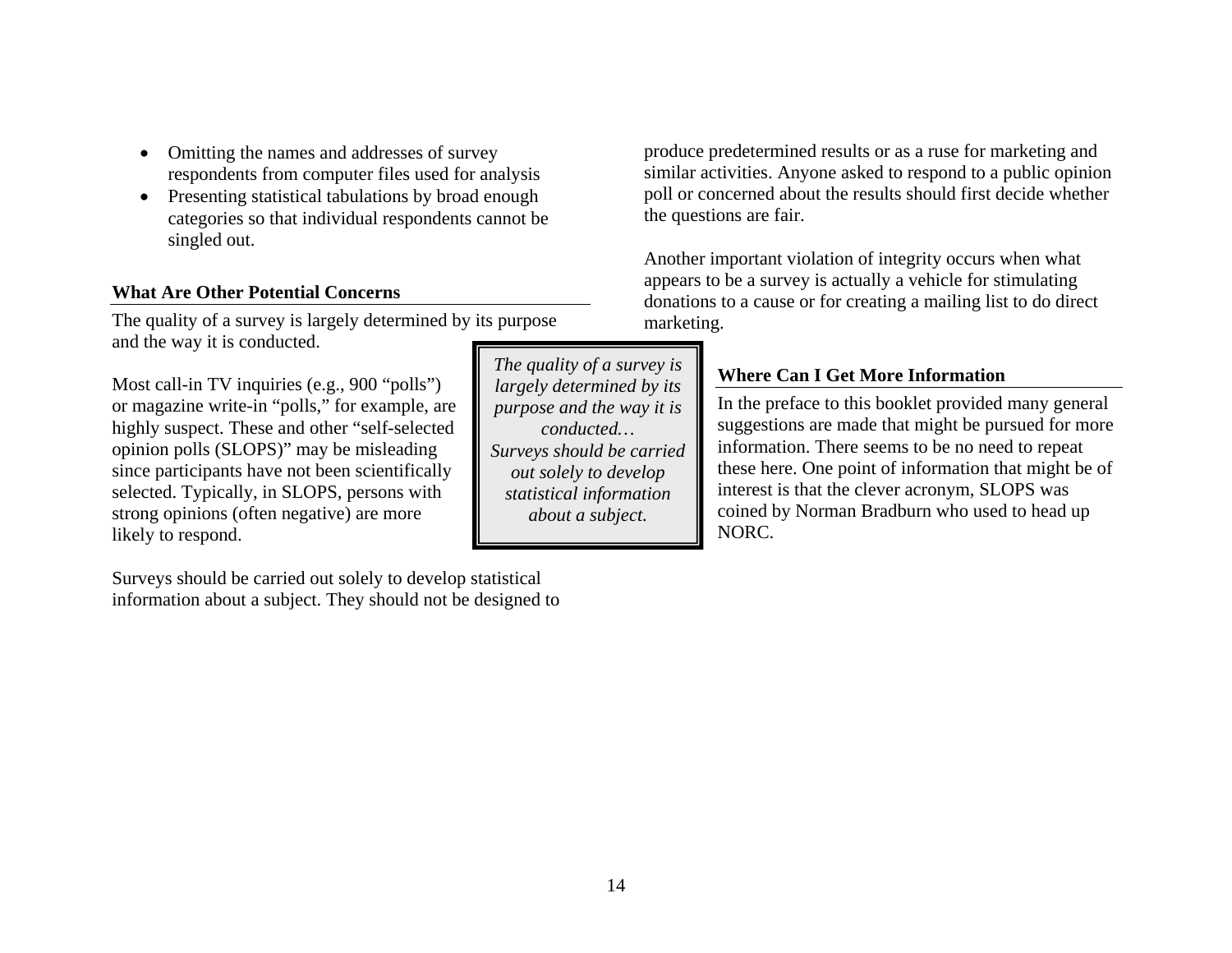- Omitting the names and addresses of survey respondents from computer files used for analysis
- Presenting statistical tabulations by broad enough categories so that individual respondents cannot be singled out.

## What Are Other Potential Concerns

The quality of a survey is largely determined by its purpose and the way it is conducted.

Most call-in TV inquiries (e.g., 900 "polls") or magazine write-in "polls," for example, are highly suspect. These and other "self-selected opinion polls (SLOPS)" may be misleading since participants have not been scientifically selected. Typically, in SLOPS, persons with strong opinions (often negative) are more likely to respond.

> *The quality of a survey is largely determined by its purpose and the way it is conducted… Surveys should be carried out solely to develop statistical information about a subject.*

Surveys should be carried out solely to develop statistical information about a subject. They should not be designed to produce predetermined results or as a ruse for marketing and similar activities. Anyone asked to respond to a public opinion poll or concerned about the results should first decide whether the questions are fair.

Another important violation of integrity occurs when what appears to be a survey is actually a vehicle for stimulating donations to a cause or for creating a mailing list to do direct marketing.

## Where Can I Get More Information

In the preface to this booklet provided many general suggestions are made that might be pursued for more information. There seems to be no need to repeat these here. One point of information that might be of interest is that the clever acronym, SLOPS was coined by Norman Bradburn who used to head up NORC.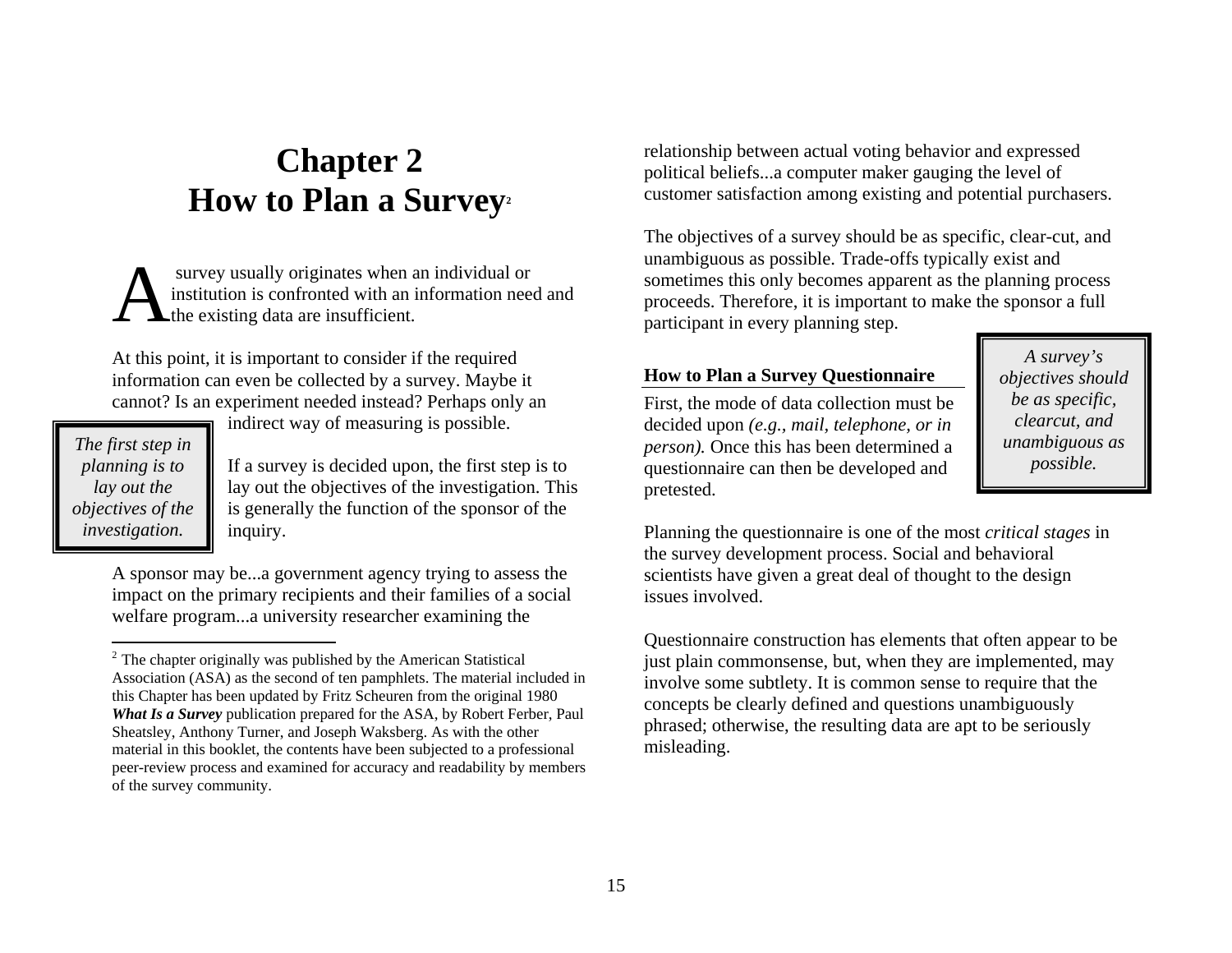# Chapter 2
# How to Plan a Survey[2]

A survey usually originates when an individual or institution is confronted with an information need and the existing data are insufficient.

At this point, it is important to consider if the required information can even be collected by a survey. Maybe it cannot? Is an experiment needed instead? Perhaps only an indirect way of measuring is possible.

*The first step in planning is to lay out the objectives of the investigation.*

If a survey is decided upon, the first step is to lay out the objectives of the investigation. This is generally the function of the sponsor of the inquiry.

A sponsor may be...a government agency trying to assess the impact on the primary recipients and their families of a social welfare program...a university researcher examining the relationship between actual voting behavior and expressed political beliefs...a computer maker gauging the level of customer satisfaction among existing and potential purchasers.

The objectives of a survey should be as specific, clear-cut, and unambiguous as possible. Trade-offs typically exist and sometimes this only becomes apparent as the planning process proceeds. Therefore, it is important to make the sponsor a full participant in every planning step.

*A survey's objectives should be as specific, clearcut, and unambiguous as possible.*

### How to Plan a Survey Questionnaire

First, the mode of data collection must be decided upon *(e.g., mail, telephone, or in person).* Once this has been determined a questionnaire can then be developed and pretested.

Planning the questionnaire is one of the most *critical stages* in the survey development process. Social and behavioral scientists have given a great deal of thought to the design issues involved.

Questionnaire construction has elements that often appear to be just plain commonsense, but, when they are implemented, may involve some subtlety. It is common sense to require that the concepts be clearly defined and questions unambiguously phrased; otherwise, the resulting data are apt to be seriously misleading.

---

[2] The chapter originally was published by the American Statistical Association (ASA) as the second of ten pamphlets. The material included in this Chapter has been updated by Fritz Scheuren from the original 1980 ***What Is a Survey*** publication prepared for the ASA, by Robert Ferber, Paul Sheatsley, Anthony Turner, and Joseph Waksberg. As with the other material in this booklet, the contents have been subjected to a professional peer-review process and examined for accuracy and readability by members of the survey community.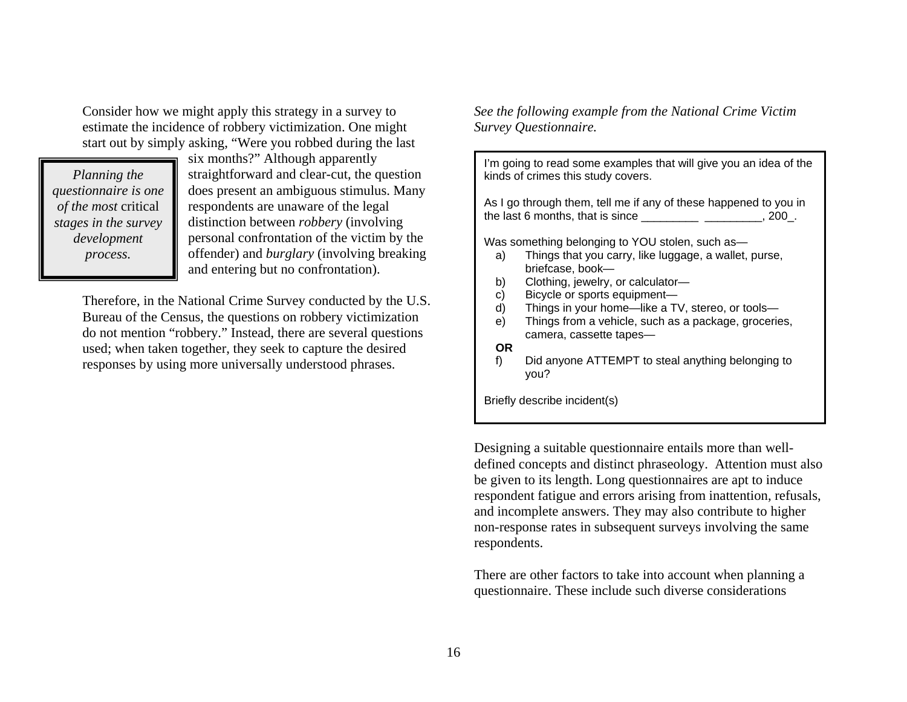Consider how we might apply this strategy in a survey to estimate the incidence of robbery victimization. One might start out by simply asking, "Were you robbed during the last six months?" Although apparently straightforward and clear-cut, the question does present an ambiguous stimulus. Many respondents are unaware of the legal distinction between *robbery* (involving personal confrontation of the victim by the offender) and *burglary* (involving breaking and entering but no confrontation).

> *Planning the questionnaire is one of the most* critical *stages in the survey development process.*

Therefore, in the National Crime Survey conducted by the U.S. Bureau of the Census, the questions on robbery victimization do not mention "robbery." Instead, there are several questions used; when taken together, they seek to capture the desired responses by using more universally understood phrases.

*See the following example from the National Crime Victim Survey Questionnaire.*

> I'm going to read some examples that will give you an idea of the kinds of crimes this study covers.
>
> As I go through them, tell me if any of these happened to you in the last 6 months, that is since _________ _________, 200_.
>
> Was something belonging to YOU stolen, such as—
>
> a) Things that you carry, like luggage, a wallet, purse, briefcase, book—
> b) Clothing, jewelry, or calculator—
> c) Bicycle or sports equipment—
> d) Things in your home—like a TV, stereo, or tools—
> e) Things from a vehicle, such as a package, groceries, camera, cassette tapes—
>
> **OR**
>
> f) Did anyone ATTEMPT to steal anything belonging to you?
>
> Briefly describe incident(s)

Designing a suitable questionnaire entails more than well-defined concepts and distinct phraseology. Attention must also be given to its length. Long questionnaires are apt to induce respondent fatigue and errors arising from inattention, refusals, and incomplete answers. They may also contribute to higher non-response rates in subsequent surveys involving the same respondents.

There are other factors to take into account when planning a questionnaire. These include such diverse considerations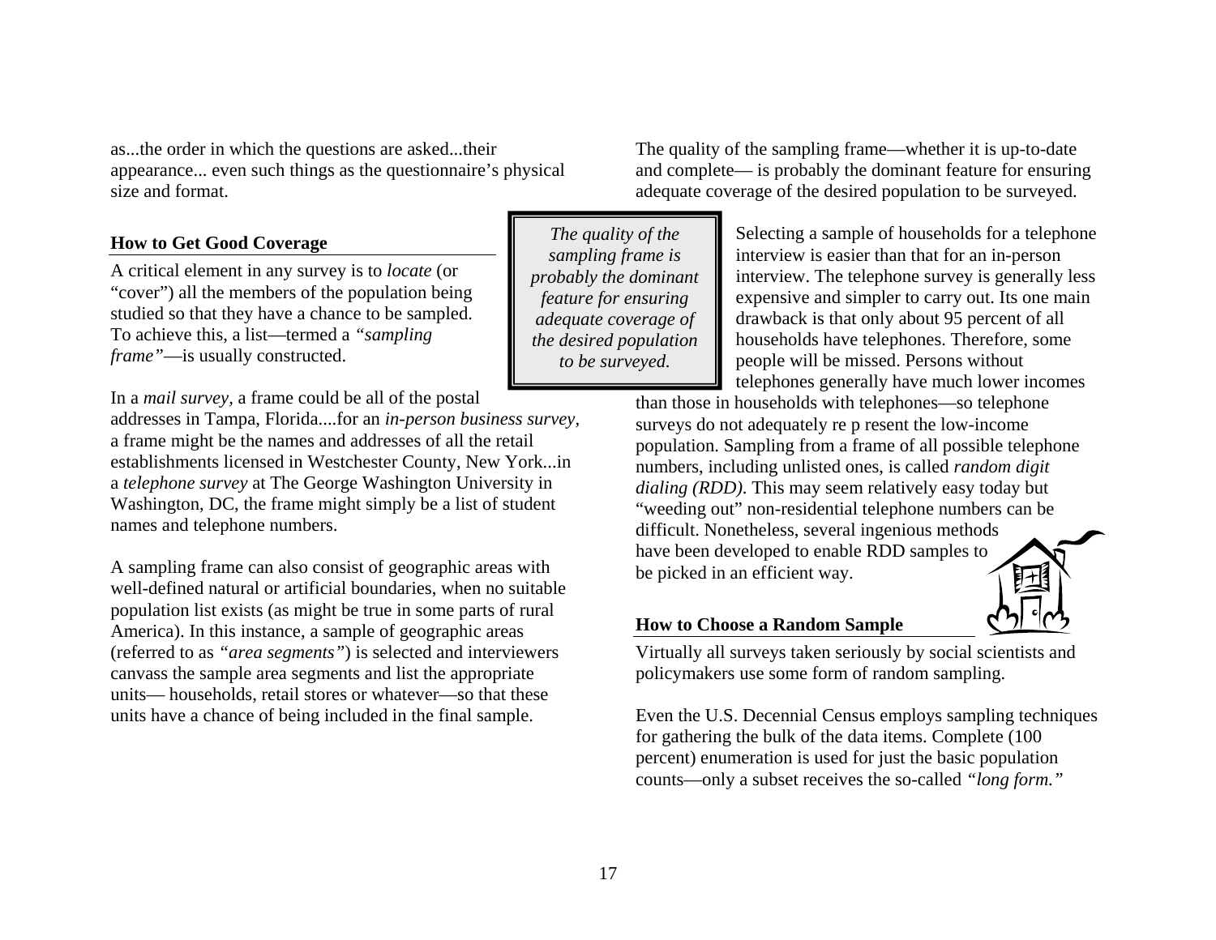as...the order in which the questions are asked...their appearance... even such things as the questionnaire's physical size and format.

## How to Get Good Coverage

A critical element in any survey is to *locate* (or "cover") all the members of the population being studied so that they have a chance to be sampled. To achieve this, a list—termed a *"sampling frame"*—is usually constructed.

In a *mail survey,* a frame could be all of the postal addresses in Tampa, Florida....for an *in-person business survey,* a frame might be the names and addresses of all the retail establishments licensed in Westchester County, New York...in a *telephone survey* at The George Washington University in Washington, DC, the frame might simply be a list of student names and telephone numbers.

A sampling frame can also consist of geographic areas with well-defined natural or artificial boundaries, when no suitable population list exists (as might be true in some parts of rural America). In this instance, a sample of geographic areas (referred to as *"area segments"*) is selected and interviewers canvass the sample area segments and list the appropriate units— households, retail stores or whatever—so that these units have a chance of being included in the final sample.

The quality of the sampling frame—whether it is up-to-date and complete— is probably the dominant feature for ensuring adequate coverage of the desired population to be surveyed.

> *The quality of the sampling frame is probably the dominant feature for ensuring adequate coverage of the desired population to be surveyed.*

Selecting a sample of households for a telephone interview is easier than that for an in-person interview. The telephone survey is generally less expensive and simpler to carry out. Its one main drawback is that only about 95 percent of all households have telephones. Therefore, some people will be missed. Persons without telephones generally have much lower incomes than those in households with telephones—so telephone surveys do not adequately re p resent the low-income population. Sampling from a frame of all possible telephone numbers, including unlisted ones, is called *random digit dialing (RDD).* This may seem relatively easy today but "weeding out" non-residential telephone numbers can be difficult. Nonetheless, several ingenious methods have been developed to enable RDD samples to be picked in an efficient way.

## How to Choose a Random Sample

Virtually all surveys taken seriously by social scientists and policymakers use some form of random sampling.

Even the U.S. Decennial Census employs sampling techniques for gathering the bulk of the data items. Complete (100 percent) enumeration is used for just the basic population counts—only a subset receives the so-called *"long form."*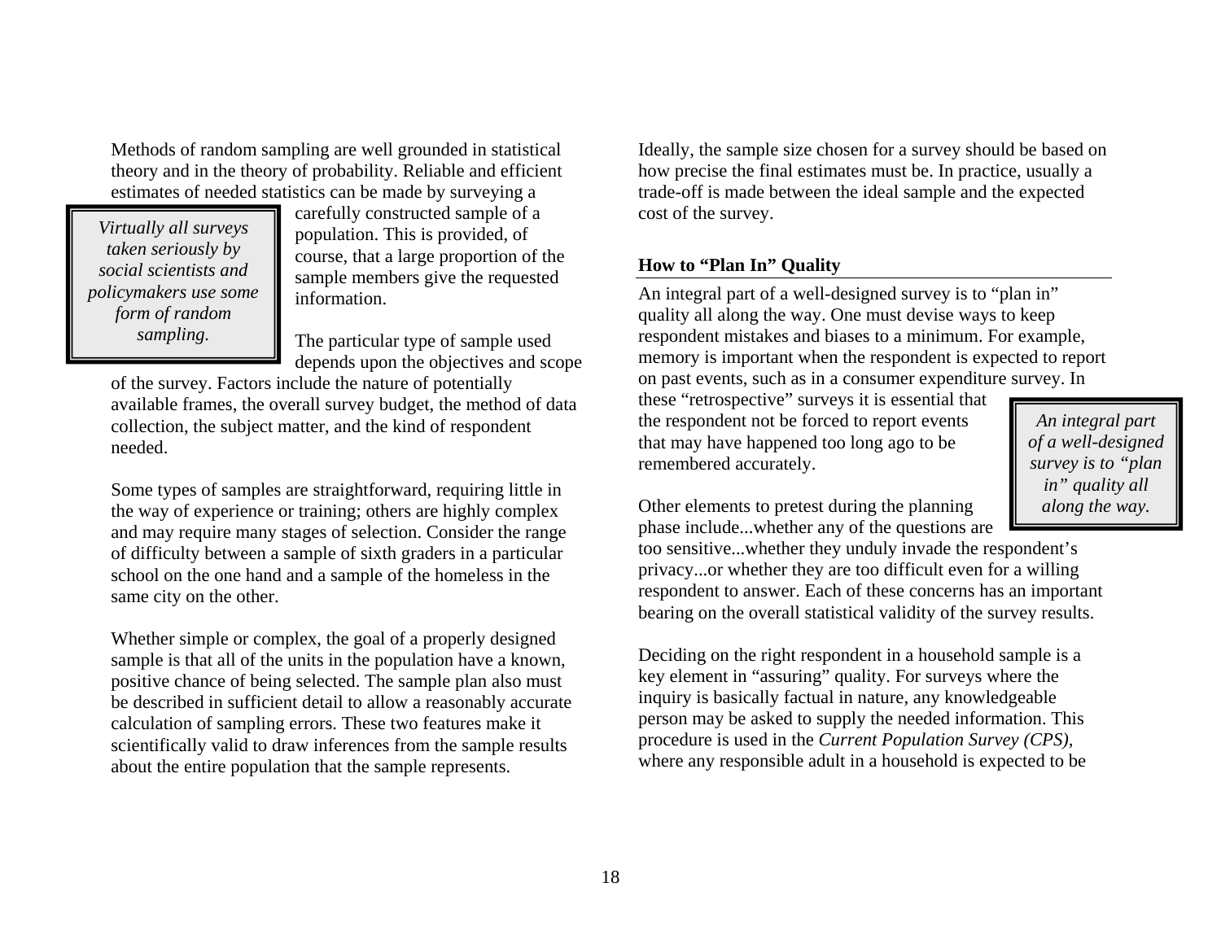Methods of random sampling are well grounded in statistical theory and in the theory of probability. Reliable and efficient estimates of needed statistics can be made by surveying a carefully constructed sample of a population. This is provided, of course, that a large proportion of the sample members give the requested information.

> *Virtually all surveys taken seriously by social scientists and policymakers use some form of random sampling.*

The particular type of sample used depends upon the objectives and scope of the survey. Factors include the nature of potentially available frames, the overall survey budget, the method of data collection, the subject matter, and the kind of respondent needed.

Some types of samples are straightforward, requiring little in the way of experience or training; others are highly complex and may require many stages of selection. Consider the range of difficulty between a sample of sixth graders in a particular school on the one hand and a sample of the homeless in the same city on the other.

Whether simple or complex, the goal of a properly designed sample is that all of the units in the population have a known, positive chance of being selected. The sample plan also must be described in sufficient detail to allow a reasonably accurate calculation of sampling errors. These two features make it scientifically valid to draw inferences from the sample results about the entire population that the sample represents.

Ideally, the sample size chosen for a survey should be based on how precise the final estimates must be. In practice, usually a trade-off is made between the ideal sample and the expected cost of the survey.

### How to "Plan In" Quality

An integral part of a well-designed survey is to "plan in" quality all along the way. One must devise ways to keep respondent mistakes and biases to a minimum. For example, memory is important when the respondent is expected to report on past events, such as in a consumer expenditure survey. In these "retrospective" surveys it is essential that the respondent not be forced to report events that may have happened too long ago to be remembered accurately.

> *An integral part of a well-designed survey is to "plan in" quality all along the way.*

Other elements to pretest during the planning phase include...whether any of the questions are too sensitive...whether they unduly invade the respondent's privacy...or whether they are too difficult even for a willing respondent to answer. Each of these concerns has an important bearing on the overall statistical validity of the survey results.

Deciding on the right respondent in a household sample is a key element in "assuring" quality. For surveys where the inquiry is basically factual in nature, any knowledgeable person may be asked to supply the needed information. This procedure is used in the *Current Population Survey (CPS)*, where any responsible adult in a household is expected to be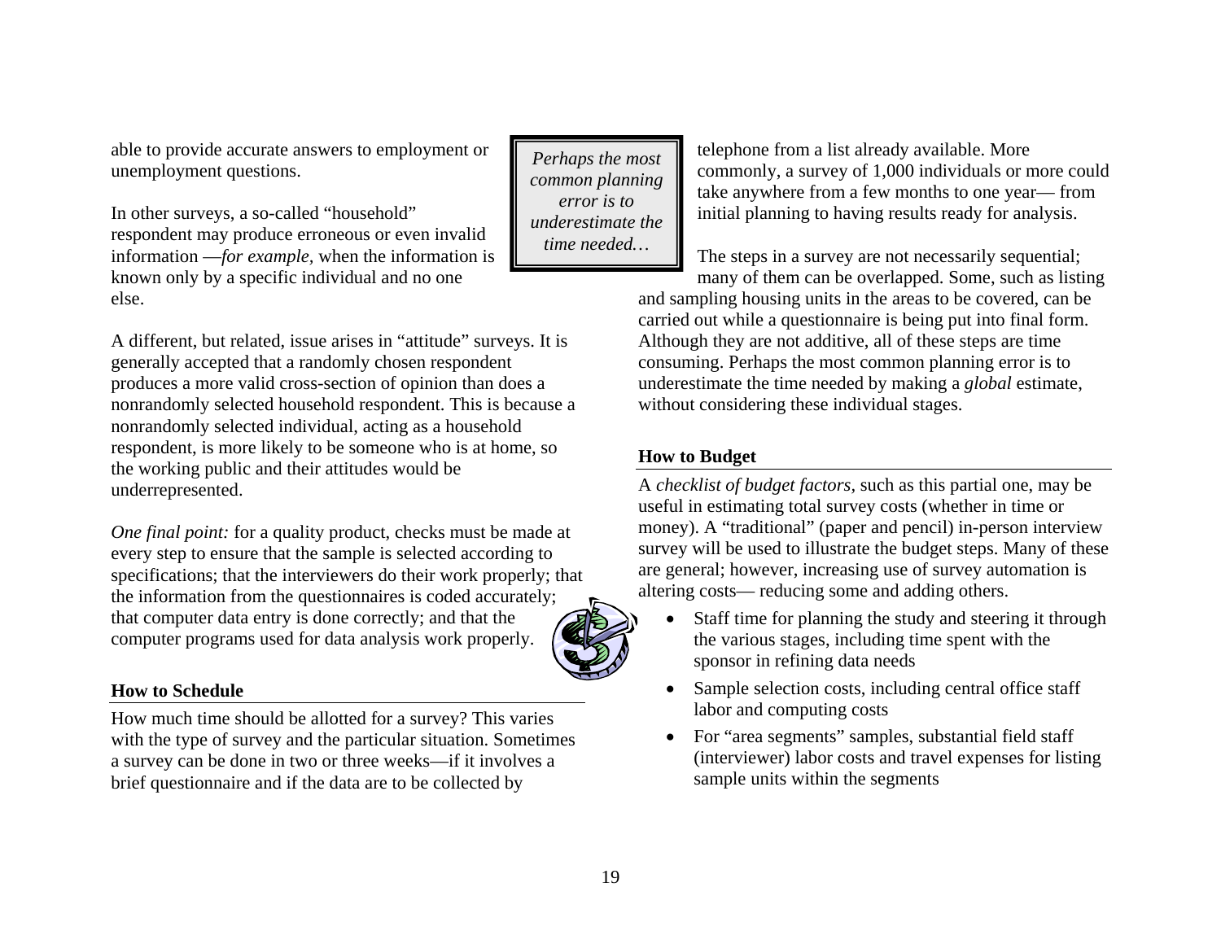able to provide accurate answers to employment or unemployment questions.

In other surveys, a so-called "household" respondent may produce erroneous or even invalid information —*for example,* when the information is known only by a specific individual and no one else.

A different, but related, issue arises in "attitude" surveys. It is generally accepted that a randomly chosen respondent produces a more valid cross-section of opinion than does a nonrandomly selected household respondent. This is because a nonrandomly selected individual, acting as a household respondent, is more likely to be someone who is at home, so the working public and their attitudes would be underrepresented.

*One final point:* for a quality product, checks must be made at every step to ensure that the sample is selected according to specifications; that the interviewers do their work properly; that the information from the questionnaires is coded accurately; that computer data entry is done correctly; and that the computer programs used for data analysis work properly.

## How to Schedule

How much time should be allotted for a survey? This varies with the type of survey and the particular situation. Sometimes a survey can be done in two or three weeks—if it involves a brief questionnaire and if the data are to be collected by telephone from a list already available. More commonly, a survey of 1,000 individuals or more could take anywhere from a few months to one year— from initial planning to having results ready for analysis.

*Perhaps the most common planning error is to underestimate the time needed…*

The steps in a survey are not necessarily sequential; many of them can be overlapped. Some, such as listing and sampling housing units in the areas to be covered, can be carried out while a questionnaire is being put into final form. Although they are not additive, all of these steps are time consuming. Perhaps the most common planning error is to underestimate the time needed by making a *global* estimate, without considering these individual stages.

## How to Budget

A *checklist of budget factors,* such as this partial one, may be useful in estimating total survey costs (whether in time or money). A "traditional" (paper and pencil) in-person interview survey will be used to illustrate the budget steps. Many of these are general; however, increasing use of survey automation is altering costs— reducing some and adding others.

- Staff time for planning the study and steering it through the various stages, including time spent with the sponsor in refining data needs
- Sample selection costs, including central office staff labor and computing costs
- For "area segments" samples, substantial field staff (interviewer) labor costs and travel expenses for listing sample units within the segments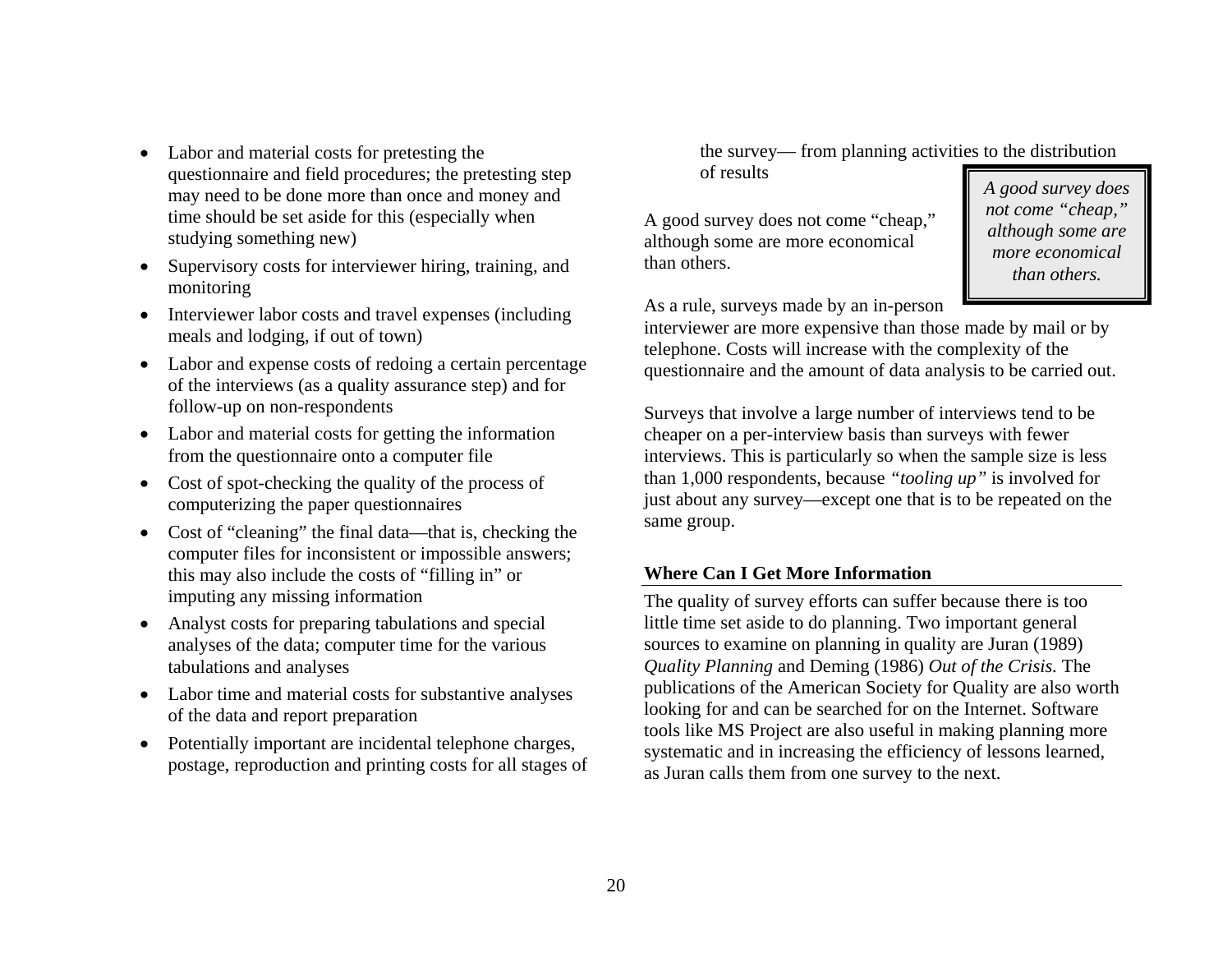- Labor and material costs for pretesting the questionnaire and field procedures; the pretesting step may need to be done more than once and money and time should be set aside for this (especially when studying something new)
- Supervisory costs for interviewer hiring, training, and monitoring
- Interviewer labor costs and travel expenses (including meals and lodging, if out of town)
- Labor and expense costs of redoing a certain percentage of the interviews (as a quality assurance step) and for follow-up on non-respondents
- Labor and material costs for getting the information from the questionnaire onto a computer file
- Cost of spot-checking the quality of the process of computerizing the paper questionnaires
- Cost of "cleaning" the final data—that is, checking the computer files for inconsistent or impossible answers; this may also include the costs of "filling in" or imputing any missing information
- Analyst costs for preparing tabulations and special analyses of the data; computer time for the various tabulations and analyses
- Labor time and material costs for substantive analyses of the data and report preparation
- Potentially important are incidental telephone charges, postage, reproduction and printing costs for all stages of the survey— from planning activities to the distribution of results

> *A good survey does not come "cheap," although some are more economical than others.*

A good survey does not come "cheap," although some are more economical than others.

As a rule, surveys made by an in-person interviewer are more expensive than those made by mail or by telephone. Costs will increase with the complexity of the questionnaire and the amount of data analysis to be carried out.

Surveys that involve a large number of interviews tend to be cheaper on a per-interview basis than surveys with fewer interviews. This is particularly so when the sample size is less than 1,000 respondents, because *"tooling up"* is involved for just about any survey—except one that is to be repeated on the same group.

## Where Can I Get More Information

The quality of survey efforts can suffer because there is too little time set aside to do planning. Two important general sources to examine on planning in quality are Juran (1989) *Quality Planning* and Deming (1986) *Out of the Crisis*. The publications of the American Society for Quality are also worth looking for and can be searched for on the Internet. Software tools like MS Project are also useful in making planning more systematic and in increasing the efficiency of lessons learned, as Juran calls them from one survey to the next.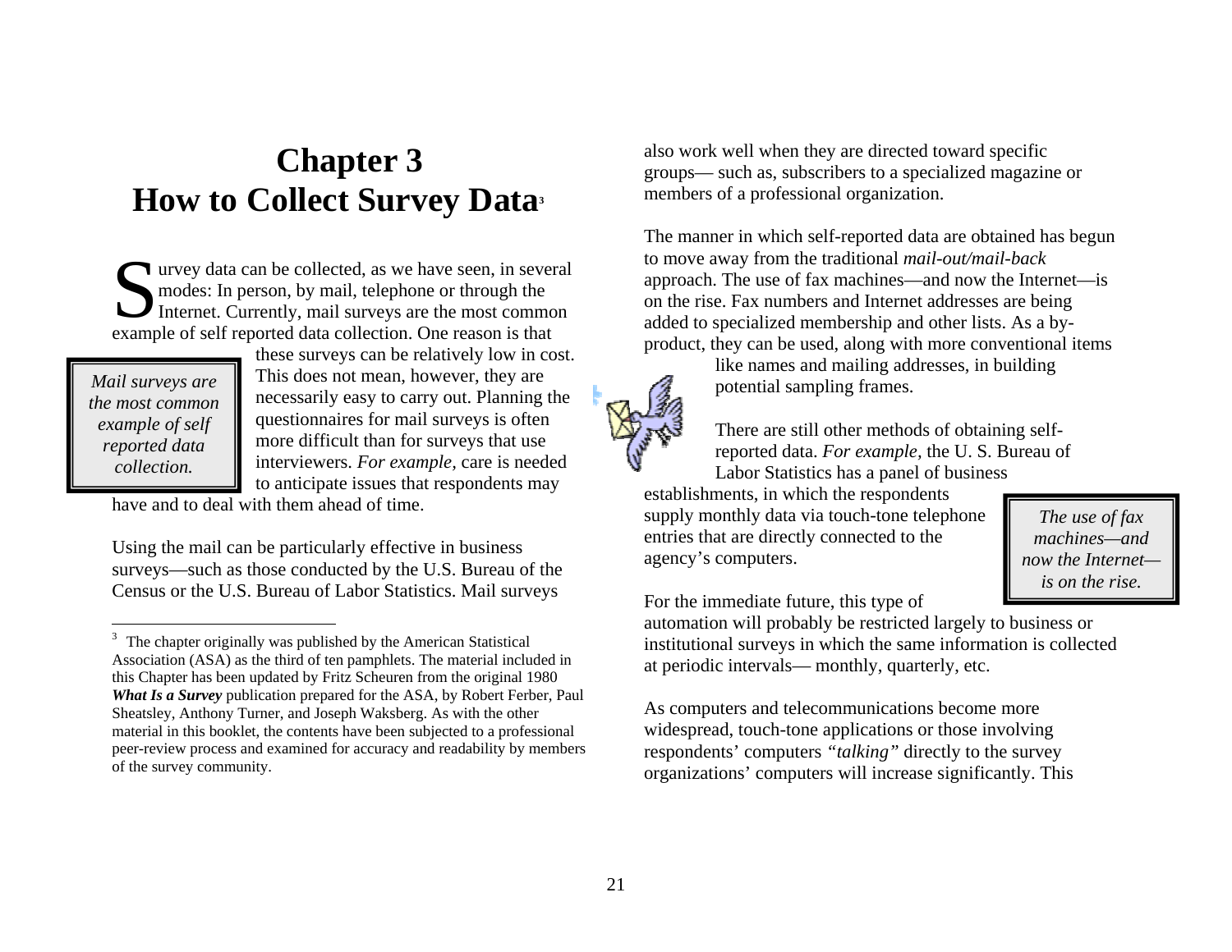# Chapter 3
# How to Collect Survey Data[3]

Survey data can be collected, as we have seen, in several modes: In person, by mail, telephone or through the Internet. Currently, mail surveys are the most common example of self reported data collection. One reason is that these surveys can be relatively low in cost. This does not mean, however, they are necessarily easy to carry out. Planning the questionnaires for mail surveys is often more difficult than for surveys that use interviewers. *For example,* care is needed to anticipate issues that respondents may have and to deal with them ahead of time.

> *Mail surveys are the most common example of self reported data collection.*

Using the mail can be particularly effective in business surveys—such as those conducted by the U.S. Bureau of the Census or the U.S. Bureau of Labor Statistics. Mail surveys also work well when they are directed toward specific groups— such as, subscribers to a specialized magazine or members of a professional organization.

The manner in which self-reported data are obtained has begun to move away from the traditional *mail-out/mail-back* approach. The use of fax machines—and now the Internet—is on the rise. Fax numbers and Internet addresses are being added to specialized membership and other lists. As a by-product, they can be used, along with more conventional items like names and mailing addresses, in building potential sampling frames.

There are still other methods of obtaining self-reported data. *For example,* the U. S. Bureau of Labor Statistics has a panel of business establishments, in which the respondents supply monthly data via touch-tone telephone entries that are directly connected to the agency's computers.

> *The use of fax machines—and now the Internet—is on the rise.*

For the immediate future, this type of automation will probably be restricted largely to business or institutional surveys in which the same information is collected at periodic intervals— monthly, quarterly, etc.

As computers and telecommunications become more widespread, touch-tone applications or those involving respondents' computers *"talking"* directly to the survey organizations' computers will increase significantly. This

---

[3] The chapter originally was published by the American Statistical Association (ASA) as the third of ten pamphlets. The material included in this Chapter has been updated by Fritz Scheuren from the original 1980 ***What Is a Survey*** publication prepared for the ASA, by Robert Ferber, Paul Sheatsley, Anthony Turner, and Joseph Waksberg. As with the other material in this booklet, the contents have been subjected to a professional peer-review process and examined for accuracy and readability by members of the survey community.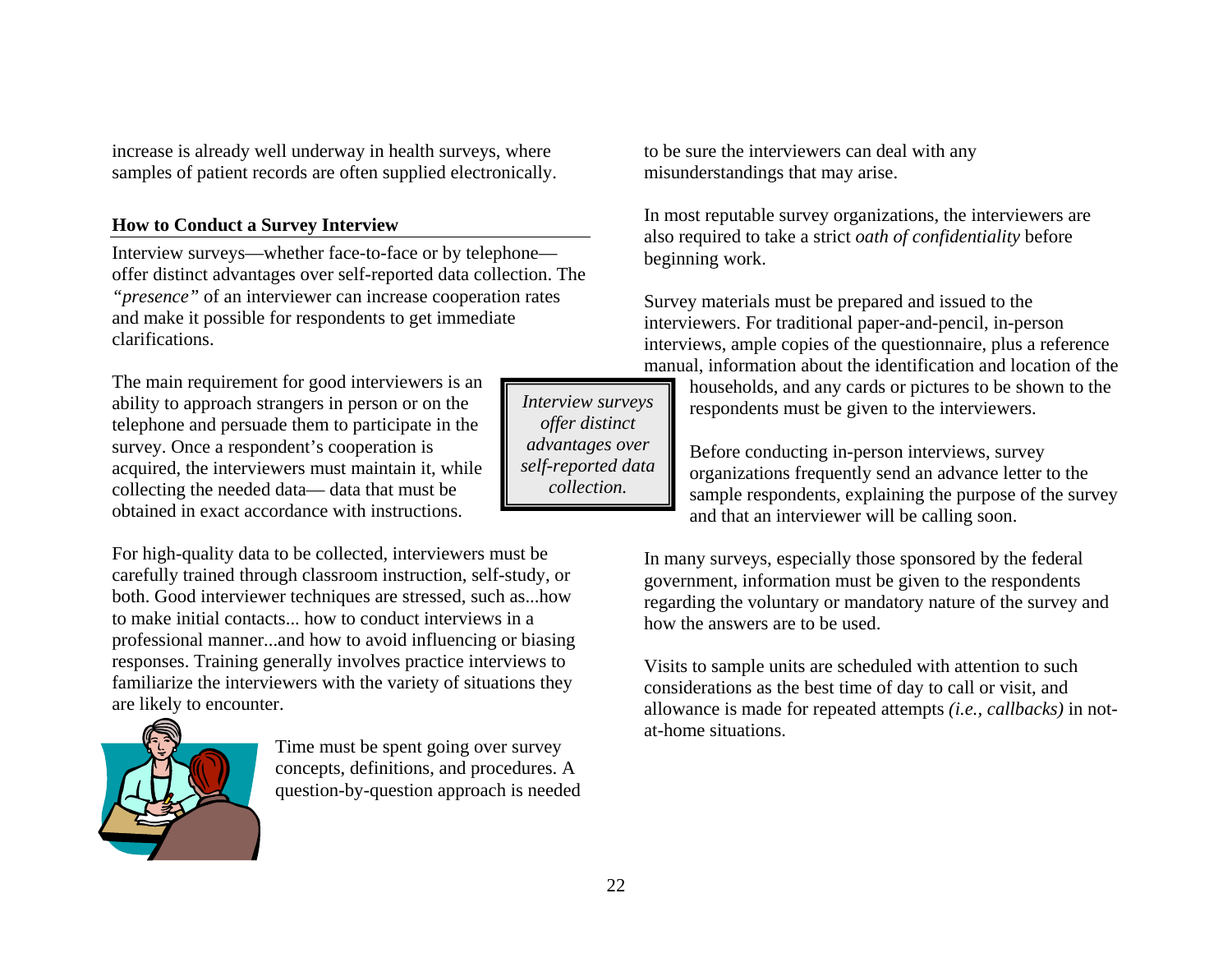increase is already well underway in health surveys, where samples of patient records are often supplied electronically.

### How to Conduct a Survey Interview

Interview surveys—whether face-to-face or by telephone—offer distinct advantages over self-reported data collection. The *"presence"* of an interviewer can increase cooperation rates and make it possible for respondents to get immediate clarifications.

The main requirement for good interviewers is an ability to approach strangers in person or on the telephone and persuade them to participate in the survey. Once a respondent's cooperation is acquired, the interviewers must maintain it, while collecting the needed data— data that must be obtained in exact accordance with instructions.

> *Interview surveys offer distinct advantages over self-reported data collection.*

For high-quality data to be collected, interviewers must be carefully trained through classroom instruction, self-study, or both. Good interviewer techniques are stressed, such as...how to make initial contacts... how to conduct interviews in a professional manner...and how to avoid influencing or biasing responses. Training generally involves practice interviews to familiarize the interviewers with the variety of situations they are likely to encounter.

Time must be spent going over survey concepts, definitions, and procedures. A question-by-question approach is needed to be sure the interviewers can deal with any misunderstandings that may arise.

In most reputable survey organizations, the interviewers are also required to take a strict *oath of confidentiality* before beginning work.

Survey materials must be prepared and issued to the interviewers. For traditional paper-and-pencil, in-person interviews, ample copies of the questionnaire, plus a reference manual, information about the identification and location of the households, and any cards or pictures to be shown to the respondents must be given to the interviewers.

Before conducting in-person interviews, survey organizations frequently send an advance letter to the sample respondents, explaining the purpose of the survey and that an interviewer will be calling soon.

In many surveys, especially those sponsored by the federal government, information must be given to the respondents regarding the voluntary or mandatory nature of the survey and how the answers are to be used.

Visits to sample units are scheduled with attention to such considerations as the best time of day to call or visit, and allowance is made for repeated attempts *(i.e., callbacks)* in not-at-home situations.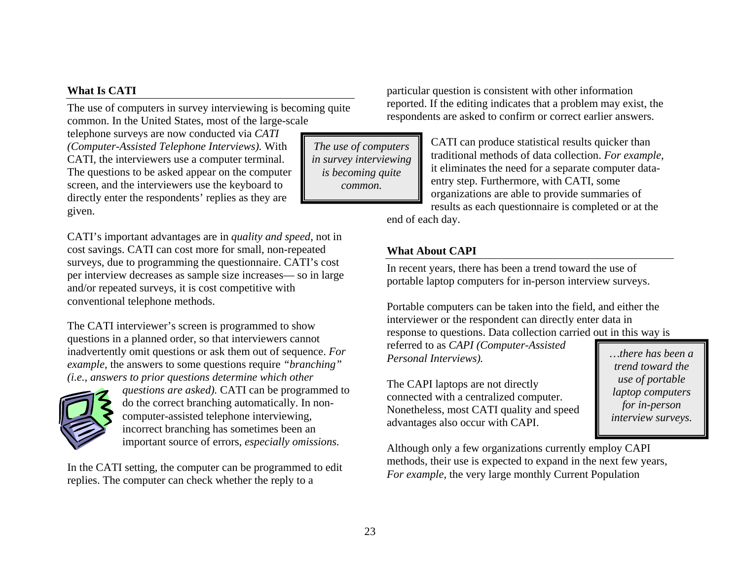## What Is CATI

The use of computers in survey interviewing is becoming quite common. In the United States, most of the large-scale telephone surveys are now conducted via *CATI (Computer-Assisted Telephone Interviews).* With CATI, the interviewers use a computer terminal. The questions to be asked appear on the computer screen, and the interviewers use the keyboard to directly enter the respondents' replies as they are given.

> *The use of computers in survey interviewing is becoming quite common.*

CATI's important advantages are in *quality and speed,* not in cost savings. CATI can cost more for small, non-repeated surveys, due to programming the questionnaire. CATI's cost per interview decreases as sample size increases— so in large and/or repeated surveys, it is cost competitive with conventional telephone methods.

The CATI interviewer's screen is programmed to show questions in a planned order, so that interviewers cannot inadvertently omit questions or ask them out of sequence. *For example,* the answers to some questions require *"branching" (i.e., answers to prior questions determine which other questions are asked).* CATI can be programmed to do the correct branching automatically. In non-computer-assisted telephone interviewing, incorrect branching has sometimes been an important source of errors, *especially omissions.*

In the CATI setting, the computer can be programmed to edit replies. The computer can check whether the reply to a particular question is consistent with other information reported. If the editing indicates that a problem may exist, the respondents are asked to confirm or correct earlier answers.

CATI can produce statistical results quicker than traditional methods of data collection. *For example,* it eliminates the need for a separate computer data-entry step. Furthermore, with CATI, some organizations are able to provide summaries of results as each questionnaire is completed or at the end of each day.

## What About CAPI

In recent years, there has been a trend toward the use of portable laptop computers for in-person interview surveys.

Portable computers can be taken into the field, and either the interviewer or the respondent can directly enter data in response to questions. Data collection carried out in this way is referred to as *CAPI (Computer-Assisted Personal Interviews).*

> *…there has been a trend toward the use of portable laptop computers for in-person interview surveys.*

The CAPI laptops are not directly connected with a centralized computer. Nonetheless, most CATI quality and speed advantages also occur with CAPI.

Although only a few organizations currently employ CAPI methods, their use is expected to expand in the next few years, *For example,* the very large monthly Current Population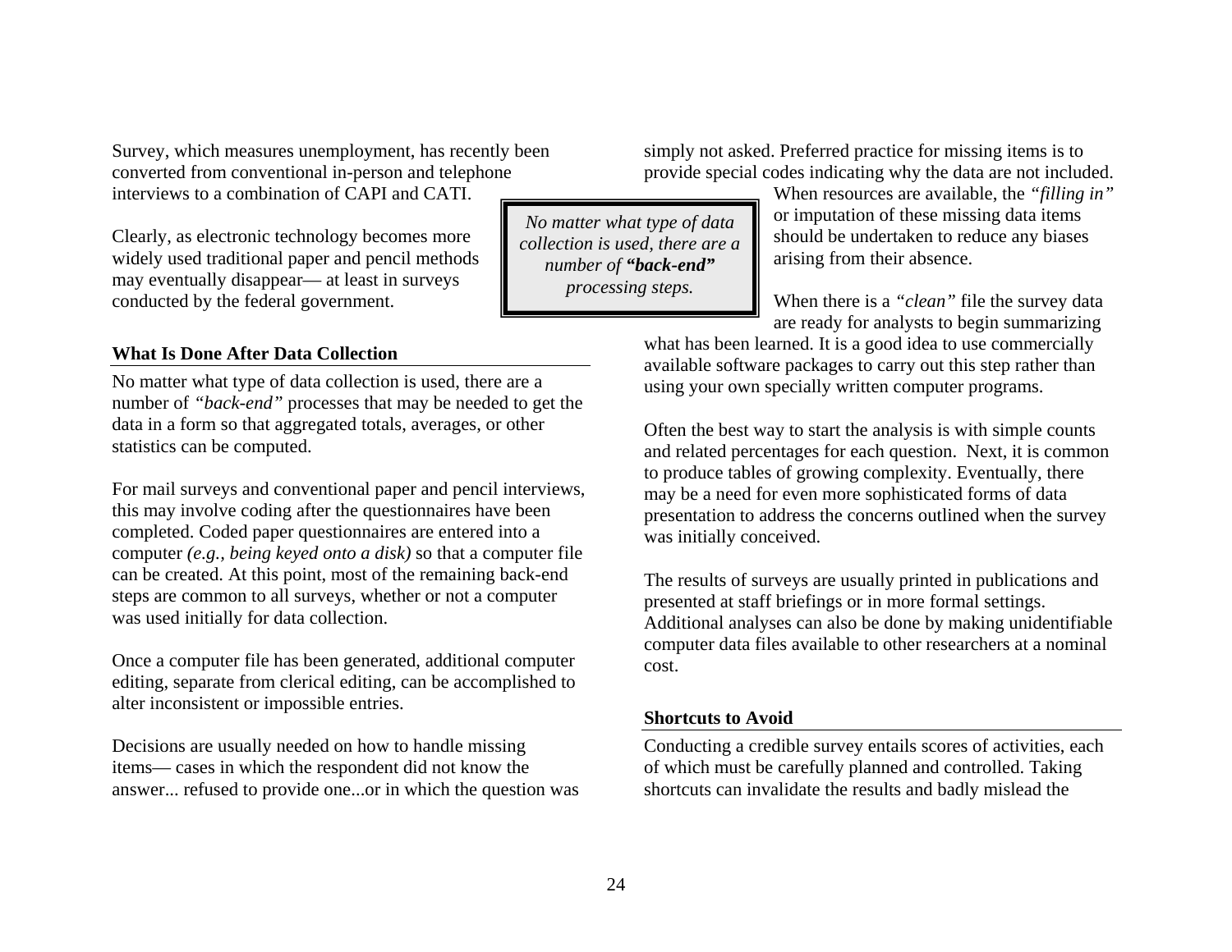Survey, which measures unemployment, has recently been converted from conventional in-person and telephone interviews to a combination of CAPI and CATI.

Clearly, as electronic technology becomes more widely used traditional paper and pencil methods may eventually disappear— at least in surveys conducted by the federal government.

## What Is Done After Data Collection

No matter what type of data collection is used, there are a number of *"back-end"* processes that may be needed to get the data in a form so that aggregated totals, averages, or other statistics can be computed.

For mail surveys and conventional paper and pencil interviews, this may involve coding after the questionnaires have been completed. Coded paper questionnaires are entered into a computer *(e.g., being keyed onto a disk)* so that a computer file can be created. At this point, most of the remaining back-end steps are common to all surveys, whether or not a computer was used initially for data collection.

Once a computer file has been generated, additional computer editing, separate from clerical editing, can be accomplished to alter inconsistent or impossible entries.

Decisions are usually needed on how to handle missing items— cases in which the respondent did not know the answer... refused to provide one...or in which the question was simply not asked. Preferred practice for missing items is to provide special codes indicating why the data are not included. When resources are available, the *"filling in"* or imputation of these missing data items should be undertaken to reduce any biases arising from their absence.

> *No matter what type of data collection is used, there are a number of **"back-end"** processing steps.*

When there is a *"clean"* file the survey data are ready for analysts to begin summarizing what has been learned. It is a good idea to use commercially available software packages to carry out this step rather than using your own specially written computer programs.

Often the best way to start the analysis is with simple counts and related percentages for each question. Next, it is common to produce tables of growing complexity. Eventually, there may be a need for even more sophisticated forms of data presentation to address the concerns outlined when the survey was initially conceived.

The results of surveys are usually printed in publications and presented at staff briefings or in more formal settings. Additional analyses can also be done by making unidentifiable computer data files available to other researchers at a nominal cost.

## Shortcuts to Avoid

Conducting a credible survey entails scores of activities, each of which must be carefully planned and controlled. Taking shortcuts can invalidate the results and badly mislead the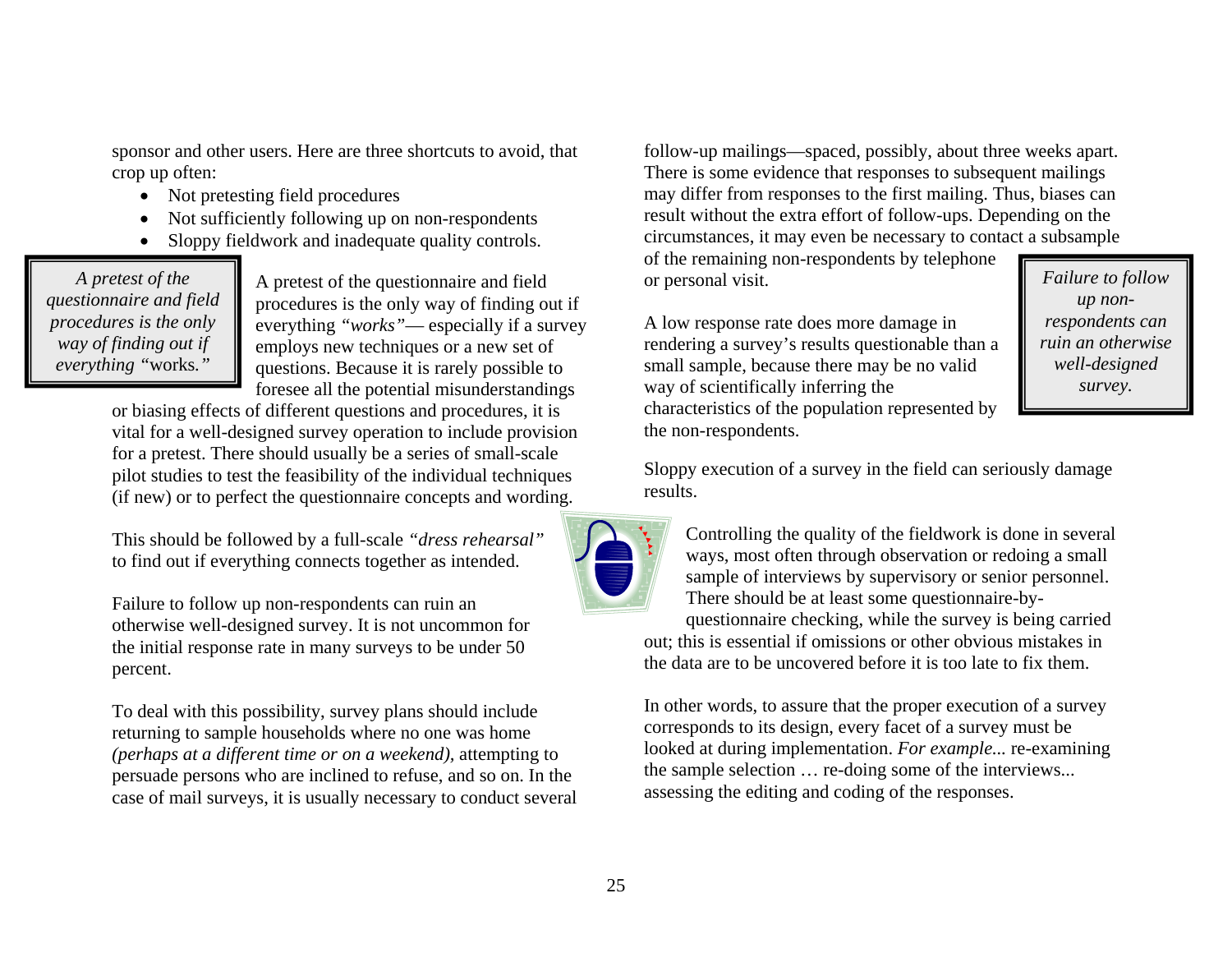sponsor and other users. Here are three shortcuts to avoid, that crop up often:

- Not pretesting field procedures
- Not sufficiently following up on non-respondents
- Sloppy fieldwork and inadequate quality controls.

> *A pretest of the questionnaire and field procedures is the only way of finding out if everything "works."*

A pretest of the questionnaire and field procedures is the only way of finding out if everything *"works"*— especially if a survey employs new techniques or a new set of questions. Because it is rarely possible to foresee all the potential misunderstandings or biasing effects of different questions and procedures, it is vital for a well-designed survey operation to include provision for a pretest. There should usually be a series of small-scale pilot studies to test the feasibility of the individual techniques (if new) or to perfect the questionnaire concepts and wording.

This should be followed by a full-scale *"dress rehearsal"* to find out if everything connects together as intended.

Failure to follow up non-respondents can ruin an otherwise well-designed survey. It is not uncommon for the initial response rate in many surveys to be under 50 percent.

To deal with this possibility, survey plans should include returning to sample households where no one was home *(perhaps at a different time or on a weekend),* attempting to persuade persons who are inclined to refuse, and so on. In the case of mail surveys, it is usually necessary to conduct several follow-up mailings—spaced, possibly, about three weeks apart. There is some evidence that responses to subsequent mailings may differ from responses to the first mailing. Thus, biases can result without the extra effort of follow-ups. Depending on the circumstances, it may even be necessary to contact a subsample of the remaining non-respondents by telephone or personal visit.

> *Failure to follow up non-respondents can ruin an otherwise well-designed survey.*

A low response rate does more damage in rendering a survey's results questionable than a small sample, because there may be no valid way of scientifically inferring the characteristics of the population represented by the non-respondents.

Sloppy execution of a survey in the field can seriously damage results.

Controlling the quality of the fieldwork is done in several ways, most often through observation or redoing a small sample of interviews by supervisory or senior personnel. There should be at least some questionnaire-by-questionnaire checking, while the survey is being carried out; this is essential if omissions or other obvious mistakes in the data are to be uncovered before it is too late to fix them.

In other words, to assure that the proper execution of a survey corresponds to its design, every facet of a survey must be looked at during implementation. *For example...* re-examining the sample selection … re-doing some of the interviews... assessing the editing and coding of the responses.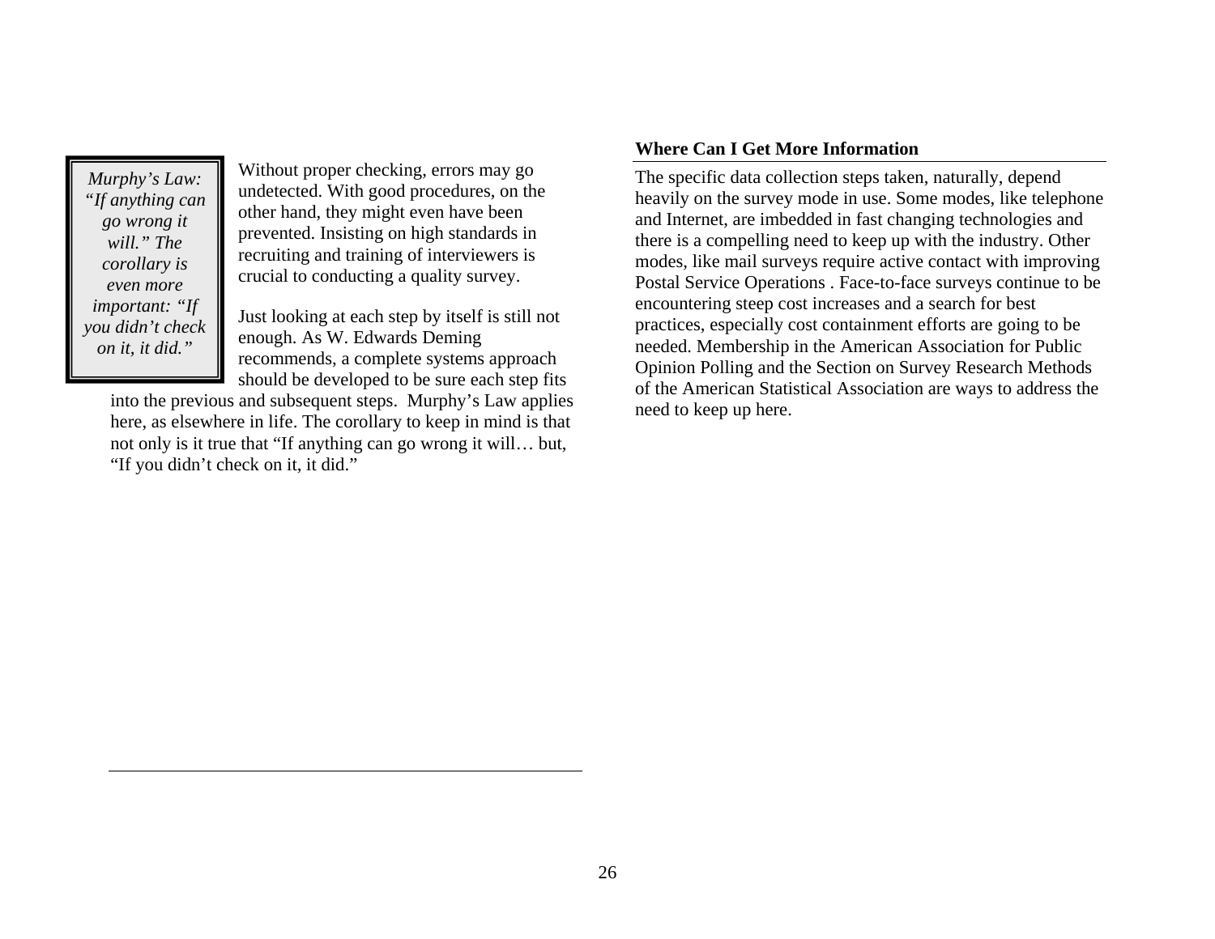> *Murphy's Law: "If anything can go wrong it will." The corollary is even more important: "If you didn't check on it, it did."*

Without proper checking, errors may go undetected. With good procedures, on the other hand, they might even have been prevented. Insisting on high standards in recruiting and training of interviewers is crucial to conducting a quality survey.

Just looking at each step by itself is still not enough. As W. Edwards Deming recommends, a complete systems approach should be developed to be sure each step fits into the previous and subsequent steps. Murphy's Law applies here, as elsewhere in life. The corollary to keep in mind is that not only is it true that "If anything can go wrong it will… but, "If you didn't check on it, it did."

**Where Can I Get More Information**

The specific data collection steps taken, naturally, depend heavily on the survey mode in use. Some modes, like telephone and Internet, are imbedded in fast changing technologies and there is a compelling need to keep up with the industry. Other modes, like mail surveys require active contact with improving Postal Service Operations . Face-to-face surveys continue to be encountering steep cost increases and a search for best practices, especially cost containment efforts are going to be needed. Membership in the American Association for Public Opinion Polling and the Section on Survey Research Methods of the American Statistical Association are ways to address the need to keep up here.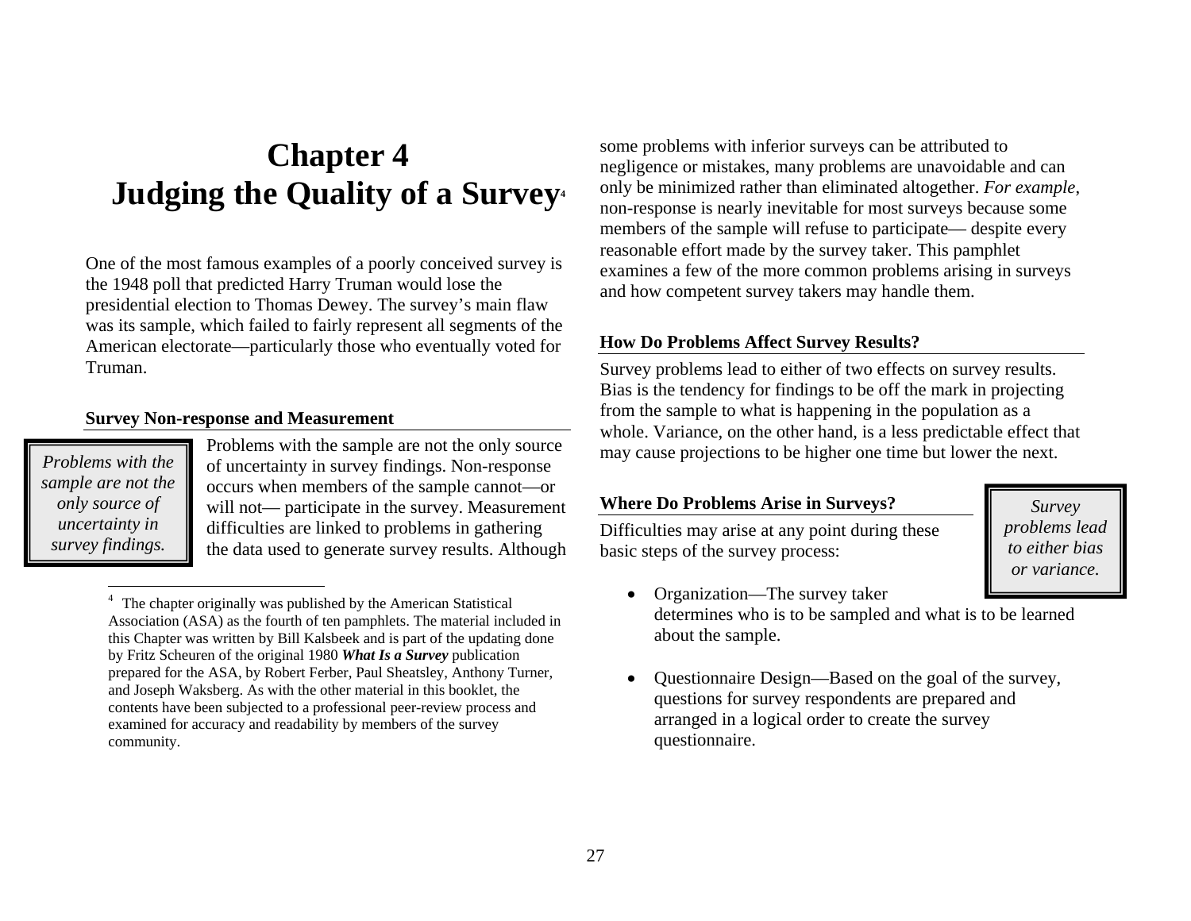# Chapter 4
# Judging the Quality of a Survey[4]

One of the most famous examples of a poorly conceived survey is the 1948 poll that predicted Harry Truman would lose the presidential election to Thomas Dewey. The survey's main flaw was its sample, which failed to fairly represent all segments of the American electorate—particularly those who eventually voted for Truman.

### Survey Non-response and Measurement

*Problems with the sample are not the only source of uncertainty in survey findings.*

Problems with the sample are not the only source of uncertainty in survey findings. Non-response occurs when members of the sample cannot—or will not— participate in the survey. Measurement difficulties are linked to problems in gathering the data used to generate survey results. Although some problems with inferior surveys can be attributed to negligence or mistakes, many problems are unavoidable and can only be minimized rather than eliminated altogether. *For example*, non-response is nearly inevitable for most surveys because some members of the sample will refuse to participate— despite every reasonable effort made by the survey taker. This pamphlet examines a few of the more common problems arising in surveys and how competent survey takers may handle them.

### How Do Problems Affect Survey Results?

Survey problems lead to either of two effects on survey results. Bias is the tendency for findings to be off the mark in projecting from the sample to what is happening in the population as a whole. Variance, on the other hand, is a less predictable effect that may cause projections to be higher one time but lower the next.

### Where Do Problems Arise in Surveys?

*Survey problems lead to either bias or variance.*

Difficulties may arise at any point during these basic steps of the survey process:

- Organization—The survey taker determines who is to be sampled and what is to be learned about the sample.

- Questionnaire Design—Based on the goal of the survey, questions for survey respondents are prepared and arranged in a logical order to create the survey questionnaire.

---

[4] The chapter originally was published by the American Statistical Association (ASA) as the fourth of ten pamphlets. The material included in this Chapter was written by Bill Kalsbeek and is part of the updating done by Fritz Scheuren of the original 1980 ***What Is a Survey*** publication prepared for the ASA, by Robert Ferber, Paul Sheatsley, Anthony Turner, and Joseph Waksberg. As with the other material in this booklet, the contents have been subjected to a professional peer-review process and examined for accuracy and readability by members of the survey community.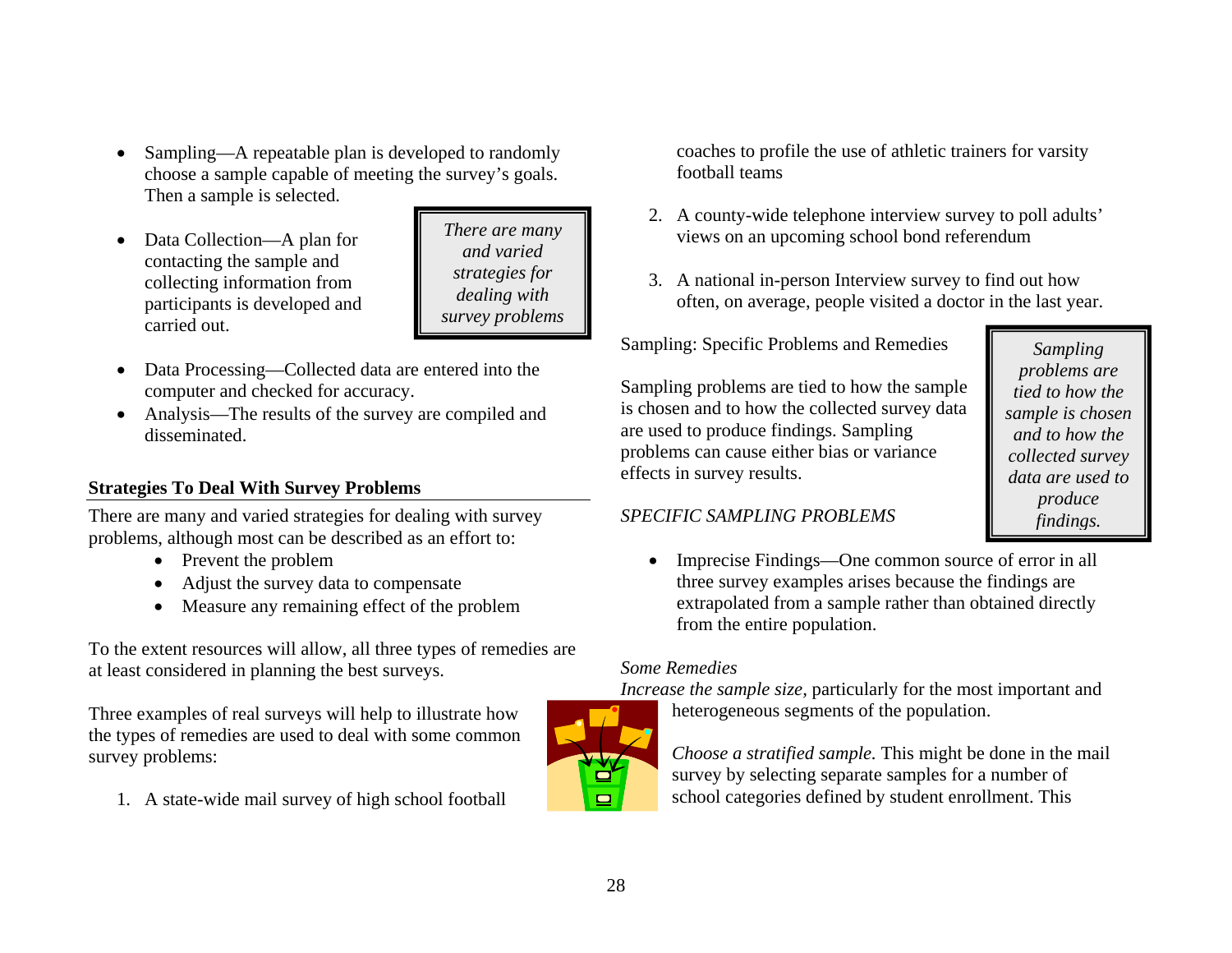- Sampling—A repeatable plan is developed to randomly choose a sample capable of meeting the survey's goals. Then a sample is selected.
- Data Collection—A plan for contacting the sample and collecting information from participants is developed and carried out.

*There are many and varied strategies for dealing with survey problems*

- Data Processing—Collected data are entered into the computer and checked for accuracy.
- Analysis—The results of the survey are compiled and disseminated.

**Strategies To Deal With Survey Problems**

There are many and varied strategies for dealing with survey problems, although most can be described as an effort to:

- Prevent the problem
- Adjust the survey data to compensate
- Measure any remaining effect of the problem

To the extent resources will allow, all three types of remedies are at least considered in planning the best surveys.

Three examples of real surveys will help to illustrate how the types of remedies are used to deal with some common survey problems:

1. A state-wide mail survey of high school football coaches to profile the use of athletic trainers for varsity football teams
2. A county-wide telephone interview survey to poll adults' views on an upcoming school bond referendum
3. A national in-person Interview survey to find out how often, on average, people visited a doctor in the last year.

Sampling: Specific Problems and Remedies

*Sampling problems are tied to how the sample is chosen and to how the collected survey data are used to produce findings.*

Sampling problems are tied to how the sample is chosen and to how the collected survey data are used to produce findings. Sampling problems can cause either bias or variance effects in survey results.

*SPECIFIC SAMPLING PROBLEMS*

- Imprecise Findings—One common source of error in all three survey examples arises because the findings are extrapolated from a sample rather than obtained directly from the entire population.

*Some Remedies*

*Increase the sample size*, particularly for the most important and heterogeneous segments of the population.

*Choose a stratified sample.* This might be done in the mail survey by selecting separate samples for a number of school categories defined by student enrollment. This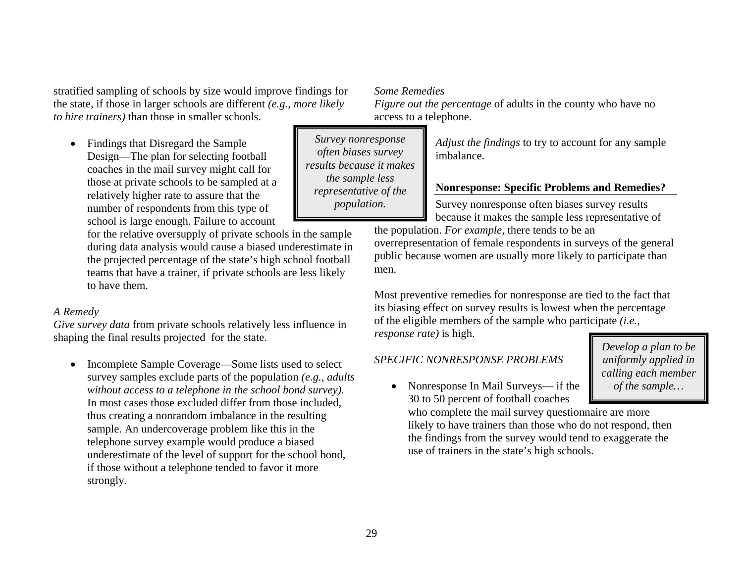stratified sampling of schools by size would improve findings for the state, if those in larger schools are different *(e.g., more likely to hire trainers)* than those in smaller schools.

- Findings that Disregard the Sample Design—The plan for selecting football coaches in the mail survey might call for those at private schools to be sampled at a relatively higher rate to assure that the number of respondents from this type of school is large enough. Failure to account for the relative oversupply of private schools in the sample during data analysis would cause a biased underestimate in the projected percentage of the state's high school football teams that have a trainer, if private schools are less likely to have them.

*A Remedy*

*Give survey data* from private schools relatively less influence in shaping the final results projected for the state.

- Incomplete Sample Coverage—Some lists used to select survey samples exclude parts of the population *(e.g., adults without access to a telephone in the school bond survey).* In most cases those excluded differ from those included, thus creating a nonrandom imbalance in the resulting sample. An undercoverage problem like this in the telephone survey example would produce a biased underestimate of the level of support for the school bond, if those without a telephone tended to favor it more strongly.

*Some Remedies*

*Figure out the percentage* of adults in the county who have no access to a telephone.

*Adjust the findings* to try to account for any sample imbalance.

> *Survey nonresponse often biases survey results because it makes the sample less representative of the population.*

**Nonresponse: Specific Problems and Remedies?**

Survey nonresponse often biases survey results because it makes the sample less representative of the population. *For example,* there tends to be an overrepresentation of female respondents in surveys of the general public because women are usually more likely to participate than men.

Most preventive remedies for nonresponse are tied to the fact that its biasing effect on survey results is lowest when the percentage of the eligible members of the sample who participate *(i.e., response rate)* is high.

> *Develop a plan to be uniformly applied in calling each member of the sample…*

*SPECIFIC NONRESPONSE PROBLEMS*

- Nonresponse In Mail Surveys— if the 30 to 50 percent of football coaches who complete the mail survey questionnaire are more likely to have trainers than those who do not respond, then the findings from the survey would tend to exaggerate the use of trainers in the state's high schools.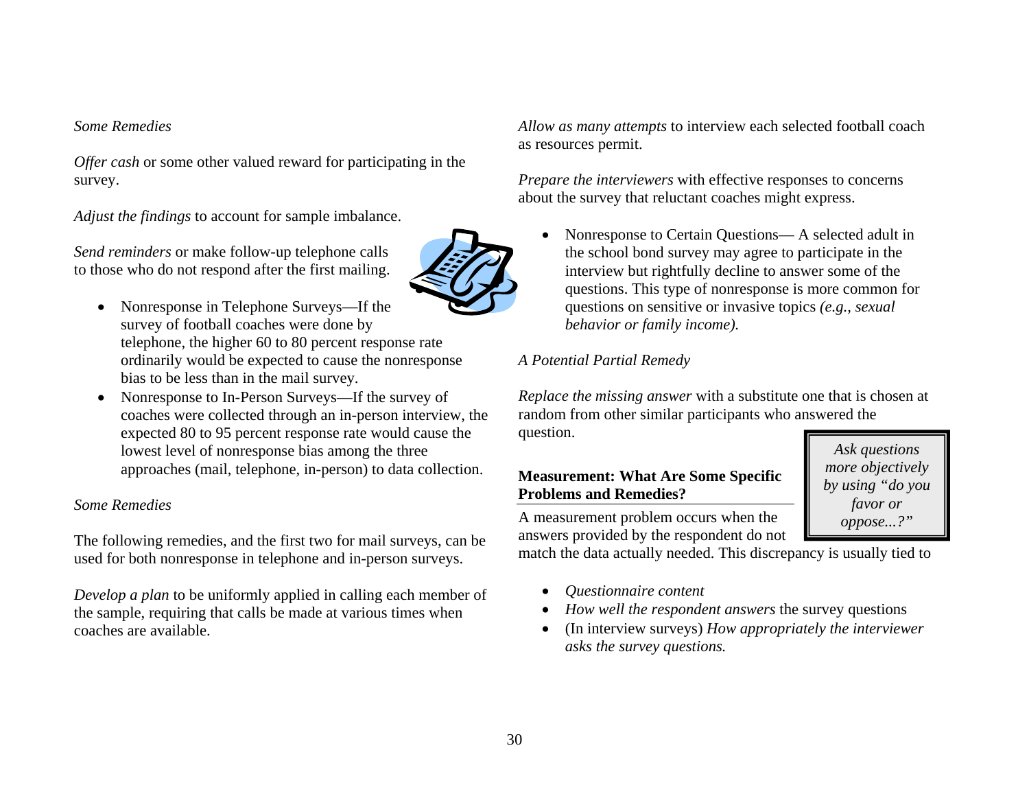*Some Remedies*

*Offer cash* or some other valued reward for participating in the survey.

*Adjust the findings* to account for sample imbalance.

*Send reminders* or make follow-up telephone calls to those who do not respond after the first mailing.

- Nonresponse in Telephone Surveys—If the survey of football coaches were done by telephone, the higher 60 to 80 percent response rate ordinarily would be expected to cause the nonresponse bias to be less than in the mail survey.
- Nonresponse to In-Person Surveys—If the survey of coaches were collected through an in-person interview, the expected 80 to 95 percent response rate would cause the lowest level of nonresponse bias among the three approaches (mail, telephone, in-person) to data collection.

*Some Remedies*

The following remedies, and the first two for mail surveys, can be used for both nonresponse in telephone and in-person surveys.

*Develop a plan* to be uniformly applied in calling each member of the sample, requiring that calls be made at various times when coaches are available.

*Allow as many attempts* to interview each selected football coach as resources permit.

*Prepare the interviewers* with effective responses to concerns about the survey that reluctant coaches might express.

- Nonresponse to Certain Questions— A selected adult in the school bond survey may agree to participate in the interview but rightfully decline to answer some of the questions. This type of nonresponse is more common for questions on sensitive or invasive topics *(e.g., sexual behavior or family income).*

*A Potential Partial Remedy*

*Replace the missing answer* with a substitute one that is chosen at random from other similar participants who answered the question.

**Measurement: What Are Some Specific Problems and Remedies?**

*Ask questions more objectively by using "do you favor or oppose...?"*

A measurement problem occurs when the answers provided by the respondent do not match the data actually needed. This discrepancy is usually tied to

- *Questionnaire content*
- *How well the respondent answers* the survey questions
- (In interview surveys) *How appropriately the interviewer asks the survey questions.*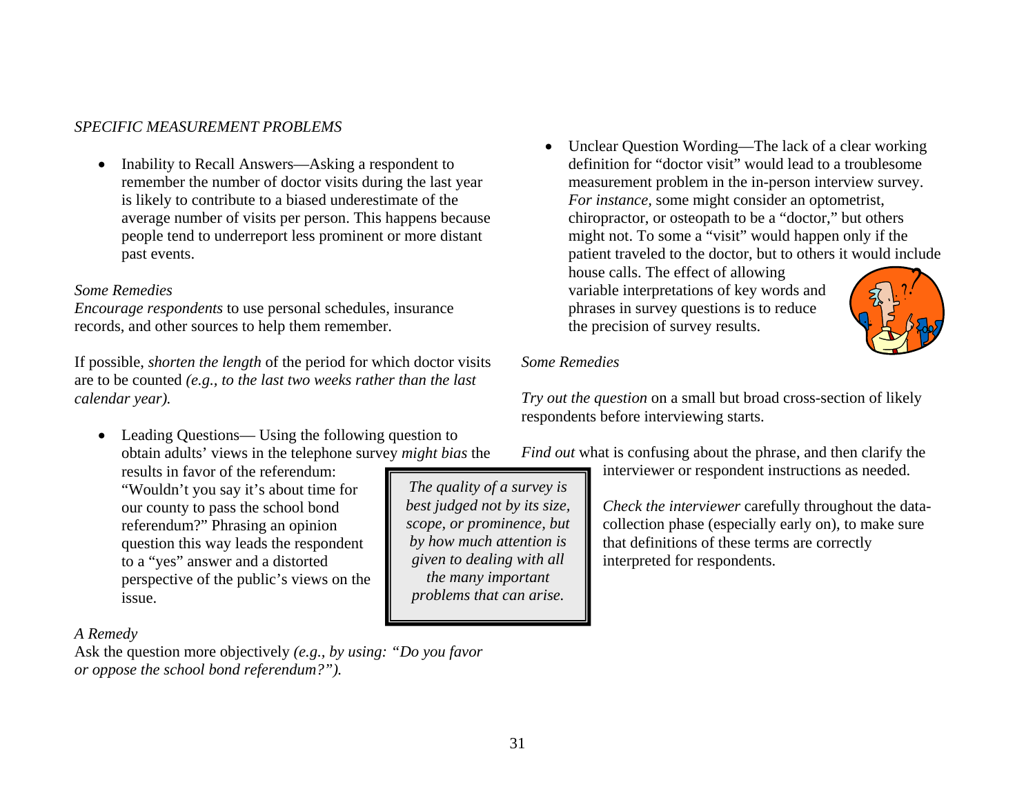*SPECIFIC MEASUREMENT PROBLEMS*

- Inability to Recall Answers—Asking a respondent to remember the number of doctor visits during the last year is likely to contribute to a biased underestimate of the average number of visits per person. This happens because people tend to underreport less prominent or more distant past events.

*Some Remedies*

*Encourage respondents* to use personal schedules, insurance records, and other sources to help them remember.

If possible, *shorten the length* of the period for which doctor visits are to be counted *(e.g., to the last two weeks rather than the last calendar year).*

- Leading Questions— Using the following question to obtain adults' views in the telephone survey *might bias* the results in favor of the referendum: "Wouldn't you say it's about time for our county to pass the school bond referendum?" Phrasing an opinion question this way leads the respondent to a "yes" answer and a distorted perspective of the public's views on the issue.

*A Remedy*

Ask the question more objectively *(e.g., by using: "Do you favor or oppose the school bond referendum?").*

> *The quality of a survey is best judged not by its size, scope, or prominence, but by how much attention is given to dealing with all the many important problems that can arise.*

- Unclear Question Wording—The lack of a clear working definition for "doctor visit" would lead to a troublesome measurement problem in the in-person interview survey. *For instance,* some might consider an optometrist, chiropractor, or osteopath to be a "doctor," but others might not. To some a "visit" would happen only if the patient traveled to the doctor, but to others it would include house calls. The effect of allowing variable interpretations of key words and phrases in survey questions is to reduce the precision of survey results.

*Some Remedies*

*Try out the question* on a small but broad cross-section of likely respondents before interviewing starts.

*Find out* what is confusing about the phrase, and then clarify the interviewer or respondent instructions as needed.

*Check the interviewer* carefully throughout the data-collection phase (especially early on), to make sure that definitions of these terms are correctly interpreted for respondents.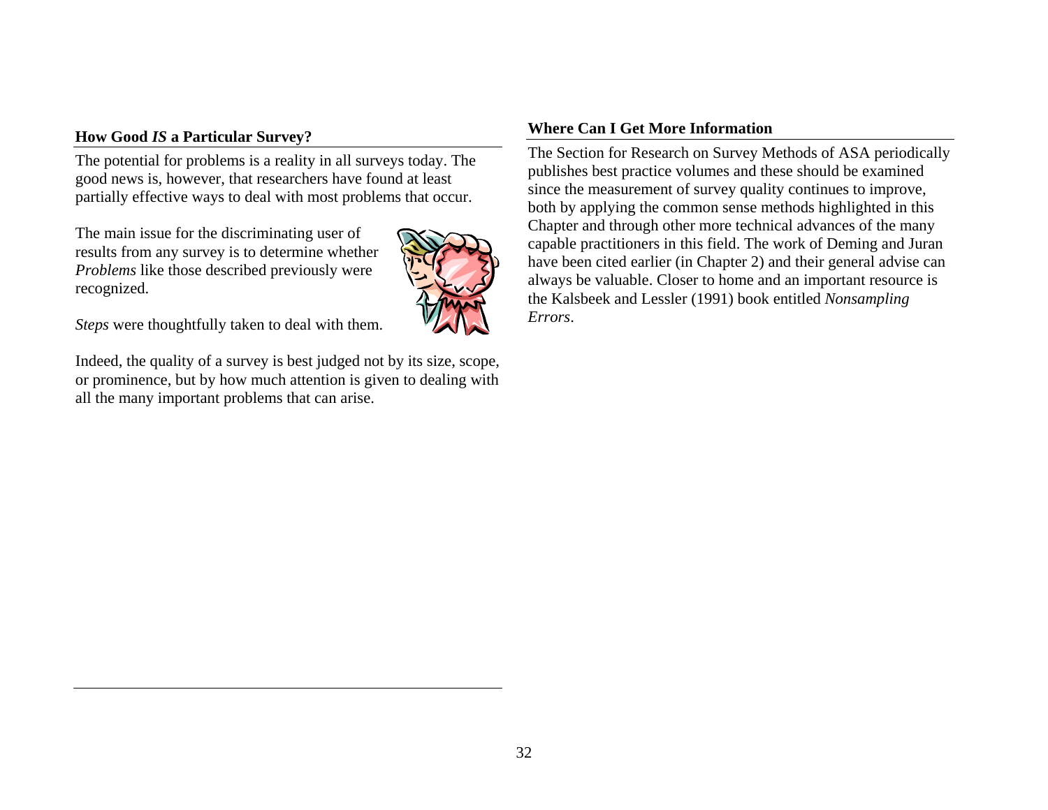## How Good *IS* a Particular Survey?

The potential for problems is a reality in all surveys today. The good news is, however, that researchers have found at least partially effective ways to deal with most problems that occur.

The main issue for the discriminating user of results from any survey is to determine whether *Problems* like those described previously were recognized.

*Steps* were thoughtfully taken to deal with them.

Indeed, the quality of a survey is best judged not by its size, scope, or prominence, but by how much attention is given to dealing with all the many important problems that can arise.

## Where Can I Get More Information

The Section for Research on Survey Methods of ASA periodically publishes best practice volumes and these should be examined since the measurement of survey quality continues to improve, both by applying the common sense methods highlighted in this Chapter and through other more technical advances of the many capable practitioners in this field. The work of Deming and Juran have been cited earlier (in Chapter 2) and their general advise can always be valuable. Closer to home and an important resource is the Kalsbeek and Lessler (1991) book entitled *Nonsampling Errors*.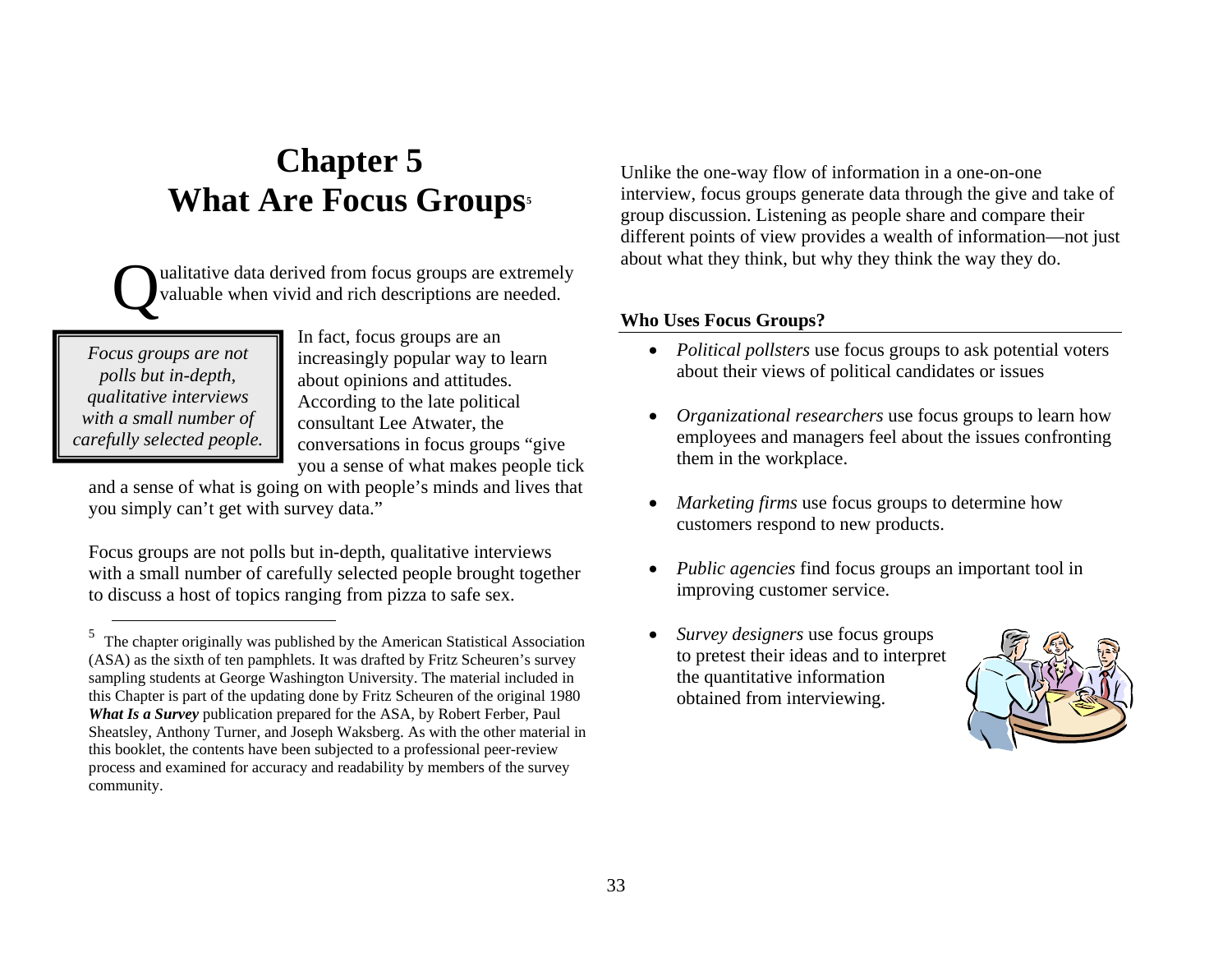# Chapter 5
# What Are Focus Groups[5]

Qualitative data derived from focus groups are extremely valuable when vivid and rich descriptions are needed.

> *Focus groups are not polls but in-depth, qualitative interviews with a small number of carefully selected people.*

In fact, focus groups are an increasingly popular way to learn about opinions and attitudes. According to the late political consultant Lee Atwater, the conversations in focus groups "give you a sense of what makes people tick and a sense of what is going on with people's minds and lives that you simply can't get with survey data."

Focus groups are not polls but in-depth, qualitative interviews with a small number of carefully selected people brought together to discuss a host of topics ranging from pizza to safe sex.

Unlike the one-way flow of information in a one-on-one interview, focus groups generate data through the give and take of group discussion. Listening as people share and compare their different points of view provides a wealth of information—not just about what they think, but why they think the way they do.

**Who Uses Focus Groups?**

- *Political pollsters* use focus groups to ask potential voters about their views of political candidates or issues
- *Organizational researchers* use focus groups to learn how employees and managers feel about the issues confronting them in the workplace.
- *Marketing firms* use focus groups to determine how customers respond to new products.
- *Public agencies* find focus groups an important tool in improving customer service.
- *Survey designers* use focus groups to pretest their ideas and to interpret the quantitative information obtained from interviewing.

---

[5] The chapter originally was published by the American Statistical Association (ASA) as the sixth of ten pamphlets. It was drafted by Fritz Scheuren's survey sampling students at George Washington University. The material included in this Chapter is part of the updating done by Fritz Scheuren of the original 1980 ***What Is a Survey*** publication prepared for the ASA, by Robert Ferber, Paul Sheatsley, Anthony Turner, and Joseph Waksberg. As with the other material in this booklet, the contents have been subjected to a professional peer-review process and examined for accuracy and readability by members of the survey community.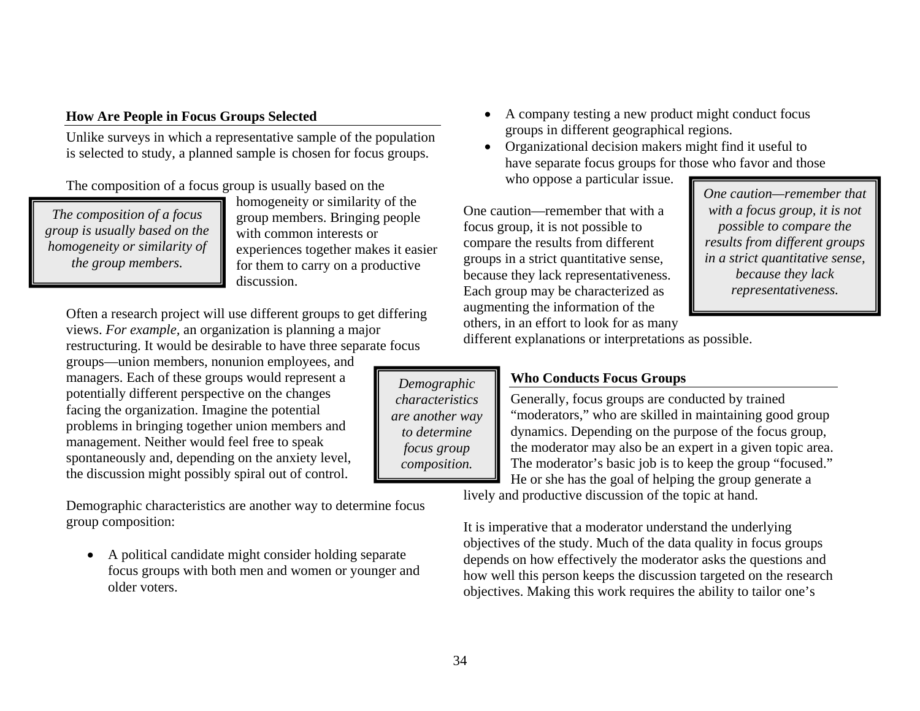## How Are People in Focus Groups Selected

Unlike surveys in which a representative sample of the population is selected to study, a planned sample is chosen for focus groups.

The composition of a focus group is usually based on the homogeneity or similarity of the group members. Bringing people with common interests or experiences together makes it easier for them to carry on a productive discussion.

> *The composition of a focus group is usually based on the homogeneity or similarity of the group members.*

Often a research project will use different groups to get differing views. *For example,* an organization is planning a major restructuring. It would be desirable to have three separate focus groups—union members, nonunion employees, and managers. Each of these groups would represent a potentially different perspective on the changes facing the organization. Imagine the potential problems in bringing together union members and management. Neither would feel free to speak spontaneously and, depending on the anxiety level, the discussion might possibly spiral out of control.

> *Demographic characteristics are another way to determine focus group composition.*

Demographic characteristics are another way to determine focus group composition:

- A political candidate might consider holding separate focus groups with both men and women or younger and older voters.
- A company testing a new product might conduct focus groups in different geographical regions.
- Organizational decision makers might find it useful to have separate focus groups for those who favor and those who oppose a particular issue.

One caution—remember that with a focus group, it is not possible to compare the results from different groups in a strict quantitative sense, because they lack representativeness. Each group may be characterized as augmenting the information of the others, in an effort to look for as many different explanations or interpretations as possible.

> *One caution—remember that with a focus group, it is not possible to compare the results from different groups in a strict quantitative sense, because they lack representativeness.*

## Who Conducts Focus Groups

Generally, focus groups are conducted by trained "moderators," who are skilled in maintaining good group dynamics. Depending on the purpose of the focus group, the moderator may also be an expert in a given topic area. The moderator's basic job is to keep the group "focused." He or she has the goal of helping the group generate a lively and productive discussion of the topic at hand.

It is imperative that a moderator understand the underlying objectives of the study. Much of the data quality in focus groups depends on how effectively the moderator asks the questions and how well this person keeps the discussion targeted on the research objectives. Making this work requires the ability to tailor one's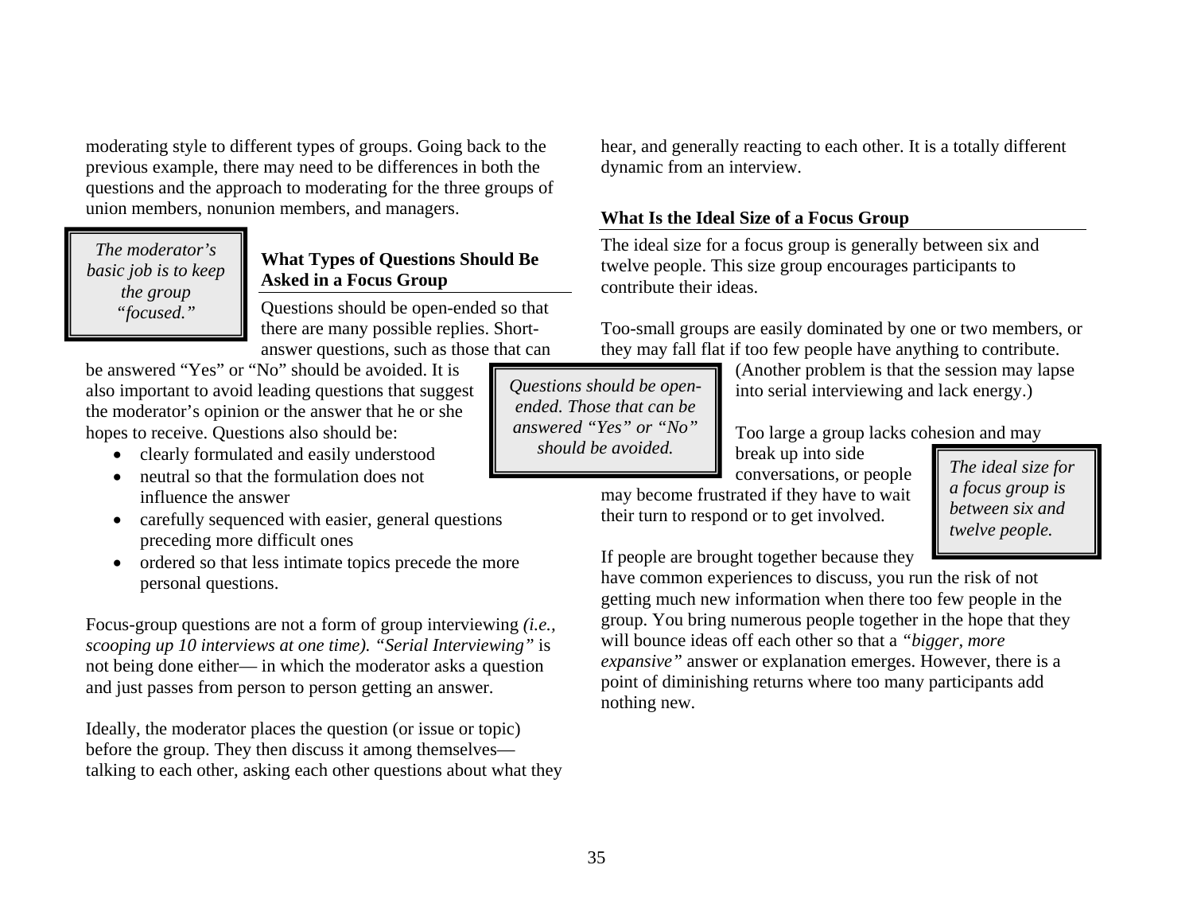moderating style to different types of groups. Going back to the previous example, there may need to be differences in both the questions and the approach to moderating for the three groups of union members, nonunion members, and managers.

> *The moderator's basic job is to keep the group "focused."*

### What Types of Questions Should Be Asked in a Focus Group

Questions should be open-ended so that there are many possible replies. Short-answer questions, such as those that can be answered "Yes" or "No" should be avoided. It is also important to avoid leading questions that suggest the moderator's opinion or the answer that he or she hopes to receive. Questions also should be:

> *Questions should be open-ended. Those that can be answered "Yes" or "No" should be avoided.*

- clearly formulated and easily understood
- neutral so that the formulation does not influence the answer
- carefully sequenced with easier, general questions preceding more difficult ones
- ordered so that less intimate topics precede the more personal questions.

Focus-group questions are not a form of group interviewing *(i.e., scooping up 10 interviews at one time). "Serial Interviewing"* is not being done either— in which the moderator asks a question and just passes from person to person getting an answer.

Ideally, the moderator places the question (or issue or topic) before the group. They then discuss it among themselves—talking to each other, asking each other questions about what they hear, and generally reacting to each other. It is a totally different dynamic from an interview.

### What Is the Ideal Size of a Focus Group

The ideal size for a focus group is generally between six and twelve people. This size group encourages participants to contribute their ideas.

Too-small groups are easily dominated by one or two members, or they may fall flat if too few people have anything to contribute. (Another problem is that the session may lapse into serial interviewing and lack energy.)

Too large a group lacks cohesion and may break up into side conversations, or people may become frustrated if they have to wait their turn to respond or to get involved.

> *The ideal size for a focus group is between six and twelve people.*

If people are brought together because they have common experiences to discuss, you run the risk of not getting much new information when there too few people in the group. You bring numerous people together in the hope that they will bounce ideas off each other so that a *"bigger, more expansive"* answer or explanation emerges. However, there is a point of diminishing returns where too many participants add nothing new.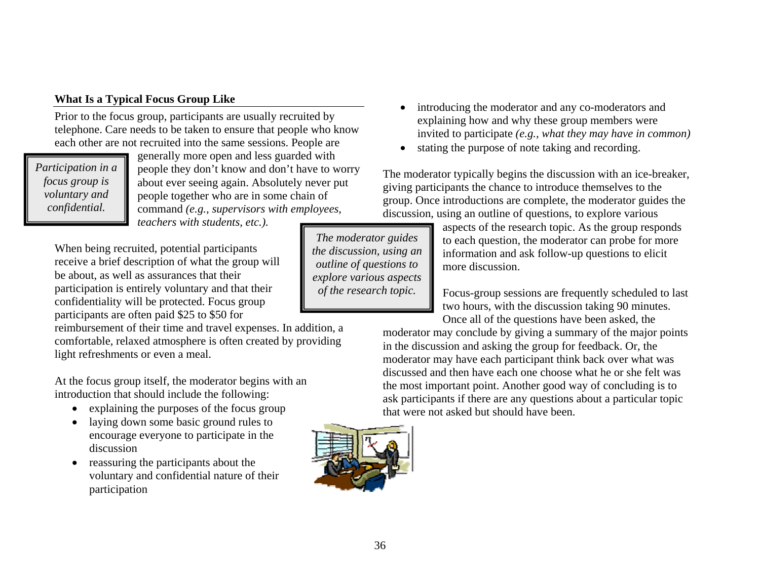## What Is a Typical Focus Group Like

Prior to the focus group, participants are usually recruited by telephone. Care needs to be taken to ensure that people who know each other are not recruited into the same sessions. People are generally more open and less guarded with people they don't know and don't have to worry about ever seeing again. Absolutely never put people together who are in some chain of command *(e.g., supervisors with employees, teachers with students, etc.).*

> *Participation in a focus group is voluntary and confidential.*

When being recruited, potential participants receive a brief description of what the group will be about, as well as assurances that their participation is entirely voluntary and that their confidentiality will be protected. Focus group participants are often paid $25 to $50 for reimbursement of their time and travel expenses. In addition, a comfortable, relaxed atmosphere is often created by providing light refreshments or even a meal.

At the focus group itself, the moderator begins with an introduction that should include the following:

- explaining the purposes of the focus group
- laying down some basic ground rules to encourage everyone to participate in the discussion
- reassuring the participants about the voluntary and confidential nature of their participation
- introducing the moderator and any co-moderators and explaining how and why these group members were invited to participate *(e.g., what they may have in common)*
- stating the purpose of note taking and recording.

> *The moderator guides the discussion, using an outline of questions to explore various aspects of the research topic.*

The moderator typically begins the discussion with an ice-breaker, giving participants the chance to introduce themselves to the group. Once introductions are complete, the moderator guides the discussion, using an outline of questions, to explore various aspects of the research topic. As the group responds to each question, the moderator can probe for more information and ask follow-up questions to elicit more discussion.

Focus-group sessions are frequently scheduled to last two hours, with the discussion taking 90 minutes. Once all of the questions have been asked, the moderator may conclude by giving a summary of the major points in the discussion and asking the group for feedback. Or, the moderator may have each participant think back over what was discussed and then have each one choose what he or she felt was the most important point. Another good way of concluding is to ask participants if there are any questions about a particular topic that were not asked but should have been.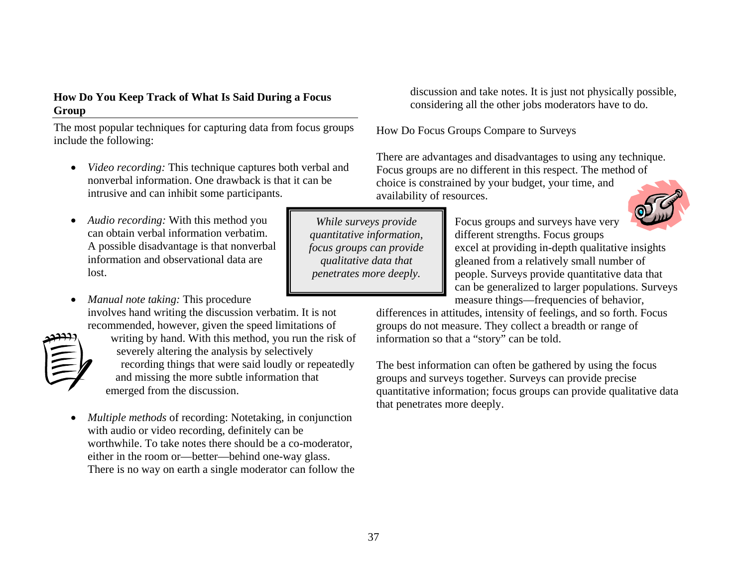### How Do You Keep Track of What Is Said During a Focus Group

The most popular techniques for capturing data from focus groups include the following:

- *Video recording:* This technique captures both verbal and nonverbal information. One drawback is that it can be intrusive and can inhibit some participants.
- *Audio recording:* With this method you can obtain verbal information verbatim. A possible disadvantage is that nonverbal information and observational data are lost.
- *Manual note taking:* This procedure involves hand writing the discussion verbatim. It is not recommended, however, given the speed limitations of writing by hand. With this method, you run the risk of severely altering the analysis by selectively recording things that were said loudly or repeatedly and missing the more subtle information that emerged from the discussion.
- *Multiple methods* of recording: Notetaking, in conjunction with audio or video recording, definitely can be worthwhile. To take notes there should be a co-moderator, either in the room or—better—behind one-way glass. There is no way on earth a single moderator can follow the discussion and take notes. It is just not physically possible, considering all the other jobs moderators have to do.

How Do Focus Groups Compare to Surveys

There are advantages and disadvantages to using any technique. Focus groups are no different in this respect. The method of choice is constrained by your budget, your time, and availability of resources.

> *While surveys provide quantitative information, focus groups can provide qualitative data that penetrates more deeply.*

Focus groups and surveys have very different strengths. Focus groups excel at providing in-depth qualitative insights gleaned from a relatively small number of people. Surveys provide quantitative data that can be generalized to larger populations. Surveys measure things—frequencies of behavior, differences in attitudes, intensity of feelings, and so forth. Focus groups do not measure. They collect a breadth or range of information so that a "story" can be told.

The best information can often be gathered by using the focus groups and surveys together. Surveys can provide precise quantitative information; focus groups can provide qualitative data that penetrates more deeply.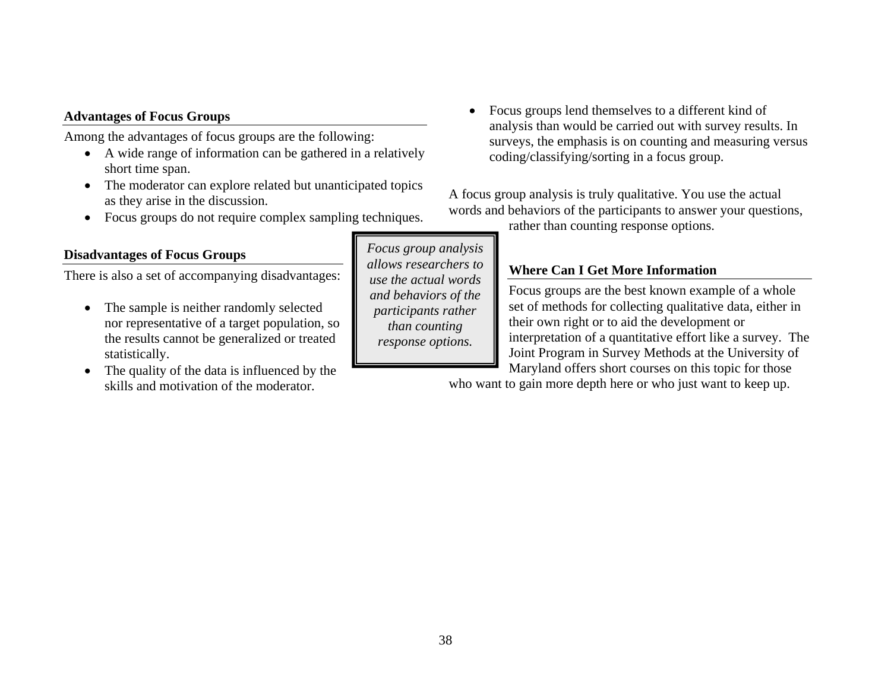### Advantages of Focus Groups

Among the advantages of focus groups are the following:

- A wide range of information can be gathered in a relatively short time span.
- The moderator can explore related but unanticipated topics as they arise in the discussion.
- Focus groups do not require complex sampling techniques.

### Disadvantages of Focus Groups

There is also a set of accompanying disadvantages:

- The sample is neither randomly selected nor representative of a target population, so the results cannot be generalized or treated statistically.
- The quality of the data is influenced by the skills and motivation of the moderator.
- Focus groups lend themselves to a different kind of analysis than would be carried out with survey results. In surveys, the emphasis is on counting and measuring versus coding/classifying/sorting in a focus group.

*Focus group analysis allows researchers to use the actual words and behaviors of the participants rather than counting response options.*

A focus group analysis is truly qualitative. You use the actual words and behaviors of the participants to answer your questions, rather than counting response options.

### Where Can I Get More Information

Focus groups are the best known example of a whole set of methods for collecting qualitative data, either in their own right or to aid the development or interpretation of a quantitative effort like a survey. The Joint Program in Survey Methods at the University of Maryland offers short courses on this topic for those who want to gain more depth here or who just want to keep up.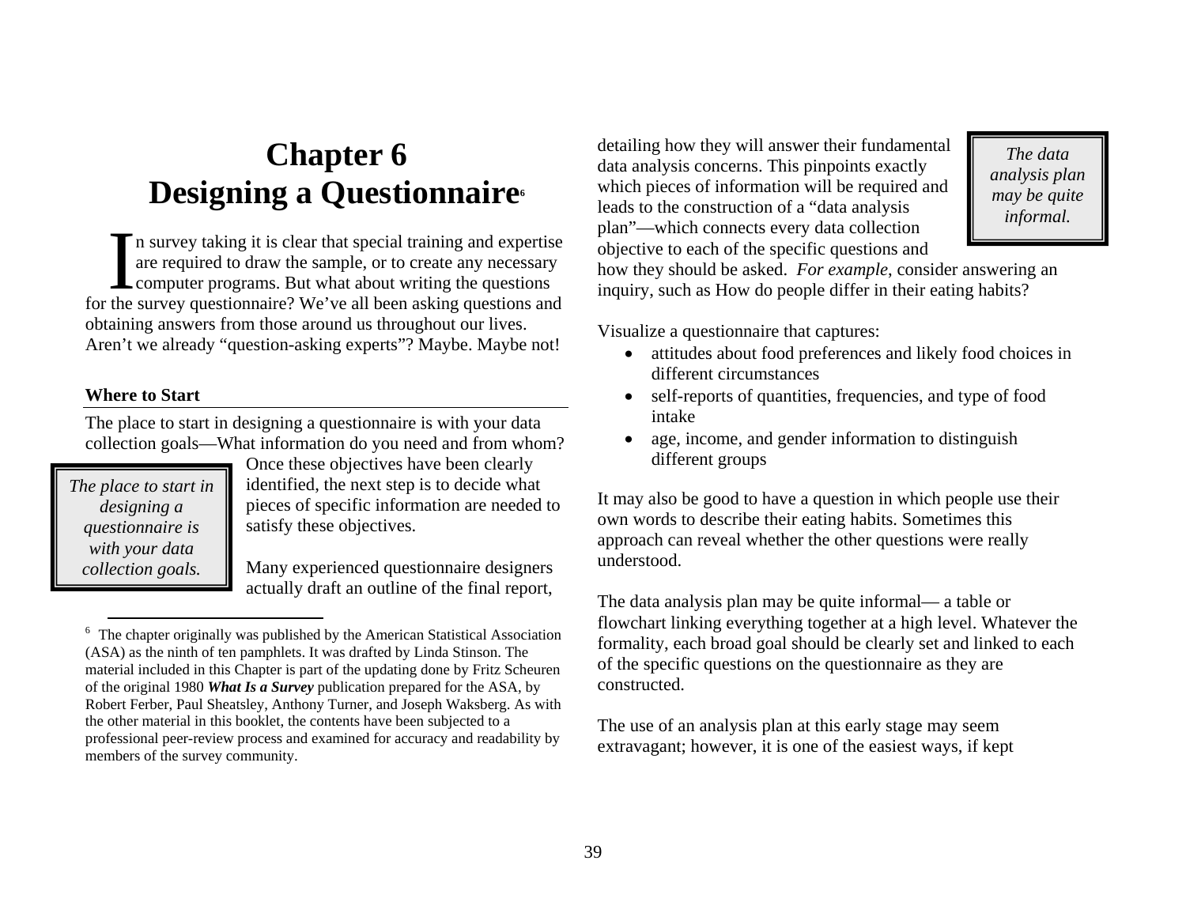# Chapter 6 Designing a Questionnaire[6]

In survey taking it is clear that special training and expertise are required to draw the sample, or to create any necessary computer programs. But what about writing the questions for the survey questionnaire? We've all been asking questions and obtaining answers from those around us throughout our lives. Aren't we already "question-asking experts"? Maybe. Maybe not!

### Where to Start

The place to start in designing a questionnaire is with your data collection goals—What information do you need and from whom?

> *The place to start in designing a questionnaire is with your data collection goals.*

Once these objectives have been clearly identified, the next step is to decide what pieces of specific information are needed to satisfy these objectives.

Many experienced questionnaire designers actually draft an outline of the final report, detailing how they will answer their fundamental data analysis concerns. This pinpoints exactly which pieces of information will be required and leads to the construction of a "data analysis plan"—which connects every data collection objective to each of the specific questions and how they should be asked. *For example*, consider answering an inquiry, such as How do people differ in their eating habits?

> *The data analysis plan may be quite informal.*

Visualize a questionnaire that captures:

- attitudes about food preferences and likely food choices in different circumstances
- self-reports of quantities, frequencies, and type of food intake
- age, income, and gender information to distinguish different groups

It may also be good to have a question in which people use their own words to describe their eating habits. Sometimes this approach can reveal whether the other questions were really understood.

The data analysis plan may be quite informal— a table or flowchart linking everything together at a high level. Whatever the formality, each broad goal should be clearly set and linked to each of the specific questions on the questionnaire as they are constructed.

The use of an analysis plan at this early stage may seem extravagant; however, it is one of the easiest ways, if kept

---

[6] The chapter originally was published by the American Statistical Association (ASA) as the ninth of ten pamphlets. It was drafted by Linda Stinson. The material included in this Chapter is part of the updating done by Fritz Scheuren of the original 1980 ***What Is a Survey*** publication prepared for the ASA, by Robert Ferber, Paul Sheatsley, Anthony Turner, and Joseph Waksberg. As with the other material in this booklet, the contents have been subjected to a professional peer-review process and examined for accuracy and readability by members of the survey community.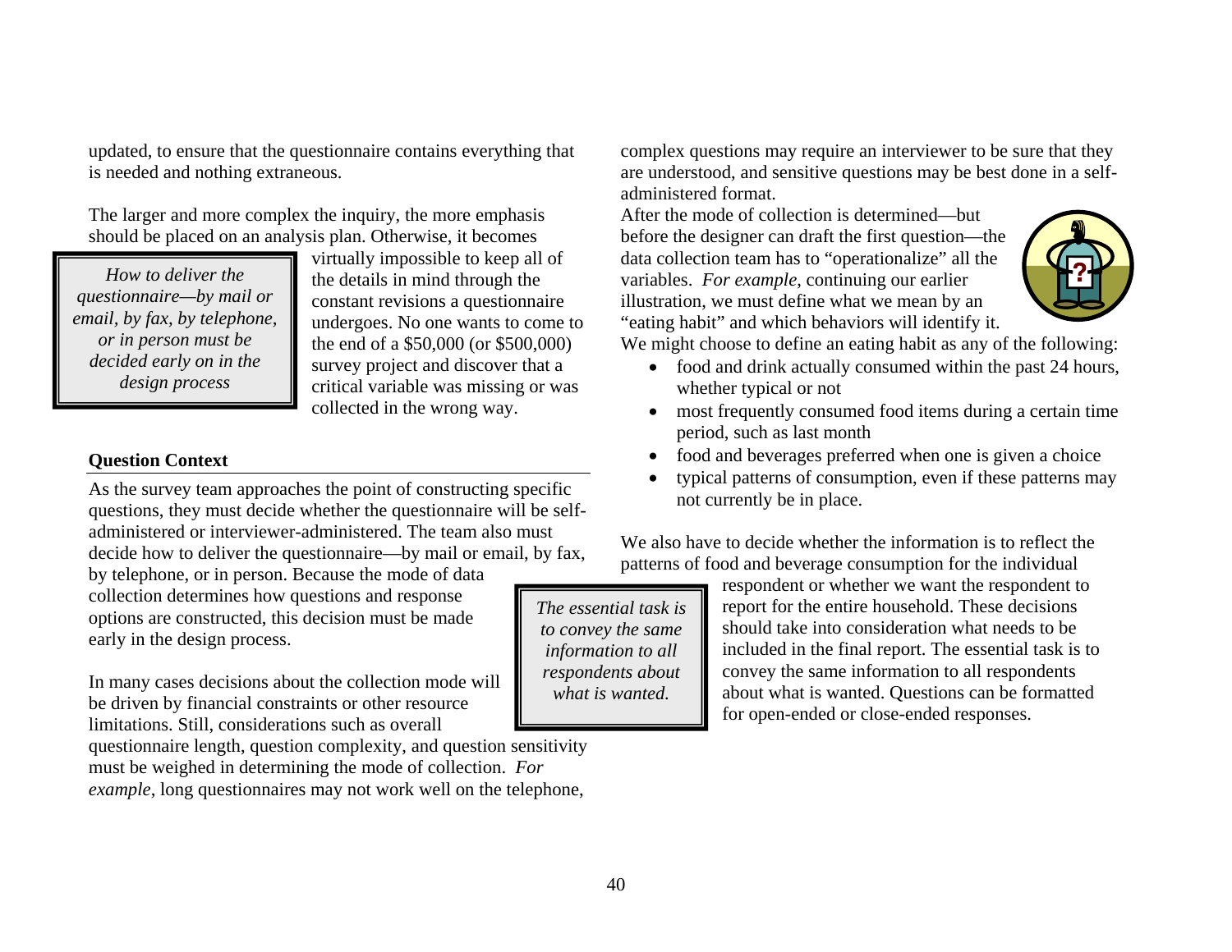updated, to ensure that the questionnaire contains everything that is needed and nothing extraneous.

The larger and more complex the inquiry, the more emphasis should be placed on an analysis plan. Otherwise, it becomes virtually impossible to keep all of the details in mind through the constant revisions a questionnaire undergoes. No one wants to come to the end of a $50,000 (or $500,000) survey project and discover that a critical variable was missing or was collected in the wrong way.

> *How to deliver the questionnaire—by mail or email, by fax, by telephone, or in person must be decided early on in the design process*

**Question Context**

As the survey team approaches the point of constructing specific questions, they must decide whether the questionnaire will be self-administered or interviewer-administered. The team also must decide how to deliver the questionnaire—by mail or email, by fax, by telephone, or in person. Because the mode of data collection determines how questions and response options are constructed, this decision must be made early in the design process.

In many cases decisions about the collection mode will be driven by financial constraints or other resource limitations. Still, considerations such as overall questionnaire length, question complexity, and question sensitivity must be weighed in determining the mode of collection. *For example*, long questionnaires may not work well on the telephone, complex questions may require an interviewer to be sure that they are understood, and sensitive questions may be best done in a self-administered format.

After the mode of collection is determined—but before the designer can draft the first question—the data collection team has to "operationalize" all the variables. *For example*, continuing our earlier illustration, we must define what we mean by an "eating habit" and which behaviors will identify it. We might choose to define an eating habit as any of the following:

- food and drink actually consumed within the past 24 hours, whether typical or not
- most frequently consumed food items during a certain time period, such as last month
- food and beverages preferred when one is given a choice
- typical patterns of consumption, even if these patterns may not currently be in place.

We also have to decide whether the information is to reflect the patterns of food and beverage consumption for the individual respondent or whether we want the respondent to report for the entire household. These decisions should take into consideration what needs to be included in the final report. The essential task is to convey the same information to all respondents about what is wanted. Questions can be formatted for open-ended or close-ended responses.

> *The essential task is to convey the same information to all respondents about what is wanted.*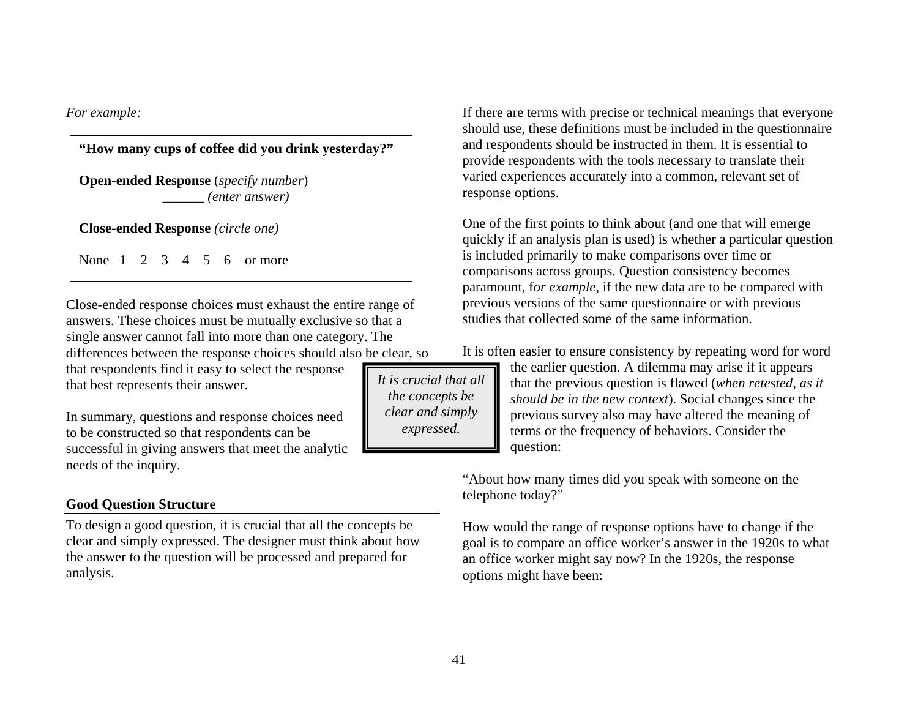*For example:*

> **"How many cups of coffee did you drink yesterday?"**
>
> **Open-ended Response** (*specify number*)
> ______ *(enter answer)*
>
> **Close-ended Response** *(circle one)*
>
> None 1 2 3 4 5 6 or more

Close-ended response choices must exhaust the entire range of answers. These choices must be mutually exclusive so that a single answer cannot fall into more than one category. The differences between the response choices should also be clear, so that respondents find it easy to select the response that best represents their answer.

In summary, questions and response choices need to be constructed so that respondents can be successful in giving answers that meet the analytic needs of the inquiry.

> *It is crucial that all the concepts be clear and simply expressed.*

### Good Question Structure

To design a good question, it is crucial that all the concepts be clear and simply expressed. The designer must think about how the answer to the question will be processed and prepared for analysis.

If there are terms with precise or technical meanings that everyone should use, these definitions must be included in the questionnaire and respondents should be instructed in them. It is essential to provide respondents with the tools necessary to translate their varied experiences accurately into a common, relevant set of response options.

One of the first points to think about (and one that will emerge quickly if an analysis plan is used) is whether a particular question is included primarily to make comparisons over time or comparisons across groups. Question consistency becomes paramount, f*or example*, if the new data are to be compared with previous versions of the same questionnaire or with previous studies that collected some of the same information.

It is often easier to ensure consistency by repeating word for word the earlier question. A dilemma may arise if it appears that the previous question is flawed (*when retested, as it should be in the new context*). Social changes since the previous survey also may have altered the meaning of terms or the frequency of behaviors. Consider the question:

"About how many times did you speak with someone on the telephone today?"

How would the range of response options have to change if the goal is to compare an office worker's answer in the 1920s to what an office worker might say now? In the 1920s, the response options might have been: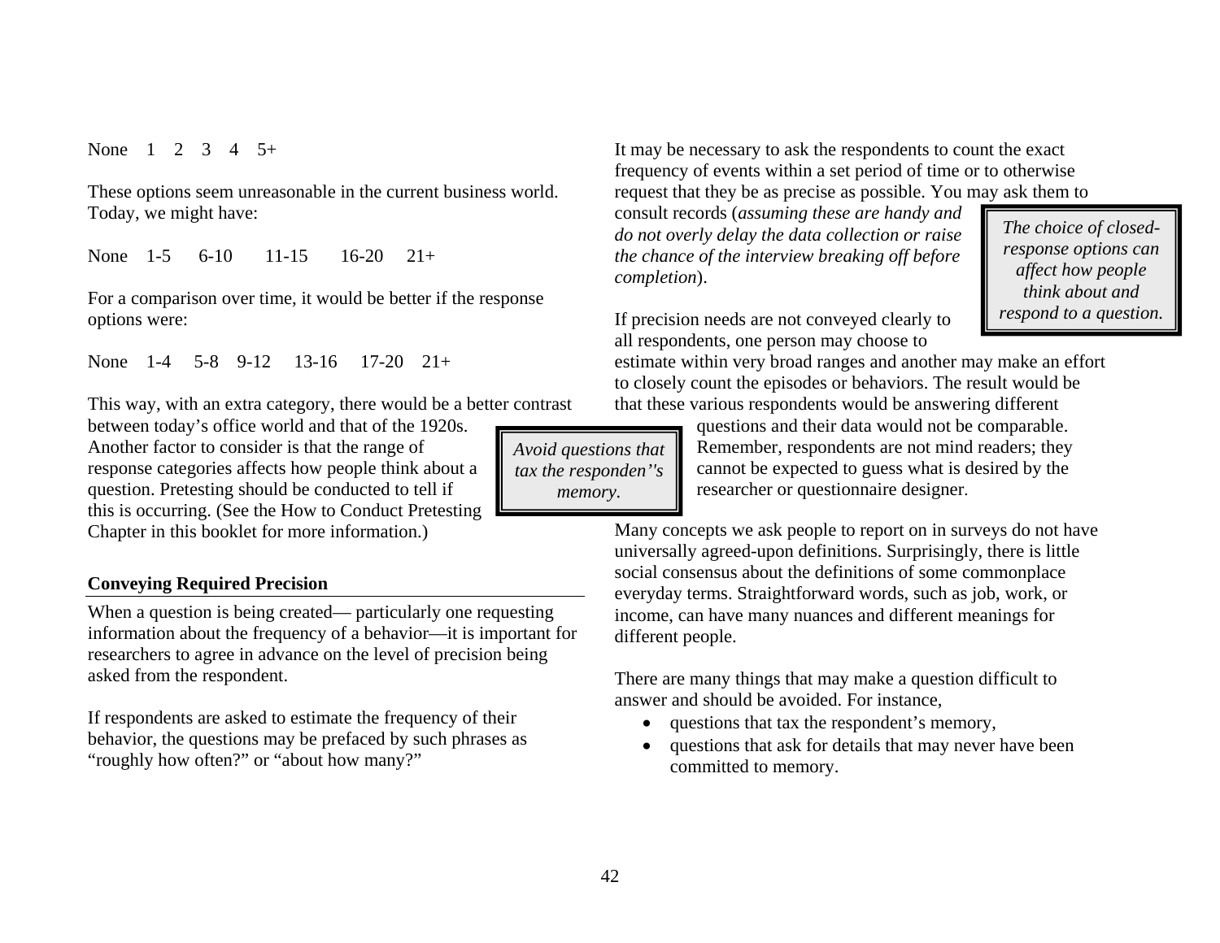None 1 2 3 4 5+

These options seem unreasonable in the current business world. Today, we might have:

None 1-5 6-10 11-15 16-20 21+

For a comparison over time, it would be better if the response options were:

None 1-4 5-8 9-12 13-16 17-20 21+

This way, with an extra category, there would be a better contrast between today's office world and that of the 1920s. Another factor to consider is that the range of response categories affects how people think about a question. Pretesting should be conducted to tell if this is occurring. (See the How to Conduct Pretesting Chapter in this booklet for more information.)

> *Avoid questions that tax the responden''s memory.*

**Conveying Required Precision**

When a question is being created— particularly one requesting information about the frequency of a behavior—it is important for researchers to agree in advance on the level of precision being asked from the respondent.

If respondents are asked to estimate the frequency of their behavior, the questions may be prefaced by such phrases as "roughly how often?" or "about how many?"

It may be necessary to ask the respondents to count the exact frequency of events within a set period of time or to otherwise request that they be as precise as possible. You may ask them to consult records (*assuming these are handy and do not overly delay the data collection or raise the chance of the interview breaking off before completion*).

> *The choice of closed-response options can affect how people think about and respond to a question.*

If precision needs are not conveyed clearly to all respondents, one person may choose to estimate within very broad ranges and another may make an effort to closely count the episodes or behaviors. The result would be that these various respondents would be answering different questions and their data would not be comparable. Remember, respondents are not mind readers; they cannot be expected to guess what is desired by the researcher or questionnaire designer.

Many concepts we ask people to report on in surveys do not have universally agreed-upon definitions. Surprisingly, there is little social consensus about the definitions of some commonplace everyday terms. Straightforward words, such as job, work, or income, can have many nuances and different meanings for different people.

There are many things that may make a question difficult to answer and should be avoided. For instance,

- questions that tax the respondent's memory,
- questions that ask for details that may never have been committed to memory.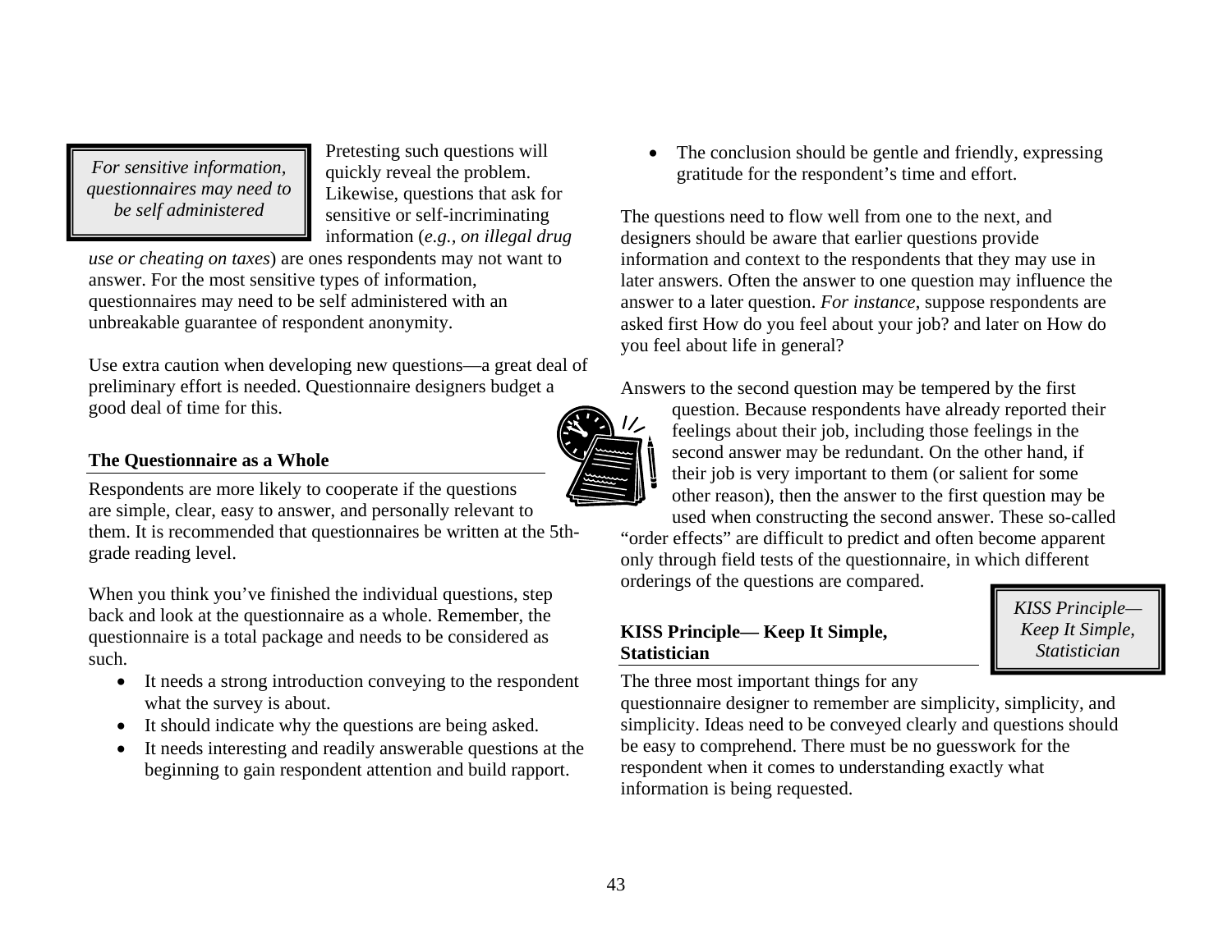*For sensitive information, questionnaires may need to be self administered*

Pretesting such questions will quickly reveal the problem. Likewise, questions that ask for sensitive or self-incriminating information (*e.g., on illegal drug use or cheating on taxes*) are ones respondents may not want to answer. For the most sensitive types of information, questionnaires may need to be self administered with an unbreakable guarantee of respondent anonymity.

Use extra caution when developing new questions—a great deal of preliminary effort is needed. Questionnaire designers budget a good deal of time for this.

### The Questionnaire as a Whole

Respondents are more likely to cooperate if the questions are simple, clear, easy to answer, and personally relevant to them. It is recommended that questionnaires be written at the 5th-grade reading level.

When you think you've finished the individual questions, step back and look at the questionnaire as a whole. Remember, the questionnaire is a total package and needs to be considered as such.

- It needs a strong introduction conveying to the respondent what the survey is about.
- It should indicate why the questions are being asked.
- It needs interesting and readily answerable questions at the beginning to gain respondent attention and build rapport.
- The conclusion should be gentle and friendly, expressing gratitude for the respondent's time and effort.

The questions need to flow well from one to the next, and designers should be aware that earlier questions provide information and context to the respondents that they may use in later answers. Often the answer to one question may influence the answer to a later question. *For instance*, suppose respondents are asked first How do you feel about your job? and later on How do you feel about life in general?

Answers to the second question may be tempered by the first question. Because respondents have already reported their feelings about their job, including those feelings in the second answer may be redundant. On the other hand, if their job is very important to them (or salient for some other reason), then the answer to the first question may be used when constructing the second answer. These so-called "order effects" are difficult to predict and often become apparent only through field tests of the questionnaire, in which different orderings of the questions are compared.

### KISS Principle— Keep It Simple, Statistician

*KISS Principle—Keep It Simple, Statistician*

The three most important things for any questionnaire designer to remember are simplicity, simplicity, and simplicity. Ideas need to be conveyed clearly and questions should be easy to comprehend. There must be no guesswork for the respondent when it comes to understanding exactly what information is being requested.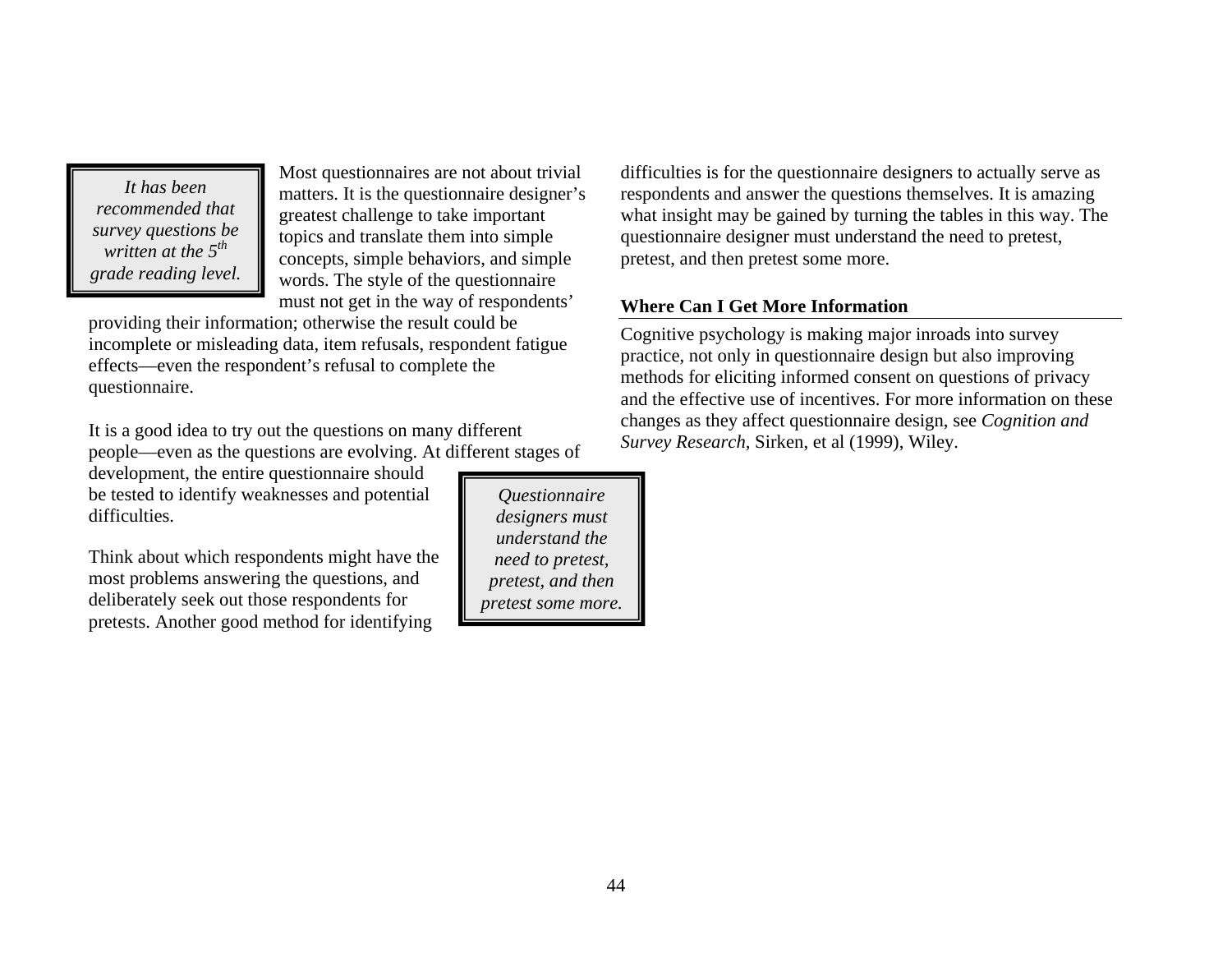> *It has been recommended that survey questions be written at the 5th grade reading level.*

Most questionnaires are not about trivial matters. It is the questionnaire designer's greatest challenge to take important topics and translate them into simple concepts, simple behaviors, and simple words. The style of the questionnaire must not get in the way of respondents' providing their information; otherwise the result could be incomplete or misleading data, item refusals, respondent fatigue effects—even the respondent's refusal to complete the questionnaire.

It is a good idea to try out the questions on many different people—even as the questions are evolving. At different stages of development, the entire questionnaire should be tested to identify weaknesses and potential difficulties.

> *Questionnaire designers must understand the need to pretest, pretest, and then pretest some more.*

Think about which respondents might have the most problems answering the questions, and deliberately seek out those respondents for pretests. Another good method for identifying difficulties is for the questionnaire designers to actually serve as respondents and answer the questions themselves. It is amazing what insight may be gained by turning the tables in this way. The questionnaire designer must understand the need to pretest, pretest, and then pretest some more.

**Where Can I Get More Information**

Cognitive psychology is making major inroads into survey practice, not only in questionnaire design but also improving methods for eliciting informed consent on questions of privacy and the effective use of incentives. For more information on these changes as they affect questionnaire design, see *Cognition and Survey Research*, Sirken, et al (1999), Wiley.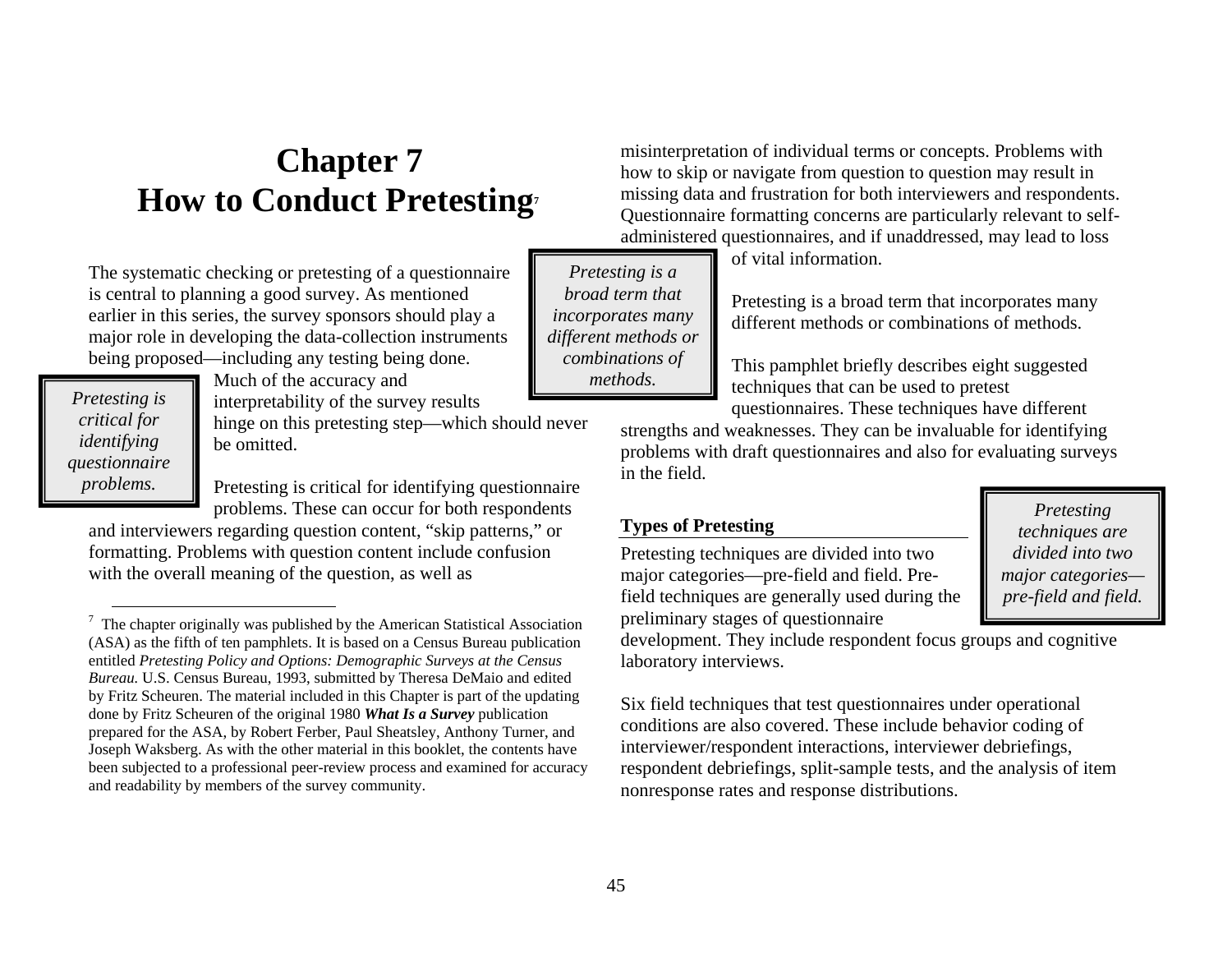# Chapter 7
# How to Conduct Pretesting[7]

The systematic checking or pretesting of a questionnaire is central to planning a good survey. As mentioned earlier in this series, the survey sponsors should play a major role in developing the data-collection instruments being proposed—including any testing being done. Much of the accuracy and interpretability of the survey results hinge on this pretesting step—which should never be omitted.

> *Pretesting is critical for identifying questionnaire problems.*

Pretesting is critical for identifying questionnaire problems. These can occur for both respondents and interviewers regarding question content, "skip patterns," or formatting. Problems with question content include confusion with the overall meaning of the question, as well as misinterpretation of individual terms or concepts. Problems with how to skip or navigate from question to question may result in missing data and frustration for both interviewers and respondents. Questionnaire formatting concerns are particularly relevant to self-administered questionnaires, and if unaddressed, may lead to loss of vital information.

> *Pretesting is a broad term that incorporates many different methods or combinations of methods.*

Pretesting is a broad term that incorporates many different methods or combinations of methods.

This pamphlet briefly describes eight suggested techniques that can be used to pretest questionnaires. These techniques have different strengths and weaknesses. They can be invaluable for identifying problems with draft questionnaires and also for evaluating surveys in the field.

### Types of Pretesting

> *Pretesting techniques are divided into two major categories—pre-field and field.*

Pretesting techniques are divided into two major categories—pre-field and field. Pre-field techniques are generally used during the preliminary stages of questionnaire development. They include respondent focus groups and cognitive laboratory interviews.

Six field techniques that test questionnaires under operational conditions are also covered. These include behavior coding of interviewer/respondent interactions, interviewer debriefings, respondent debriefings, split-sample tests, and the analysis of item nonresponse rates and response distributions.

---

[7] The chapter originally was published by the American Statistical Association (ASA) as the fifth of ten pamphlets. It is based on a Census Bureau publication entitled *Pretesting Policy and Options: Demographic Surveys at the Census Bureau.* U.S. Census Bureau, 1993, submitted by Theresa DeMaio and edited by Fritz Scheuren. The material included in this Chapter is part of the updating done by Fritz Scheuren of the original 1980 ***What Is a Survey*** publication prepared for the ASA, by Robert Ferber, Paul Sheatsley, Anthony Turner, and Joseph Waksberg. As with the other material in this booklet, the contents have been subjected to a professional peer-review process and examined for accuracy and readability by members of the survey community.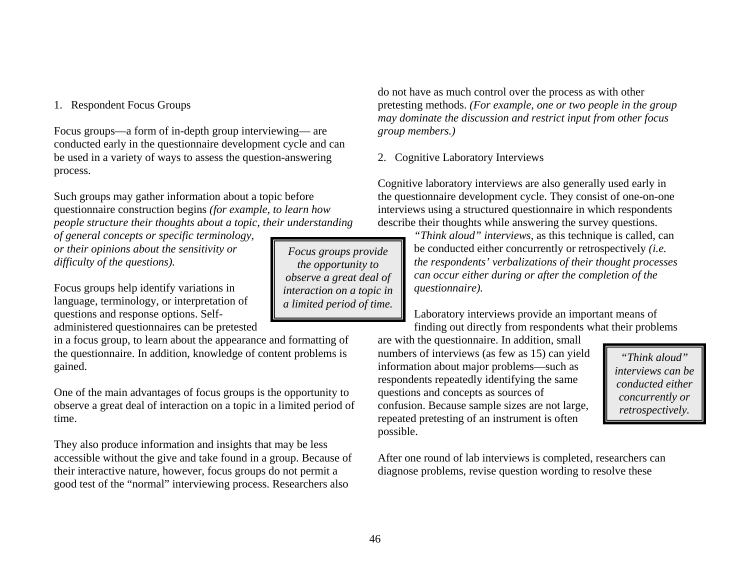1. Respondent Focus Groups

Focus groups—a form of in-depth group interviewing— are conducted early in the questionnaire development cycle and can be used in a variety of ways to assess the question-answering process.

Such groups may gather information about a topic before questionnaire construction begins *(for example, to learn how people structure their thoughts about a topic, their understanding of general concepts or specific terminology, or their opinions about the sensitivity or difficulty of the questions).*

> *Focus groups provide the opportunity to observe a great deal of interaction on a topic in a limited period of time.*

Focus groups help identify variations in language, terminology, or interpretation of questions and response options. Self-administered questionnaires can be pretested in a focus group, to learn about the appearance and formatting of the questionnaire. In addition, knowledge of content problems is gained.

One of the main advantages of focus groups is the opportunity to observe a great deal of interaction on a topic in a limited period of time.

They also produce information and insights that may be less accessible without the give and take found in a group. Because of their interactive nature, however, focus groups do not permit a good test of the "normal" interviewing process. Researchers also do not have as much control over the process as with other pretesting methods. *(For example, one or two people in the group may dominate the discussion and restrict input from other focus group members.)*

2. Cognitive Laboratory Interviews

Cognitive laboratory interviews are also generally used early in the questionnaire development cycle. They consist of one-on-one interviews using a structured questionnaire in which respondents describe their thoughts while answering the survey questions. *"Think aloud" interviews*, as this technique is called, can be conducted either concurrently or retrospectively *(i.e. the respondents' verbalizations of their thought processes can occur either during or after the completion of the questionnaire).*

Laboratory interviews provide an important means of finding out directly from respondents what their problems are with the questionnaire. In addition, small numbers of interviews (as few as 15) can yield information about major problems—such as respondents repeatedly identifying the same questions and concepts as sources of confusion. Because sample sizes are not large, repeated pretesting of an instrument is often possible.

> *"Think aloud" interviews can be conducted either concurrently or retrospectively.*

After one round of lab interviews is completed, researchers can diagnose problems, revise question wording to resolve these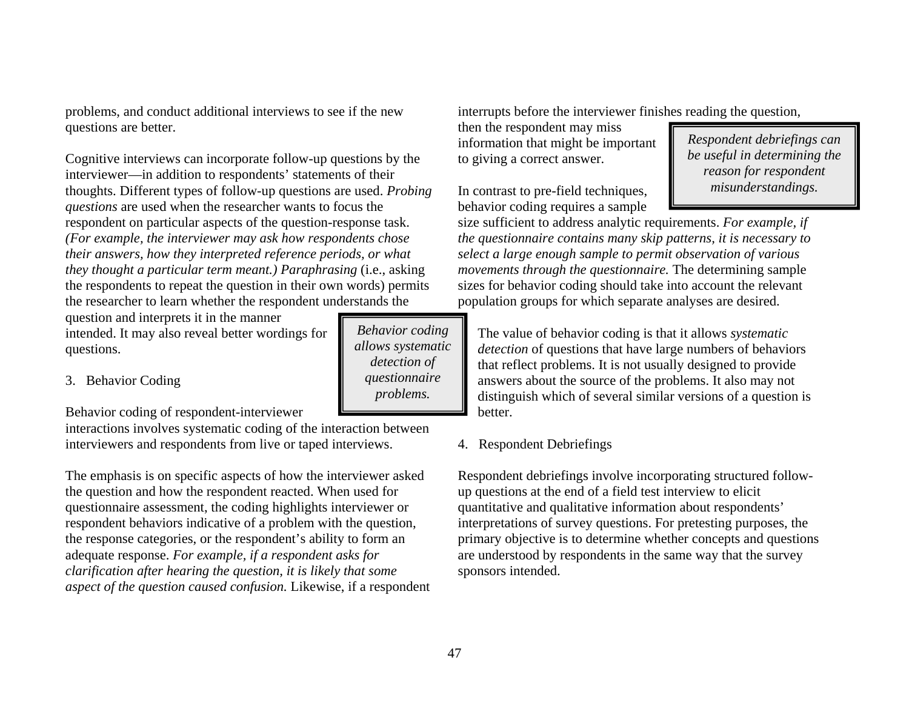problems, and conduct additional interviews to see if the new questions are better.

Cognitive interviews can incorporate follow-up questions by the interviewer—in addition to respondents' statements of their thoughts. Different types of follow-up questions are used. *Probing questions* are used when the researcher wants to focus the respondent on particular aspects of the question-response task. *(For example, the interviewer may ask how respondents chose their answers, how they interpreted reference periods, or what they thought a particular term meant.)* *Paraphrasing* (i.e., asking the respondents to repeat the question in their own words) permits the researcher to learn whether the respondent understands the question and interprets it in the manner intended. It may also reveal better wordings for questions.

> *Behavior coding allows systematic detection of questionnaire problems.*

3. Behavior Coding

Behavior coding of respondent-interviewer interactions involves systematic coding of the interaction between interviewers and respondents from live or taped interviews.

The emphasis is on specific aspects of how the interviewer asked the question and how the respondent reacted. When used for questionnaire assessment, the coding highlights interviewer or respondent behaviors indicative of a problem with the question, the response categories, or the respondent's ability to form an adequate response. *For example, if a respondent asks for clarification after hearing the question, it is likely that some aspect of the question caused confusion.* Likewise, if a respondent interrupts before the interviewer finishes reading the question, then the respondent may miss information that might be important to giving a correct answer.

> *Respondent debriefings can be useful in determining the reason for respondent misunderstandings.*

In contrast to pre-field techniques, behavior coding requires a sample size sufficient to address analytic requirements. *For example, if the questionnaire contains many skip patterns, it is necessary to select a large enough sample to permit observation of various movements through the questionnaire.* The determining sample sizes for behavior coding should take into account the relevant population groups for which separate analyses are desired.

The value of behavior coding is that it allows *systematic detection* of questions that have large numbers of behaviors that reflect problems. It is not usually designed to provide answers about the source of the problems. It also may not distinguish which of several similar versions of a question is better.

4. Respondent Debriefings

Respondent debriefings involve incorporating structured follow-up questions at the end of a field test interview to elicit quantitative and qualitative information about respondents' interpretations of survey questions. For pretesting purposes, the primary objective is to determine whether concepts and questions are understood by respondents in the same way that the survey sponsors intended.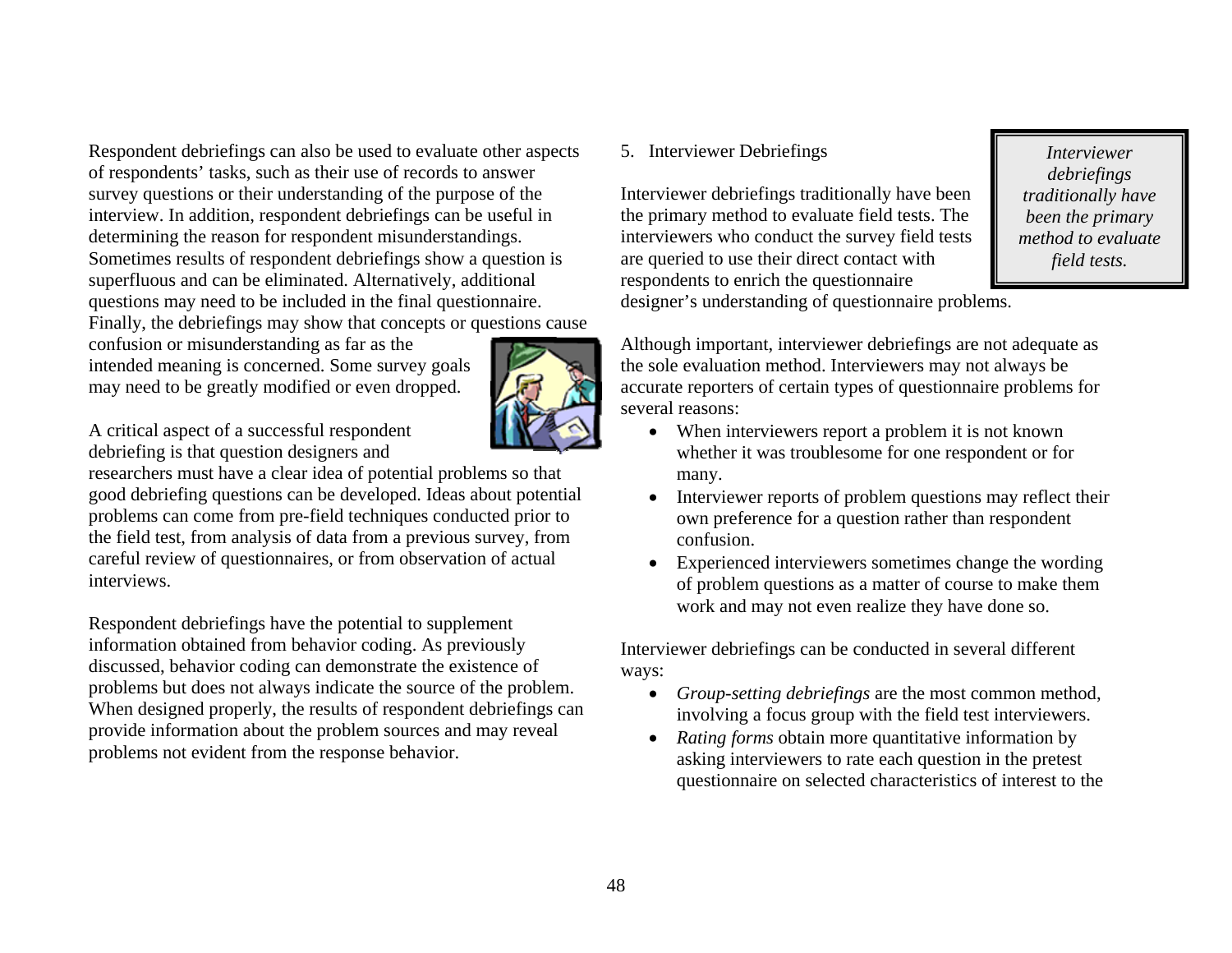Respondent debriefings can also be used to evaluate other aspects of respondents' tasks, such as their use of records to answer survey questions or their understanding of the purpose of the interview. In addition, respondent debriefings can be useful in determining the reason for respondent misunderstandings. Sometimes results of respondent debriefings show a question is superfluous and can be eliminated. Alternatively, additional questions may need to be included in the final questionnaire. Finally, the debriefings may show that concepts or questions cause confusion or misunderstanding as far as the intended meaning is concerned. Some survey goals may need to be greatly modified or even dropped.

A critical aspect of a successful respondent debriefing is that question designers and researchers must have a clear idea of potential problems so that good debriefing questions can be developed. Ideas about potential problems can come from pre-field techniques conducted prior to the field test, from analysis of data from a previous survey, from careful review of questionnaires, or from observation of actual interviews.

Respondent debriefings have the potential to supplement information obtained from behavior coding. As previously discussed, behavior coding can demonstrate the existence of problems but does not always indicate the source of the problem. When designed properly, the results of respondent debriefings can provide information about the problem sources and may reveal problems not evident from the response behavior.

5. Interviewer Debriefings

*Interviewer debriefings traditionally have been the primary method to evaluate field tests.*

Interviewer debriefings traditionally have been the primary method to evaluate field tests. The interviewers who conduct the survey field tests are queried to use their direct contact with respondents to enrich the questionnaire designer's understanding of questionnaire problems.

Although important, interviewer debriefings are not adequate as the sole evaluation method. Interviewers may not always be accurate reporters of certain types of questionnaire problems for several reasons:

- When interviewers report a problem it is not known whether it was troublesome for one respondent or for many.
- Interviewer reports of problem questions may reflect their own preference for a question rather than respondent confusion.
- Experienced interviewers sometimes change the wording of problem questions as a matter of course to make them work and may not even realize they have done so.

Interviewer debriefings can be conducted in several different ways:

- *Group-setting debriefings* are the most common method, involving a focus group with the field test interviewers.
- *Rating forms* obtain more quantitative information by asking interviewers to rate each question in the pretest questionnaire on selected characteristics of interest to the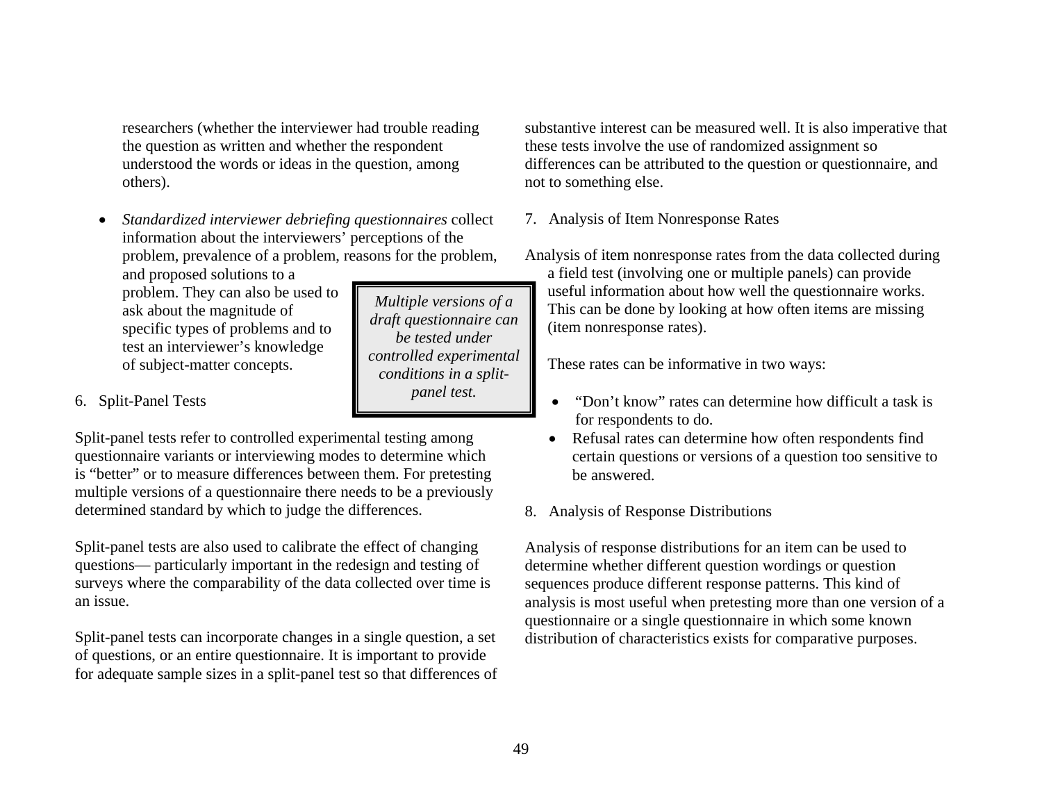researchers (whether the interviewer had trouble reading the question as written and whether the respondent understood the words or ideas in the question, among others).

- *Standardized interviewer debriefing questionnaires* collect information about the interviewers' perceptions of the problem, prevalence of a problem, reasons for the problem, and proposed solutions to a problem. They can also be used to ask about the magnitude of specific types of problems and to test an interviewer's knowledge of subject-matter concepts.

> *Multiple versions of a draft questionnaire can be tested under controlled experimental conditions in a split-panel test.*

6. Split-Panel Tests

Split-panel tests refer to controlled experimental testing among questionnaire variants or interviewing modes to determine which is "better" or to measure differences between them. For pretesting multiple versions of a questionnaire there needs to be a previously determined standard by which to judge the differences.

Split-panel tests are also used to calibrate the effect of changing questions— particularly important in the redesign and testing of surveys where the comparability of the data collected over time is an issue.

Split-panel tests can incorporate changes in a single question, a set of questions, or an entire questionnaire. It is important to provide for adequate sample sizes in a split-panel test so that differences of substantive interest can be measured well. It is also imperative that these tests involve the use of randomized assignment so differences can be attributed to the question or questionnaire, and not to something else.

7. Analysis of Item Nonresponse Rates

Analysis of item nonresponse rates from the data collected during a field test (involving one or multiple panels) can provide useful information about how well the questionnaire works. This can be done by looking at how often items are missing (item nonresponse rates).

These rates can be informative in two ways:

- "Don't know" rates can determine how difficult a task is for respondents to do.
- Refusal rates can determine how often respondents find certain questions or versions of a question too sensitive to be answered.

8. Analysis of Response Distributions

Analysis of response distributions for an item can be used to determine whether different question wordings or question sequences produce different response patterns. This kind of analysis is most useful when pretesting more than one version of a questionnaire or a single questionnaire in which some known distribution of characteristics exists for comparative purposes.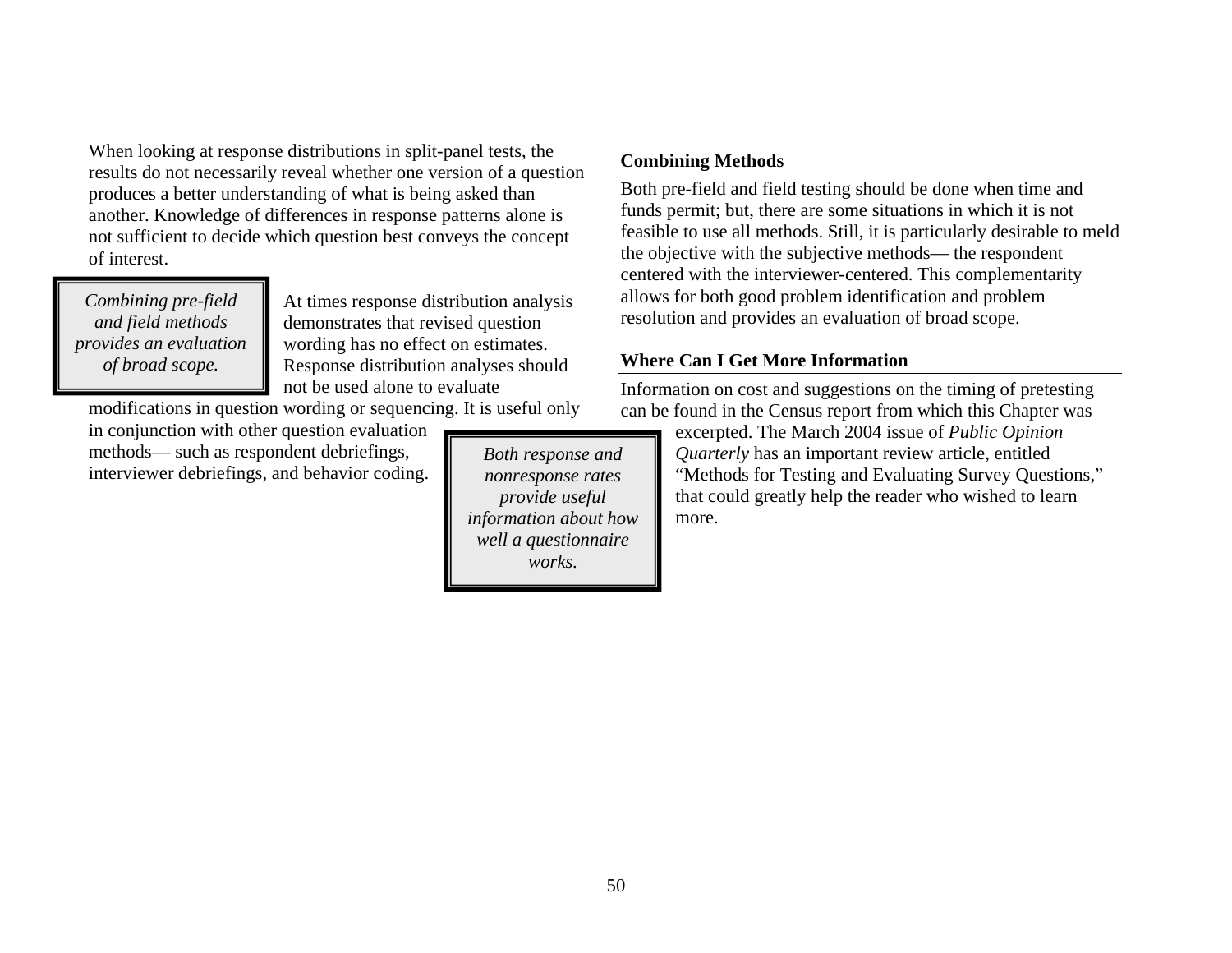When looking at response distributions in split-panel tests, the results do not necessarily reveal whether one version of a question produces a better understanding of what is being asked than another. Knowledge of differences in response patterns alone is not sufficient to decide which question best conveys the concept of interest.

> *Combining pre-field and field methods provides an evaluation of broad scope.*

At times response distribution analysis demonstrates that revised question wording has no effect on estimates. Response distribution analyses should not be used alone to evaluate modifications in question wording or sequencing. It is useful only in conjunction with other question evaluation methods— such as respondent debriefings, interviewer debriefings, and behavior coding.

> *Both response and nonresponse rates provide useful information about how well a questionnaire works.*

**Combining Methods**

Both pre-field and field testing should be done when time and funds permit; but, there are some situations in which it is not feasible to use all methods. Still, it is particularly desirable to meld the objective with the subjective methods— the respondent centered with the interviewer-centered. This complementarity allows for both good problem identification and problem resolution and provides an evaluation of broad scope.

**Where Can I Get More Information**

Information on cost and suggestions on the timing of pretesting can be found in the Census report from which this Chapter was excerpted. The March 2004 issue of *Public Opinion Quarterly* has an important review article, entitled "Methods for Testing and Evaluating Survey Questions," that could greatly help the reader who wished to learn more.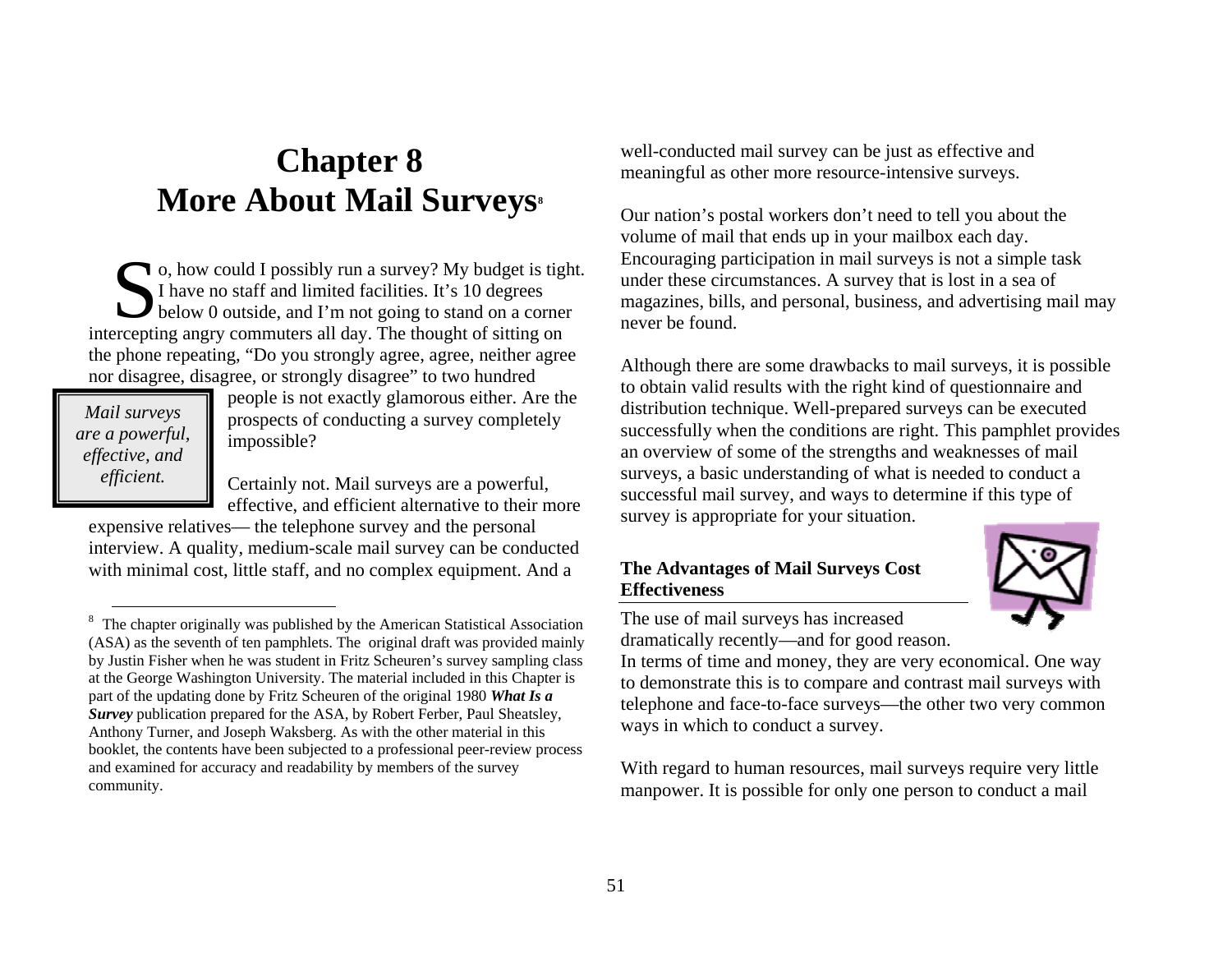# Chapter 8 More About Mail Surveys[8]

So, how could I possibly run a survey? My budget is tight. I have no staff and limited facilities. It's 10 degrees below 0 outside, and I'm not going to stand on a corner intercepting angry commuters all day. The thought of sitting on the phone repeating, "Do you strongly agree, agree, neither agree nor disagree, disagree, or strongly disagree" to two hundred people is not exactly glamorous either. Are the prospects of conducting a survey completely impossible?

> *Mail surveys are a powerful, effective, and efficient.*

Certainly not. Mail surveys are a powerful, effective, and efficient alternative to their more expensive relatives— the telephone survey and the personal interview. A quality, medium-scale mail survey can be conducted with minimal cost, little staff, and no complex equipment. And a well-conducted mail survey can be just as effective and meaningful as other more resource-intensive surveys.

Our nation's postal workers don't need to tell you about the volume of mail that ends up in your mailbox each day. Encouraging participation in mail surveys is not a simple task under these circumstances. A survey that is lost in a sea of magazines, bills, and personal, business, and advertising mail may never be found.

Although there are some drawbacks to mail surveys, it is possible to obtain valid results with the right kind of questionnaire and distribution technique. Well-prepared surveys can be executed successfully when the conditions are right. This pamphlet provides an overview of some of the strengths and weaknesses of mail surveys, a basic understanding of what is needed to conduct a successful mail survey, and ways to determine if this type of survey is appropriate for your situation.

**The Advantages of Mail Surveys Cost Effectiveness**

The use of mail surveys has increased dramatically recently—and for good reason. In terms of time and money, they are very economical. One way to demonstrate this is to compare and contrast mail surveys with telephone and face-to-face surveys—the other two very common ways in which to conduct a survey.

With regard to human resources, mail surveys require very little manpower. It is possible for only one person to conduct a mail

---

[8] The chapter originally was published by the American Statistical Association (ASA) as the seventh of ten pamphlets. The original draft was provided mainly by Justin Fisher when he was student in Fritz Scheuren's survey sampling class at the George Washington University. The material included in this Chapter is part of the updating done by Fritz Scheuren of the original 1980 ***What Is a Survey*** publication prepared for the ASA, by Robert Ferber, Paul Sheatsley, Anthony Turner, and Joseph Waksberg. As with the other material in this booklet, the contents have been subjected to a professional peer-review process and examined for accuracy and readability by members of the survey community.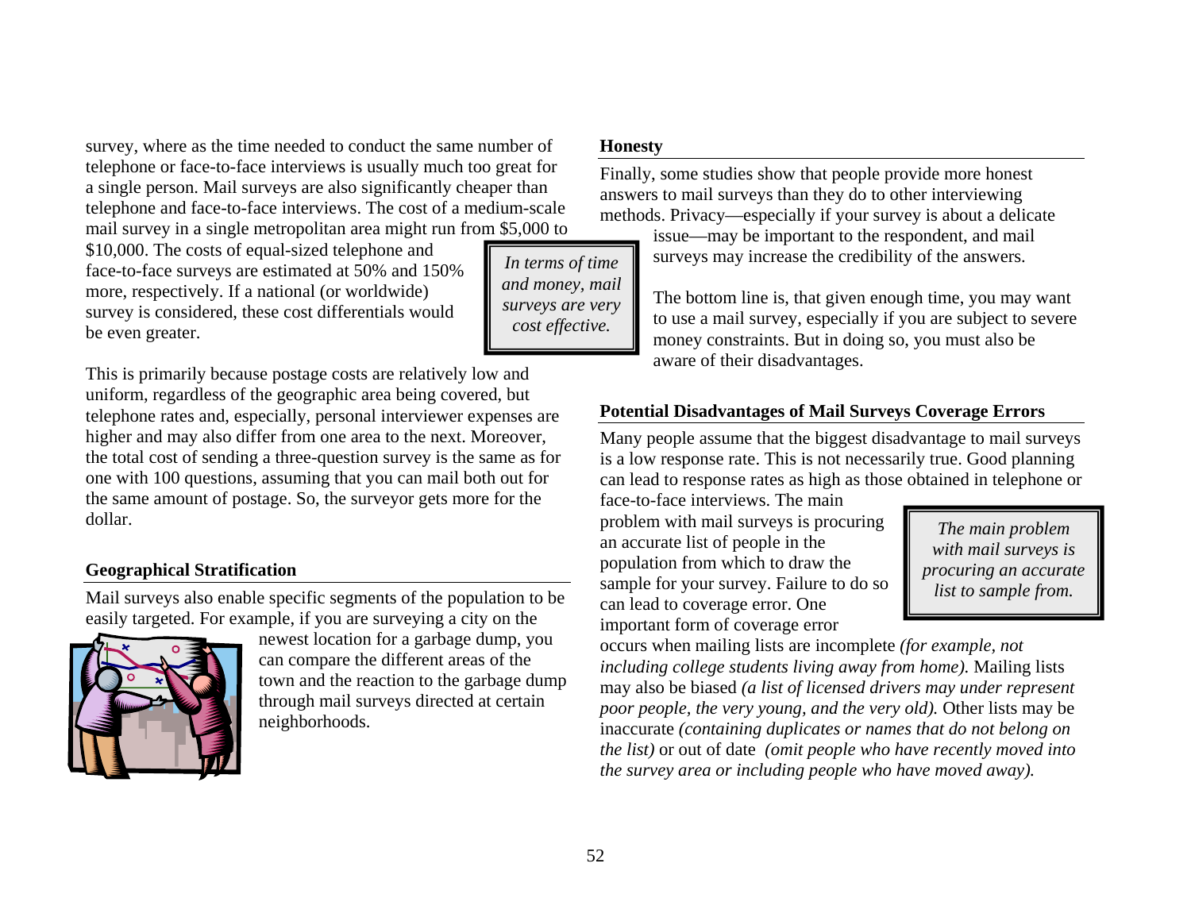survey, where as the time needed to conduct the same number of telephone or face-to-face interviews is usually much too great for a single person. Mail surveys are also significantly cheaper than telephone and face-to-face interviews. The cost of a medium-scale mail survey in a single metropolitan area might run from $5,000 to $10,000. The costs of equal-sized telephone and face-to-face surveys are estimated at 50% and 150% more, respectively. If a national (or worldwide) survey is considered, these cost differentials would be even greater.

> *In terms of time and money, mail surveys are very cost effective.*

This is primarily because postage costs are relatively low and uniform, regardless of the geographic area being covered, but telephone rates and, especially, personal interviewer expenses are higher and may also differ from one area to the next. Moreover, the total cost of sending a three-question survey is the same as for one with 100 questions, assuming that you can mail both out for the same amount of postage. So, the surveyor gets more for the dollar.

**Geographical Stratification**

Mail surveys also enable specific segments of the population to be easily targeted. For example, if you are surveying a city on the newest location for a garbage dump, you can compare the different areas of the town and the reaction to the garbage dump through mail surveys directed at certain neighborhoods.

**Honesty**

Finally, some studies show that people provide more honest answers to mail surveys than they do to other interviewing methods. Privacy—especially if your survey is about a delicate issue—may be important to the respondent, and mail surveys may increase the credibility of the answers.

The bottom line is, that given enough time, you may want to use a mail survey, especially if you are subject to severe money constraints. But in doing so, you must also be aware of their disadvantages.

**Potential Disadvantages of Mail Surveys Coverage Errors**

Many people assume that the biggest disadvantage to mail surveys is a low response rate. This is not necessarily true. Good planning can lead to response rates as high as those obtained in telephone or face-to-face interviews. The main problem with mail surveys is procuring an accurate list of people in the population from which to draw the sample for your survey. Failure to do so can lead to coverage error. One important form of coverage error occurs when mailing lists are incomplete *(for example, not including college students living away from home).* Mailing lists may also be biased *(a list of licensed drivers may under represent poor people, the very young, and the very old).* Other lists may be inaccurate *(containing duplicates or names that do not belong on the list)* or out of date *(omit people who have recently moved into the survey area or including people who have moved away).*

> *The main problem with mail surveys is procuring an accurate list to sample from.*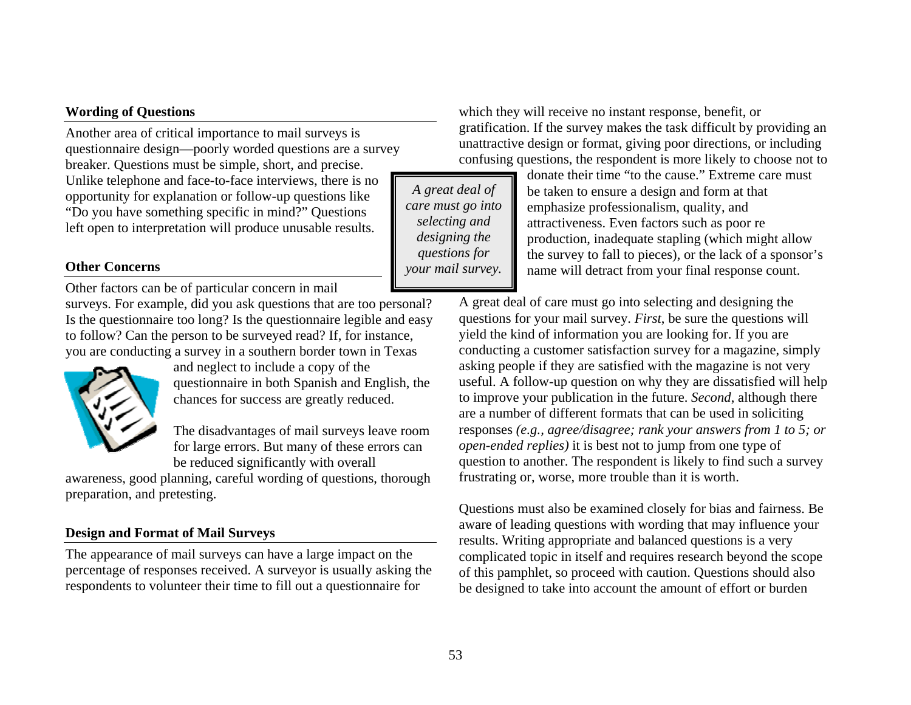### Wording of Questions

Another area of critical importance to mail surveys is questionnaire design—poorly worded questions are a survey breaker. Questions must be simple, short, and precise. Unlike telephone and face-to-face interviews, there is no opportunity for explanation or follow-up questions like "Do you have something specific in mind?" Questions left open to interpretation will produce unusable results.

### Other Concerns

Other factors can be of particular concern in mail surveys. For example, did you ask questions that are too personal? Is the questionnaire too long? Is the questionnaire legible and easy to follow? Can the person to be surveyed read? If, for instance, you are conducting a survey in a southern border town in Texas and neglect to include a copy of the questionnaire in both Spanish and English, the chances for success are greatly reduced.

The disadvantages of mail surveys leave room for large errors. But many of these errors can be reduced significantly with overall awareness, good planning, careful wording of questions, thorough preparation, and pretesting.

### Design and Format of Mail Surveys

The appearance of mail surveys can have a large impact on the percentage of responses received. A surveyor is usually asking the respondents to volunteer their time to fill out a questionnaire for which they will receive no instant response, benefit, or gratification. If the survey makes the task difficult by providing an unattractive design or format, giving poor directions, or including confusing questions, the respondent is more likely to choose not to donate their time "to the cause." Extreme care must be taken to ensure a design and form at that emphasize professionalism, quality, and attractiveness. Even factors such as poor re production, inadequate stapling (which might allow the survey to fall to pieces), or the lack of a sponsor's name will detract from your final response count.

> *A great deal of care must go into selecting and designing the questions for your mail survey.*

A great deal of care must go into selecting and designing the questions for your mail survey. *First*, be sure the questions will yield the kind of information you are looking for. If you are conducting a customer satisfaction survey for a magazine, simply asking people if they are satisfied with the magazine is not very useful. A follow-up question on why they are dissatisfied will help to improve your publication in the future. *Second*, although there are a number of different formats that can be used in soliciting responses *(e.g., agree/disagree; rank your answers from 1 to 5; or open-ended replies)* it is best not to jump from one type of question to another. The respondent is likely to find such a survey frustrating or, worse, more trouble than it is worth.

Questions must also be examined closely for bias and fairness. Be aware of leading questions with wording that may influence your results. Writing appropriate and balanced questions is a very complicated topic in itself and requires research beyond the scope of this pamphlet, so proceed with caution. Questions should also be designed to take into account the amount of effort or burden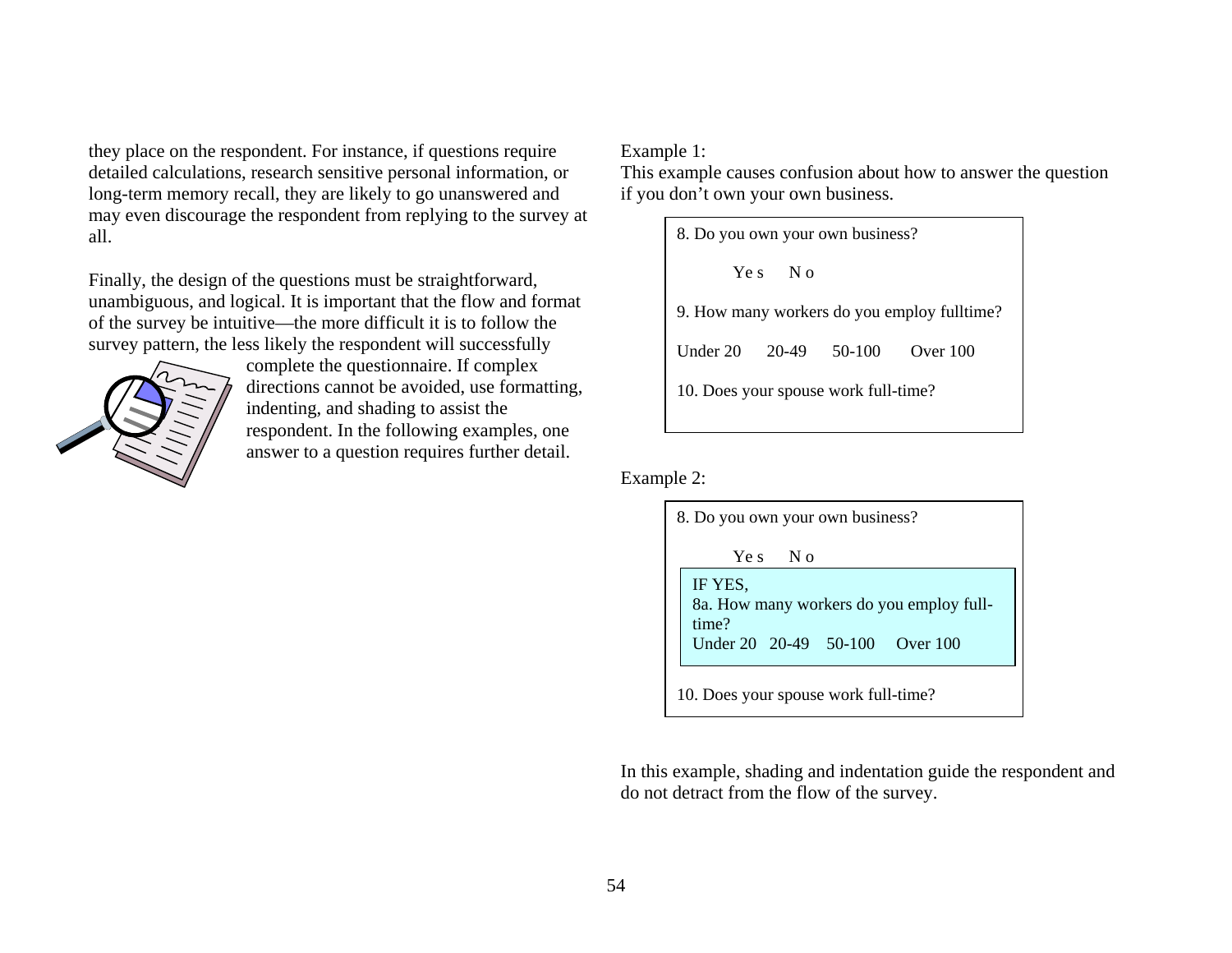they place on the respondent. For instance, if questions require detailed calculations, research sensitive personal information, or long-term memory recall, they are likely to go unanswered and may even discourage the respondent from replying to the survey at all.

Finally, the design of the questions must be straightforward, unambiguous, and logical. It is important that the flow and format of the survey be intuitive—the more difficult it is to follow the survey pattern, the less likely the respondent will successfully complete the questionnaire. If complex directions cannot be avoided, use formatting, indenting, and shading to assist the respondent. In the following examples, one answer to a question requires further detail.

Example 1:
This example causes confusion about how to answer the question if you don't own your own business.

> 8. Do you own your own business?
>
> Yes No
>
> 9. How many workers do you employ fulltime?
>
> Under 20 20-49 50-100 Over 100
>
> 10. Does your spouse work full-time?

Example 2:

> 8. Do you own your own business?
>
> Yes No
>
> > IF YES,
> > 8a. How many workers do you employ full-time?
> > Under 20 20-49 50-100 Over 100
>
> 10. Does your spouse work full-time?

In this example, shading and indentation guide the respondent and do not detract from the flow of the survey.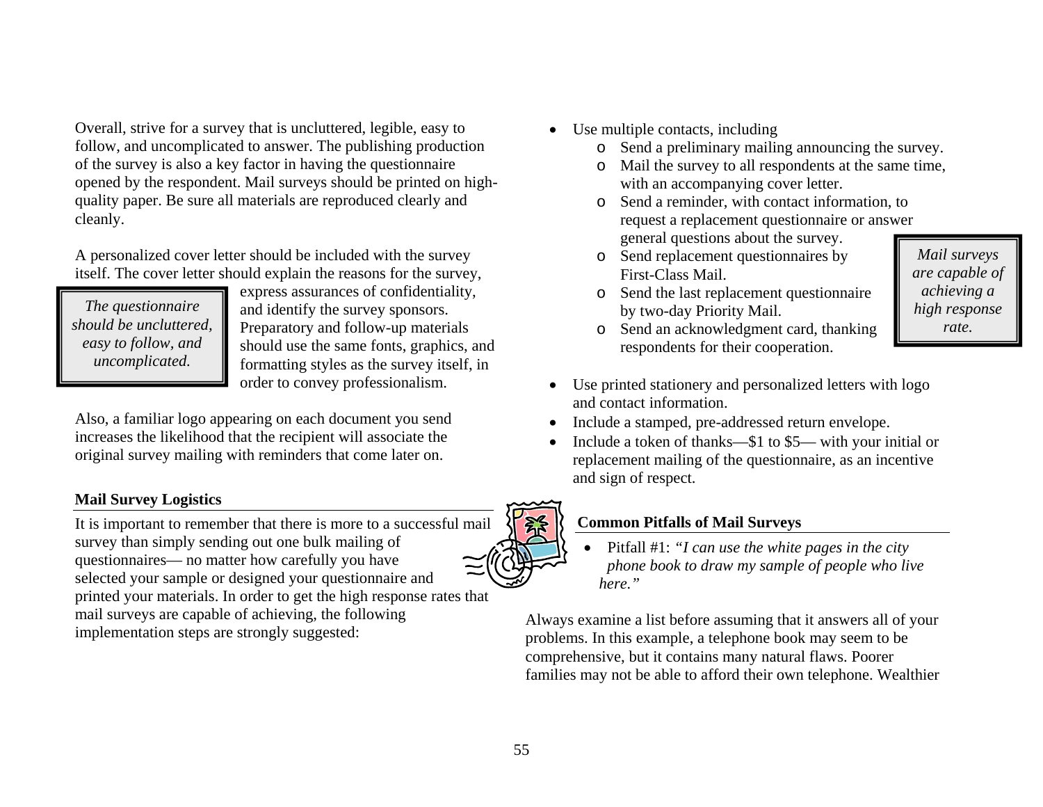Overall, strive for a survey that is uncluttered, legible, easy to follow, and uncomplicated to answer. The publishing production of the survey is also a key factor in having the questionnaire opened by the respondent. Mail surveys should be printed on high-quality paper. Be sure all materials are reproduced clearly and cleanly.

A personalized cover letter should be included with the survey itself. The cover letter should explain the reasons for the survey, express assurances of confidentiality, and identify the survey sponsors. Preparatory and follow-up materials should use the same fonts, graphics, and formatting styles as the survey itself, in order to convey professionalism.

> *The questionnaire should be uncluttered, easy to follow, and uncomplicated.*

Also, a familiar logo appearing on each document you send increases the likelihood that the recipient will associate the original survey mailing with reminders that come later on.

**Mail Survey Logistics**

It is important to remember that there is more to a successful mail survey than simply sending out one bulk mailing of questionnaires— no matter how carefully you have selected your sample or designed your questionnaire and printed your materials. In order to get the high response rates that mail surveys are capable of achieving, the following implementation steps are strongly suggested:

- Use multiple contacts, including
  - Send a preliminary mailing announcing the survey.
  - Mail the survey to all respondents at the same time, with an accompanying cover letter.
  - Send a reminder, with contact information, to request a replacement questionnaire or answer general questions about the survey.
  - Send replacement questionnaires by First-Class Mail.
  - Send the last replacement questionnaire by two-day Priority Mail.
  - Send an acknowledgment card, thanking respondents for their cooperation.

> *Mail surveys are capable of achieving a high response rate.*

- Use printed stationery and personalized letters with logo and contact information.
- Include a stamped, pre-addressed return envelope.
- Include a token of thanks—$1 to $5— with your initial or replacement mailing of the questionnaire, as an incentive and sign of respect.

**Common Pitfalls of Mail Surveys**

- Pitfall #1: *"I can use the white pages in the city phone book to draw my sample of people who live here."*

Always examine a list before assuming that it answers all of your problems. In this example, a telephone book may seem to be comprehensive, but it contains many natural flaws. Poorer families may not be able to afford their own telephone. Wealthier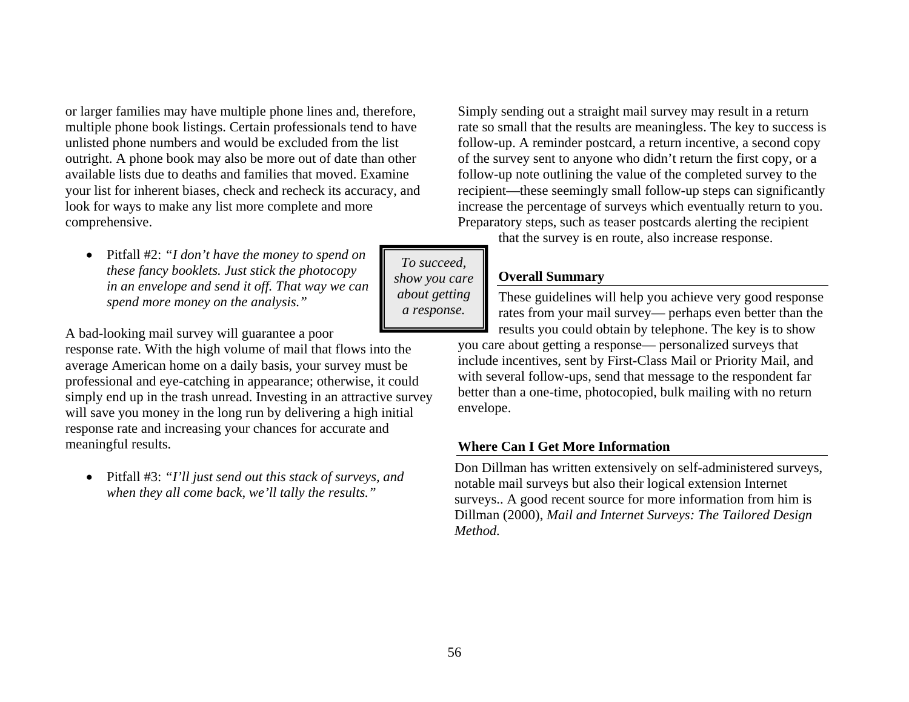or larger families may have multiple phone lines and, therefore, multiple phone book listings. Certain professionals tend to have unlisted phone numbers and would be excluded from the list outright. A phone book may also be more out of date than other available lists due to deaths and families that moved. Examine your list for inherent biases, check and recheck its accuracy, and look for ways to make any list more complete and more comprehensive.

- Pitfall #2: *"I don't have the money to spend on these fancy booklets. Just stick the photocopy in an envelope and send it off. That way we can spend more money on the analysis."*

A bad-looking mail survey will guarantee a poor response rate. With the high volume of mail that flows into the average American home on a daily basis, your survey must be professional and eye-catching in appearance; otherwise, it could simply end up in the trash unread. Investing in an attractive survey will save you money in the long run by delivering a high initial response rate and increasing your chances for accurate and meaningful results.

- Pitfall #3: *"I'll just send out this stack of surveys, and when they all come back, we'll tally the results."*

Simply sending out a straight mail survey may result in a return rate so small that the results are meaningless. The key to success is follow-up. A reminder postcard, a return incentive, a second copy of the survey sent to anyone who didn't return the first copy, or a follow-up note outlining the value of the completed survey to the recipient—these seemingly small follow-up steps can significantly increase the percentage of surveys which eventually return to you. Preparatory steps, such as teaser postcards alerting the recipient that the survey is en route, also increase response.

> *To succeed, show you care about getting a response.*

### Overall Summary

These guidelines will help you achieve very good response rates from your mail survey— perhaps even better than the results you could obtain by telephone. The key is to show you care about getting a response— personalized surveys that include incentives, sent by First-Class Mail or Priority Mail, and with several follow-ups, send that message to the respondent far better than a one-time, photocopied, bulk mailing with no return envelope.

### Where Can I Get More Information

Don Dillman has written extensively on self-administered surveys, notable mail surveys but also their logical extension Internet surveys.. A good recent source for more information from him is Dillman (2000), *Mail and Internet Surveys: The Tailored Design Method.*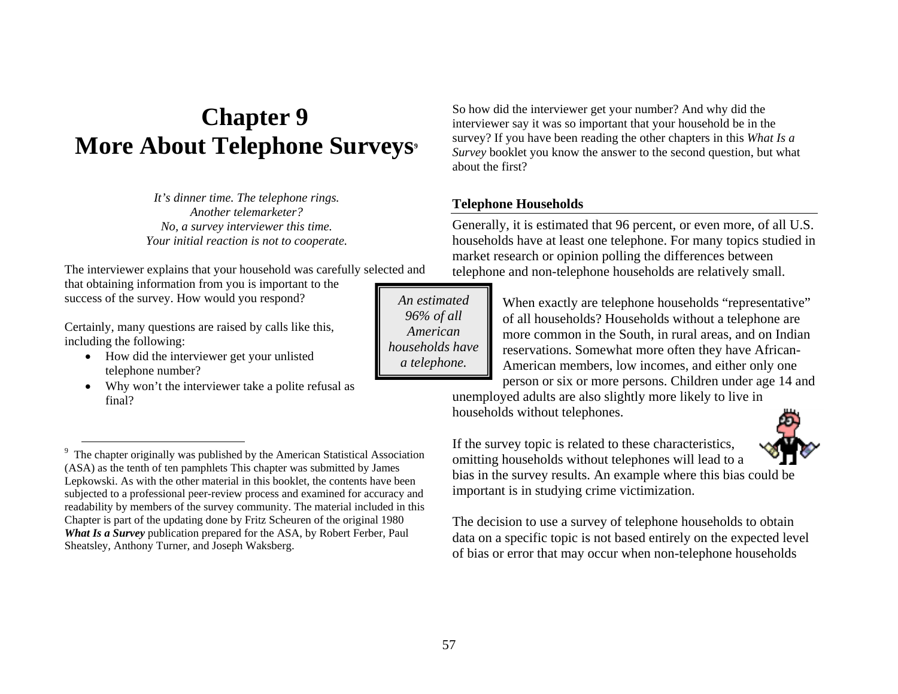# Chapter 9
# More About Telephone Surveys[9]

*It's dinner time. The telephone rings.*
*Another telemarketer?*
*No, a survey interviewer this time.*
*Your initial reaction is not to cooperate.*

The interviewer explains that your household was carefully selected and that obtaining information from you is important to the success of the survey. How would you respond?

Certainly, many questions are raised by calls like this, including the following:

- How did the interviewer get your unlisted telephone number?
- Why won't the interviewer take a polite refusal as final?

So how did the interviewer get your number? And why did the interviewer say it was so important that your household be in the survey? If you have been reading the other chapters in this *What Is a Survey* booklet you know the answer to the second question, but what about the first?

### Telephone Households

Generally, it is estimated that 96 percent, or even more, of all U.S. households have at least one telephone. For many topics studied in market research or opinion polling the differences between telephone and non-telephone households are relatively small.

*An estimated 96% of all American households have a telephone.*

When exactly are telephone households "representative" of all households? Households without a telephone are more common in the South, in rural areas, and on Indian reservations. Somewhat more often they have African-American members, low incomes, and either only one person or six or more persons. Children under age 14 and unemployed adults are also slightly more likely to live in households without telephones.

If the survey topic is related to these characteristics, omitting households without telephones will lead to a bias in the survey results. An example where this bias could be important is in studying crime victimization.

The decision to use a survey of telephone households to obtain data on a specific topic is not based entirely on the expected level of bias or error that may occur when non-telephone households

---

[9] The chapter originally was published by the American Statistical Association (ASA) as the tenth of ten pamphlets This chapter was submitted by James Lepkowski. As with the other material in this booklet, the contents have been subjected to a professional peer-review process and examined for accuracy and readability by members of the survey community. The material included in this Chapter is part of the updating done by Fritz Scheuren of the original 1980 ***What Is a Survey*** publication prepared for the ASA, by Robert Ferber, Paul Sheatsley, Anthony Turner, and Joseph Waksberg.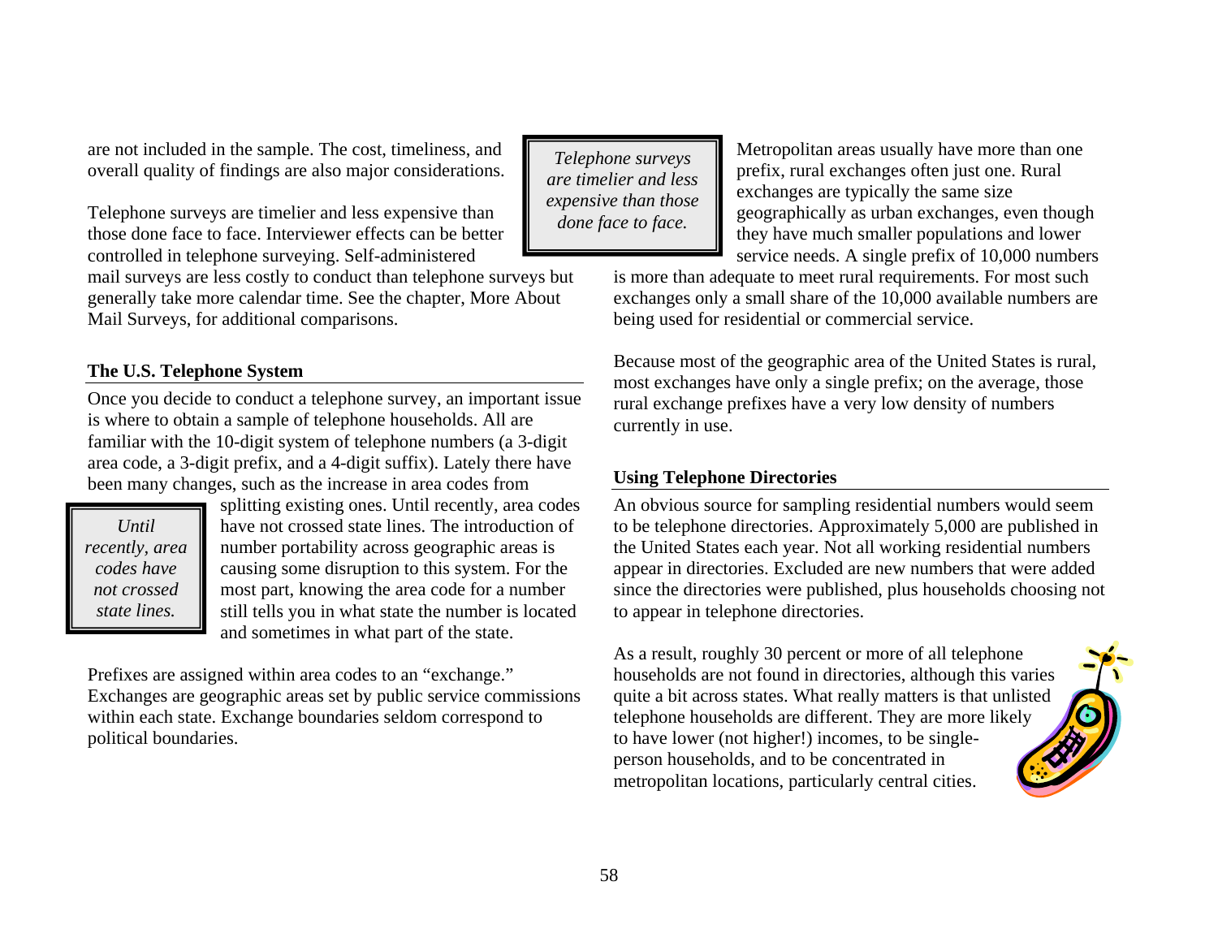are not included in the sample. The cost, timeliness, and overall quality of findings are also major considerations.

Telephone surveys are timelier and less expensive than those done face to face. Interviewer effects can be better controlled in telephone surveying. Self-administered mail surveys are less costly to conduct than telephone surveys but generally take more calendar time. See the chapter, More About Mail Surveys, for additional comparisons.

> *Telephone surveys are timelier and less expensive than those done face to face.*

### The U.S. Telephone System

Once you decide to conduct a telephone survey, an important issue is where to obtain a sample of telephone households. All are familiar with the 10-digit system of telephone numbers (a 3-digit area code, a 3-digit prefix, and a 4-digit suffix). Lately there have been many changes, such as the increase in area codes from splitting existing ones. Until recently, area codes have not crossed state lines. The introduction of number portability across geographic areas is causing some disruption to this system. For the most part, knowing the area code for a number still tells you in what state the number is located and sometimes in what part of the state.

> *Until recently, area codes have not crossed state lines.*

Prefixes are assigned within area codes to an "exchange." Exchanges are geographic areas set by public service commissions within each state. Exchange boundaries seldom correspond to political boundaries.

Metropolitan areas usually have more than one prefix, rural exchanges often just one. Rural exchanges are typically the same size geographically as urban exchanges, even though they have much smaller populations and lower service needs. A single prefix of 10,000 numbers is more than adequate to meet rural requirements. For most such exchanges only a small share of the 10,000 available numbers are being used for residential or commercial service.

Because most of the geographic area of the United States is rural, most exchanges have only a single prefix; on the average, those rural exchange prefixes have a very low density of numbers currently in use.

### Using Telephone Directories

An obvious source for sampling residential numbers would seem to be telephone directories. Approximately 5,000 are published in the United States each year. Not all working residential numbers appear in directories. Excluded are new numbers that were added since the directories were published, plus households choosing not to appear in telephone directories.

As a result, roughly 30 percent or more of all telephone households are not found in directories, although this varies quite a bit across states. What really matters is that unlisted telephone households are different. They are more likely to have lower (not higher!) incomes, to be single-person households, and to be concentrated in metropolitan locations, particularly central cities.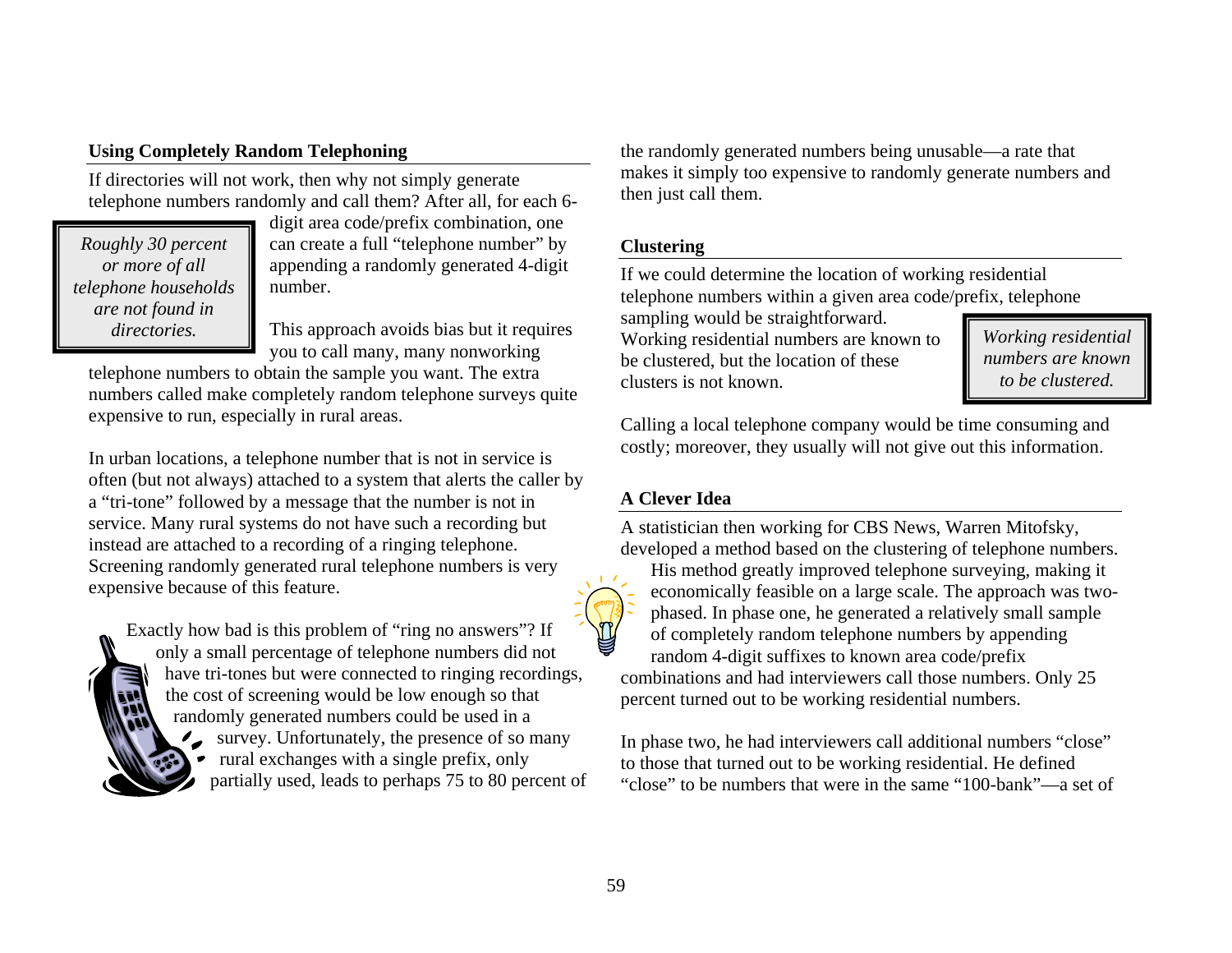### Using Completely Random Telephoning

If directories will not work, then why not simply generate telephone numbers randomly and call them? After all, for each 6-digit area code/prefix combination, one can create a full "telephone number" by appending a randomly generated 4-digit number.

> *Roughly 30 percent or more of all telephone households are not found in directories.*

This approach avoids bias but it requires you to call many, many nonworking telephone numbers to obtain the sample you want. The extra numbers called make completely random telephone surveys quite expensive to run, especially in rural areas.

In urban locations, a telephone number that is not in service is often (but not always) attached to a system that alerts the caller by a "tri-tone" followed by a message that the number is not in service. Many rural systems do not have such a recording but instead are attached to a recording of a ringing telephone. Screening randomly generated rural telephone numbers is very expensive because of this feature.

Exactly how bad is this problem of "ring no answers"? If only a small percentage of telephone numbers did not have tri-tones but were connected to ringing recordings, the cost of screening would be low enough so that randomly generated numbers could be used in a survey. Unfortunately, the presence of so many rural exchanges with a single prefix, only partially used, leads to perhaps 75 to 80 percent of the randomly generated numbers being unusable—a rate that makes it simply too expensive to randomly generate numbers and then just call them.

### Clustering

If we could determine the location of working residential telephone numbers within a given area code/prefix, telephone sampling would be straightforward. Working residential numbers are known to be clustered, but the location of these clusters is not known.

> *Working residential numbers are known to be clustered.*

Calling a local telephone company would be time consuming and costly; moreover, they usually will not give out this information.

### A Clever Idea

A statistician then working for CBS News, Warren Mitofsky, developed a method based on the clustering of telephone numbers. His method greatly improved telephone surveying, making it economically feasible on a large scale. The approach was two-phased. In phase one, he generated a relatively small sample of completely random telephone numbers by appending random 4-digit suffixes to known area code/prefix combinations and had interviewers call those numbers. Only 25 percent turned out to be working residential numbers.

In phase two, he had interviewers call additional numbers "close" to those that turned out to be working residential. He defined "close" to be numbers that were in the same "100-bank"—a set of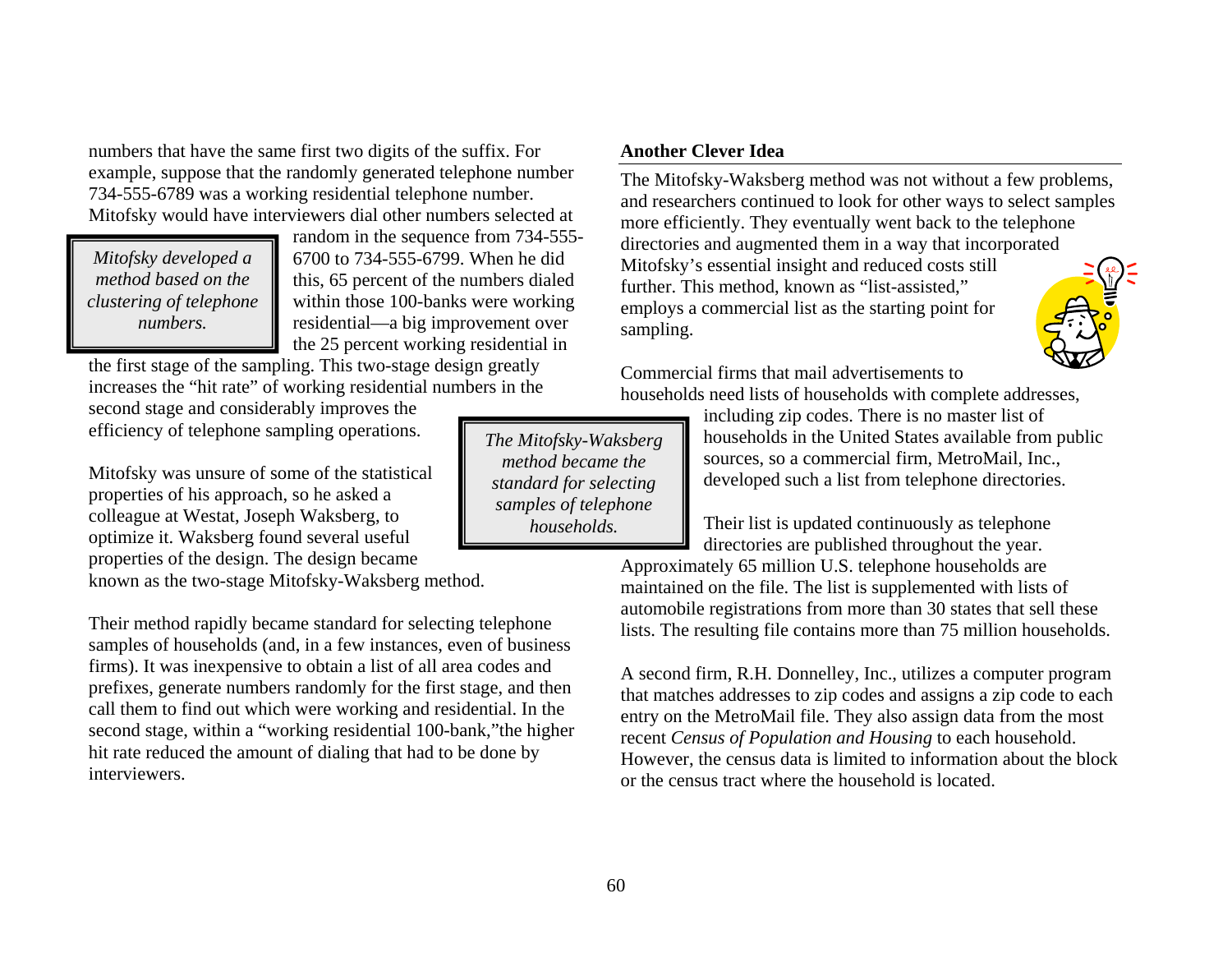numbers that have the same first two digits of the suffix. For example, suppose that the randomly generated telephone number 734-555-6789 was a working residential telephone number. Mitofsky would have interviewers dial other numbers selected at random in the sequence from 734-555-6700 to 734-555-6799. When he did this, 65 percent of the numbers dialed within those 100-banks were working residential—a big improvement over the 25 percent working residential in the first stage of the sampling. This two-stage design greatly increases the "hit rate" of working residential numbers in the second stage and considerably improves the efficiency of telephone sampling operations.

> *Mitofsky developed a method based on the clustering of telephone numbers.*

Mitofsky was unsure of some of the statistical properties of his approach, so he asked a colleague at Westat, Joseph Waksberg, to optimize it. Waksberg found several useful properties of the design. The design became known as the two-stage Mitofsky-Waksberg method.

> *The Mitofsky-Waksberg method became the standard for selecting samples of telephone households.*

Their method rapidly became standard for selecting telephone samples of households (and, in a few instances, even of business firms). It was inexpensive to obtain a list of all area codes and prefixes, generate numbers randomly for the first stage, and then call them to find out which were working and residential. In the second stage, within a "working residential 100-bank,"the higher hit rate reduced the amount of dialing that had to be done by interviewers.

**Another Clever Idea**

The Mitofsky-Waksberg method was not without a few problems, and researchers continued to look for other ways to select samples more efficiently. They eventually went back to the telephone directories and augmented them in a way that incorporated Mitofsky's essential insight and reduced costs still further. This method, known as "list-assisted," employs a commercial list as the starting point for sampling.

Commercial firms that mail advertisements to households need lists of households with complete addresses, including zip codes. There is no master list of households in the United States available from public sources, so a commercial firm, MetroMail, Inc., developed such a list from telephone directories.

Their list is updated continuously as telephone directories are published throughout the year. Approximately 65 million U.S. telephone households are maintained on the file. The list is supplemented with lists of automobile registrations from more than 30 states that sell these lists. The resulting file contains more than 75 million households.

A second firm, R.H. Donnelley, Inc., utilizes a computer program that matches addresses to zip codes and assigns a zip code to each entry on the MetroMail file. They also assign data from the most recent *Census of Population and Housing* to each household. However, the census data is limited to information about the block or the census tract where the household is located.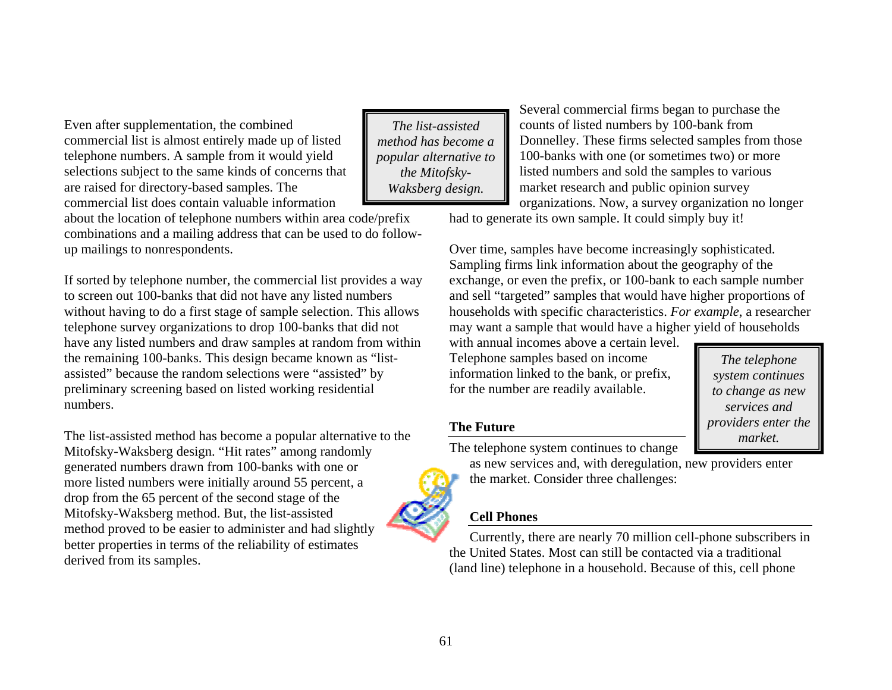Even after supplementation, the combined commercial list is almost entirely made up of listed telephone numbers. A sample from it would yield selections subject to the same kinds of concerns that are raised for directory-based samples. The commercial list does contain valuable information about the location of telephone numbers within area code/prefix combinations and a mailing address that can be used to do follow-up mailings to nonrespondents.

If sorted by telephone number, the commercial list provides a way to screen out 100-banks that did not have any listed numbers without having to do a first stage of sample selection. This allows telephone survey organizations to drop 100-banks that did not have any listed numbers and draw samples at random from within the remaining 100-banks. This design became known as "list-assisted" because the random selections were "assisted" by preliminary screening based on listed working residential numbers.

The list-assisted method has become a popular alternative to the Mitofsky-Waksberg design. "Hit rates" among randomly generated numbers drawn from 100-banks with one or more listed numbers were initially around 55 percent, a drop from the 65 percent of the second stage of the Mitofsky-Waksberg method. But, the list-assisted method proved to be easier to administer and had slightly better properties in terms of the reliability of estimates derived from its samples.

*The list-assisted method has become a popular alternative to the Mitofsky-Waksberg design.*

Several commercial firms began to purchase the counts of listed numbers by 100-bank from Donnelley. These firms selected samples from those 100-banks with one (or sometimes two) or more listed numbers and sold the samples to various market research and public opinion survey organizations. Now, a survey organization no longer had to generate its own sample. It could simply buy it!

Over time, samples have become increasingly sophisticated. Sampling firms link information about the geography of the exchange, or even the prefix, or 100-bank to each sample number and sell "targeted" samples that would have higher proportions of households with specific characteristics. *For example*, a researcher may want a sample that would have a higher yield of households with annual incomes above a certain level. Telephone samples based on income information linked to the bank, or prefix, for the number are readily available.

*The telephone system continues to change as new services and providers enter the market.*

### The Future

The telephone system continues to change as new services and, with deregulation, new providers enter the market. Consider three challenges:

### Cell Phones

Currently, there are nearly 70 million cell-phone subscribers in the United States. Most can still be contacted via a traditional (land line) telephone in a household. Because of this, cell phone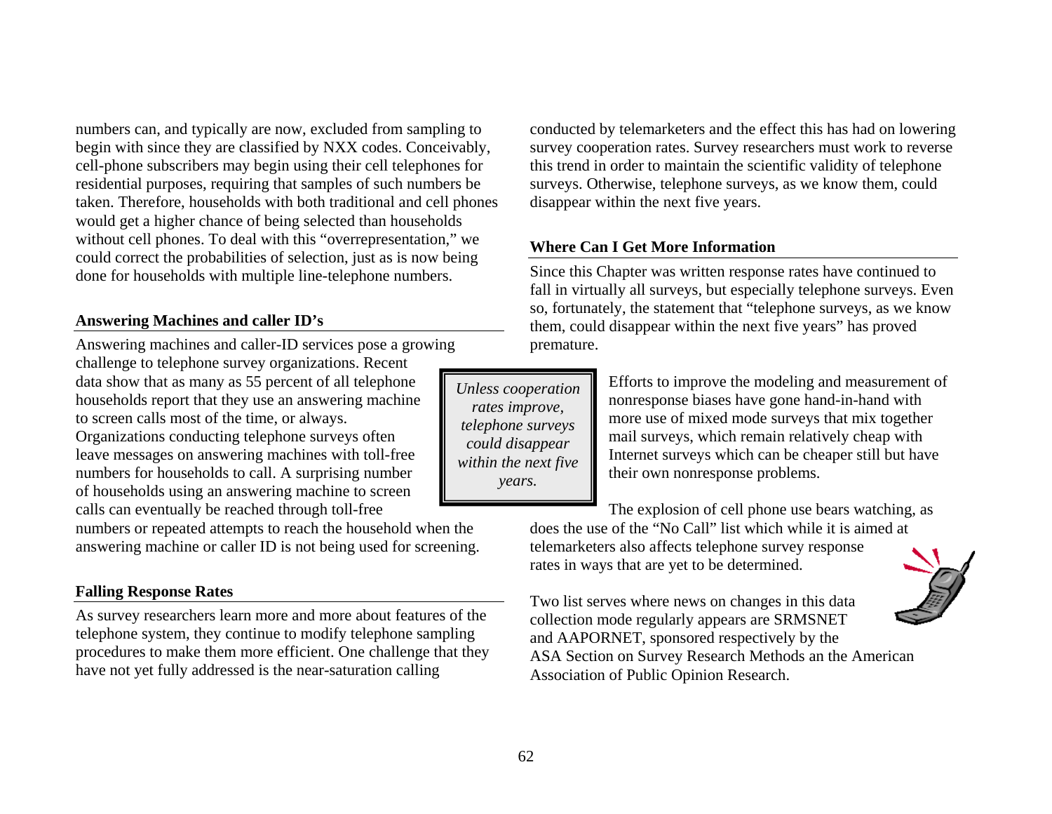numbers can, and typically are now, excluded from sampling to begin with since they are classified by NXX codes. Conceivably, cell-phone subscribers may begin using their cell telephones for residential purposes, requiring that samples of such numbers be taken. Therefore, households with both traditional and cell phones would get a higher chance of being selected than households without cell phones. To deal with this "overrepresentation," we could correct the probabilities of selection, just as is now being done for households with multiple line-telephone numbers.

## Answering Machines and caller ID's

Answering machines and caller-ID services pose a growing challenge to telephone survey organizations. Recent data show that as many as 55 percent of all telephone households report that they use an answering machine to screen calls most of the time, or always. Organizations conducting telephone surveys often leave messages on answering machines with toll-free numbers for households to call. A surprising number of households using an answering machine to screen calls can eventually be reached through toll-free numbers or repeated attempts to reach the household when the answering machine or caller ID is not being used for screening.

## Falling Response Rates

As survey researchers learn more and more about features of the telephone system, they continue to modify telephone sampling procedures to make them more efficient. One challenge that they have not yet fully addressed is the near-saturation calling conducted by telemarketers and the effect this has had on lowering survey cooperation rates. Survey researchers must work to reverse this trend in order to maintain the scientific validity of telephone surveys. Otherwise, telephone surveys, as we know them, could disappear within the next five years.

> *Unless cooperation rates improve, telephone surveys could disappear within the next five years.*

## Where Can I Get More Information

Since this Chapter was written response rates have continued to fall in virtually all surveys, but especially telephone surveys. Even so, fortunately, the statement that "telephone surveys, as we know them, could disappear within the next five years" has proved premature.

Efforts to improve the modeling and measurement of nonresponse biases have gone hand-in-hand with more use of mixed mode surveys that mix together mail surveys, which remain relatively cheap with Internet surveys which can be cheaper still but have their own nonresponse problems.

The explosion of cell phone use bears watching, as does the use of the "No Call" list which while it is aimed at telemarketers also affects telephone survey response rates in ways that are yet to be determined.

Two list serves where news on changes in this data collection mode regularly appears are SRMSNET and AAPORNET, sponsored respectively by the ASA Section on Survey Research Methods an the American Association of Public Opinion Research.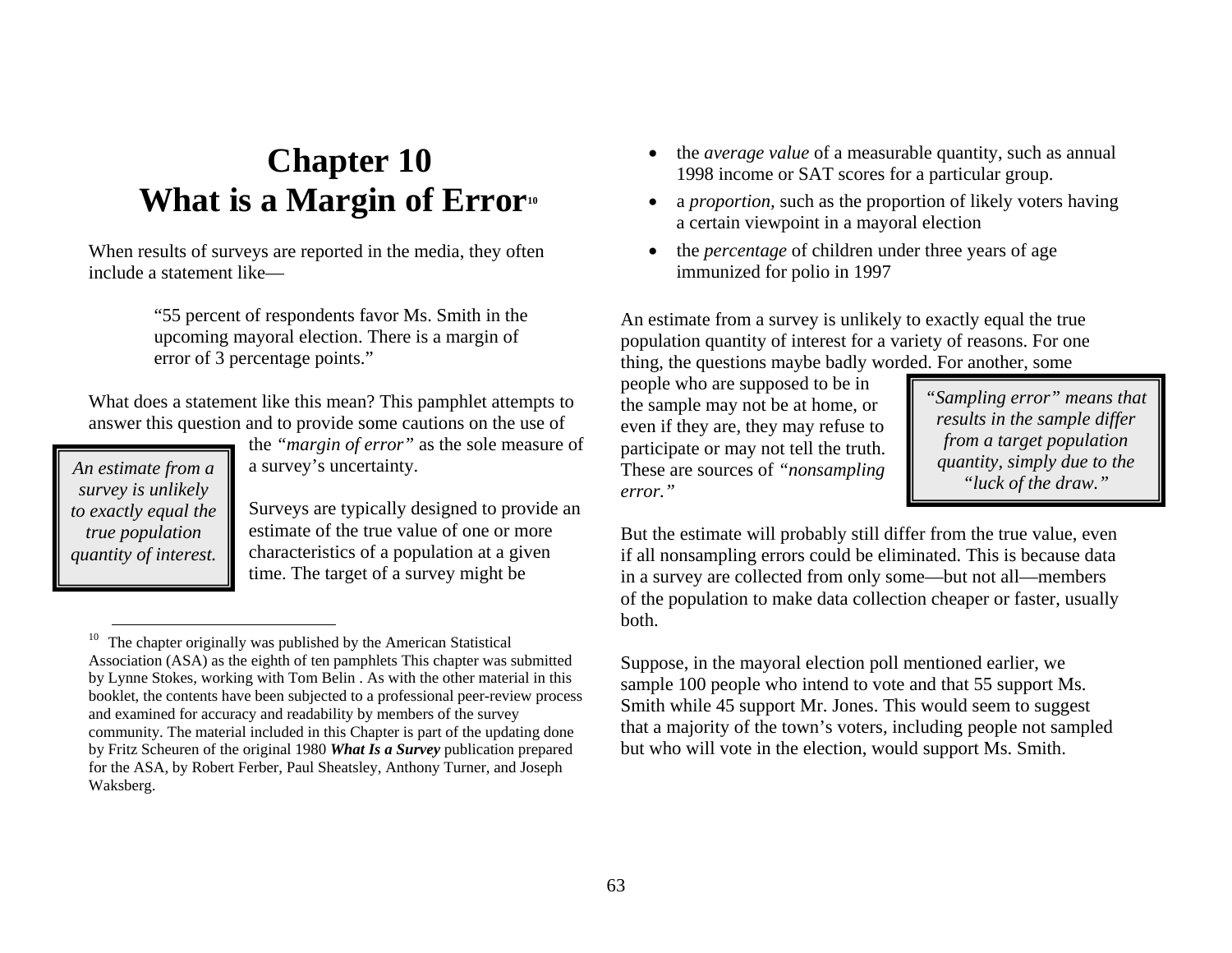# Chapter 10
# What is a Margin of Error[10]

When results of surveys are reported in the media, they often include a statement like—

> "55 percent of respondents favor Ms. Smith in the upcoming mayoral election. There is a margin of error of 3 percentage points."

What does a statement like this mean? This pamphlet attempts to answer this question and to provide some cautions on the use of the *"margin of error"* as the sole measure of a survey's uncertainty.

> *An estimate from a survey is unlikely to exactly equal the true population quantity of interest.*

Surveys are typically designed to provide an estimate of the true value of one or more characteristics of a population at a given time. The target of a survey might be

- the *average value* of a measurable quantity, such as annual 1998 income or SAT scores for a particular group.
- a *proportion,* such as the proportion of likely voters having a certain viewpoint in a mayoral election
- the *percentage* of children under three years of age immunized for polio in 1997

An estimate from a survey is unlikely to exactly equal the true population quantity of interest for a variety of reasons. For one thing, the questions maybe badly worded. For another, some people who are supposed to be in the sample may not be at home, or even if they are, they may refuse to participate or may not tell the truth. These are sources of *"nonsampling error."*

> *"Sampling error" means that results in the sample differ from a target population quantity, simply due to the "luck of the draw."*

But the estimate will probably still differ from the true value, even if all nonsampling errors could be eliminated. This is because data in a survey are collected from only some—but not all—members of the population to make data collection cheaper or faster, usually both.

Suppose, in the mayoral election poll mentioned earlier, we sample 100 people who intend to vote and that 55 support Ms. Smith while 45 support Mr. Jones. This would seem to suggest that a majority of the town's voters, including people not sampled but who will vote in the election, would support Ms. Smith.

---

[10] The chapter originally was published by the American Statistical Association (ASA) as the eighth of ten pamphlets This chapter was submitted by Lynne Stokes, working with Tom Belin . As with the other material in this booklet, the contents have been subjected to a professional peer-review process and examined for accuracy and readability by members of the survey community. The material included in this Chapter is part of the updating done by Fritz Scheuren of the original 1980 ***What Is a Survey*** publication prepared for the ASA, by Robert Ferber, Paul Sheatsley, Anthony Turner, and Joseph Waksberg.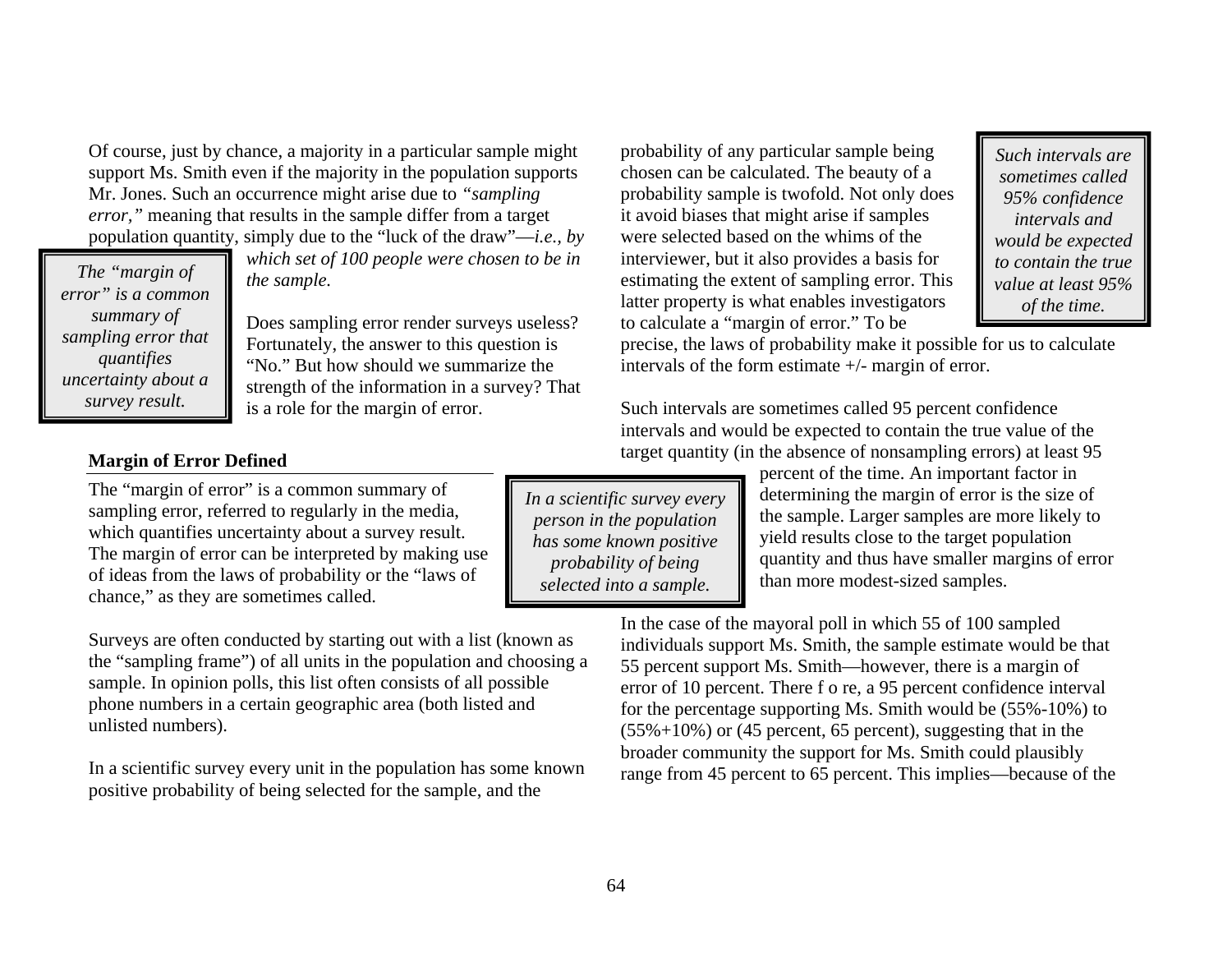Of course, just by chance, a majority in a particular sample might support Ms. Smith even if the majority in the population supports Mr. Jones. Such an occurrence might arise due to *"sampling error,"* meaning that results in the sample differ from a target population quantity, simply due to the "luck of the draw"—*i.e., by which set of 100 people were chosen to be in the sample.*

> *The "margin of error" is a common summary of sampling error that quantifies uncertainty about a survey result.*

Does sampling error render surveys useless? Fortunately, the answer to this question is "No." But how should we summarize the strength of the information in a survey? That is a role for the margin of error.

### Margin of Error Defined

The "margin of error" is a common summary of sampling error, referred to regularly in the media, which quantifies uncertainty about a survey result. The margin of error can be interpreted by making use of ideas from the laws of probability or the "laws of chance," as they are sometimes called.

Surveys are often conducted by starting out with a list (known as the "sampling frame") of all units in the population and choosing a sample. In opinion polls, this list often consists of all possible phone numbers in a certain geographic area (both listed and unlisted numbers).

In a scientific survey every unit in the population has some known positive probability of being selected for the sample, and the probability of any particular sample being chosen can be calculated. The beauty of a probability sample is twofold. Not only does it avoid biases that might arise if samples were selected based on the whims of the interviewer, but it also provides a basis for estimating the extent of sampling error. This latter property is what enables investigators to calculate a "margin of error." To be precise, the laws of probability make it possible for us to calculate intervals of the form estimate +/- margin of error.

> *In a scientific survey every person in the population has some known positive probability of being selected into a sample.*

> *Such intervals are sometimes called 95% confidence intervals and would be expected to contain the true value at least 95% of the time.*

Such intervals are sometimes called 95 percent confidence intervals and would be expected to contain the true value of the target quantity (in the absence of nonsampling errors) at least 95 percent of the time. An important factor in determining the margin of error is the size of the sample. Larger samples are more likely to yield results close to the target population quantity and thus have smaller margins of error than more modest-sized samples.

In the case of the mayoral poll in which 55 of 100 sampled individuals support Ms. Smith, the sample estimate would be that 55 percent support Ms. Smith—however, there is a margin of error of 10 percent. There f o re, a 95 percent confidence interval for the percentage supporting Ms. Smith would be (55%-10%) to (55%+10%) or (45 percent, 65 percent), suggesting that in the broader community the support for Ms. Smith could plausibly range from 45 percent to 65 percent. This implies—because of the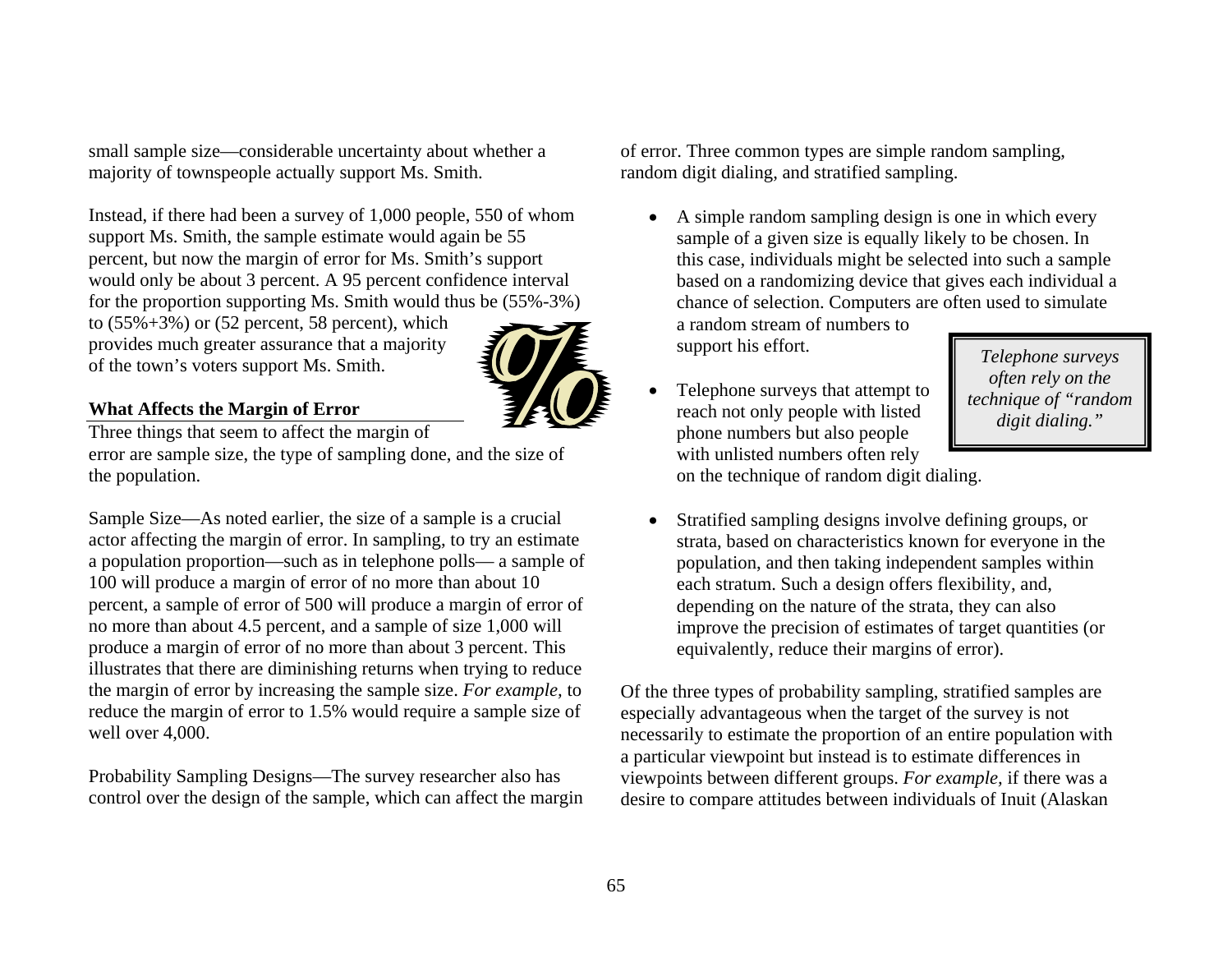small sample size—considerable uncertainty about whether a majority of townspeople actually support Ms. Smith.

Instead, if there had been a survey of 1,000 people, 550 of whom support Ms. Smith, the sample estimate would again be 55 percent, but now the margin of error for Ms. Smith's support would only be about 3 percent. A 95 percent confidence interval for the proportion supporting Ms. Smith would thus be (55%-3%) to (55%+3%) or (52 percent, 58 percent), which provides much greater assurance that a majority of the town's voters support Ms. Smith.

### What Affects the Margin of Error

Three things that seem to affect the margin of error are sample size, the type of sampling done, and the size of the population.

Sample Size—As noted earlier, the size of a sample is a crucial actor affecting the margin of error. In sampling, to try an estimate a population proportion—such as in telephone polls— a sample of 100 will produce a margin of error of no more than about 10 percent, a sample of error of 500 will produce a margin of error of no more than about 4.5 percent, and a sample of size 1,000 will produce a margin of error of no more than about 3 percent. This illustrates that there are diminishing returns when trying to reduce the margin of error by increasing the sample size. *For example,* to reduce the margin of error to 1.5% would require a sample size of well over 4,000.

Probability Sampling Designs—The survey researcher also has control over the design of the sample, which can affect the margin of error. Three common types are simple random sampling, random digit dialing, and stratified sampling.

- A simple random sampling design is one in which every sample of a given size is equally likely to be chosen. In this case, individuals might be selected into such a sample based on a randomizing device that gives each individual a chance of selection. Computers are often used to simulate a random stream of numbers to support his effort.

- Telephone surveys that attempt to reach not only people with listed phone numbers but also people with unlisted numbers often rely on the technique of random digit dialing.

> *Telephone surveys often rely on the technique of "random digit dialing."*

- Stratified sampling designs involve defining groups, or strata, based on characteristics known for everyone in the population, and then taking independent samples within each stratum. Such a design offers flexibility, and, depending on the nature of the strata, they can also improve the precision of estimates of target quantities (or equivalently, reduce their margins of error).

Of the three types of probability sampling, stratified samples are especially advantageous when the target of the survey is not necessarily to estimate the proportion of an entire population with a particular viewpoint but instead is to estimate differences in viewpoints between different groups. *For example,* if there was a desire to compare attitudes between individuals of Inuit (Alaskan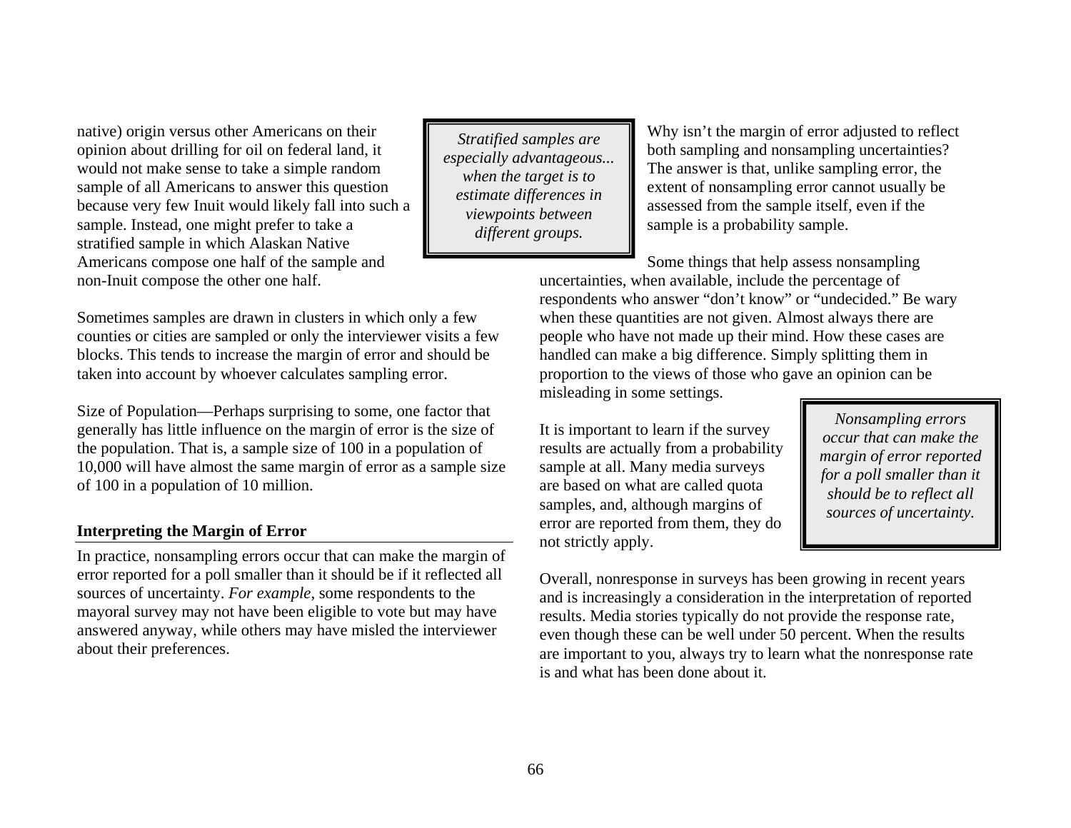native) origin versus other Americans on their opinion about drilling for oil on federal land, it would not make sense to take a simple random sample of all Americans to answer this question because very few Inuit would likely fall into such a sample. Instead, one might prefer to take a stratified sample in which Alaskan Native Americans compose one half of the sample and non-Inuit compose the other one half.

> *Stratified samples are especially advantageous... when the target is to estimate differences in viewpoints between different groups.*

Sometimes samples are drawn in clusters in which only a few counties or cities are sampled or only the interviewer visits a few blocks. This tends to increase the margin of error and should be taken into account by whoever calculates sampling error.

Size of Population—Perhaps surprising to some, one factor that generally has little influence on the margin of error is the size of the population. That is, a sample size of 100 in a population of 10,000 will have almost the same margin of error as a sample size of 100 in a population of 10 million.

**Interpreting the Margin of Error**

In practice, nonsampling errors occur that can make the margin of error reported for a poll smaller than it should be if it reflected all sources of uncertainty. *For example*, some respondents to the mayoral survey may not have been eligible to vote but may have answered anyway, while others may have misled the interviewer about their preferences.

Why isn't the margin of error adjusted to reflect both sampling and nonsampling uncertainties? The answer is that, unlike sampling error, the extent of nonsampling error cannot usually be assessed from the sample itself, even if the sample is a probability sample.

Some things that help assess nonsampling uncertainties, when available, include the percentage of respondents who answer "don't know" or "undecided." Be wary when these quantities are not given. Almost always there are people who have not made up their mind. How these cases are handled can make a big difference. Simply splitting them in proportion to the views of those who gave an opinion can be misleading in some settings.

It is important to learn if the survey results are actually from a probability sample at all. Many media surveys are based on what are called quota samples, and, although margins of error are reported from them, they do not strictly apply.

> *Nonsampling errors occur that can make the margin of error reported for a poll smaller than it should be to reflect all sources of uncertainty.*

Overall, nonresponse in surveys has been growing in recent years and is increasingly a consideration in the interpretation of reported results. Media stories typically do not provide the response rate, even though these can be well under 50 percent. When the results are important to you, always try to learn what the nonresponse rate is and what has been done about it.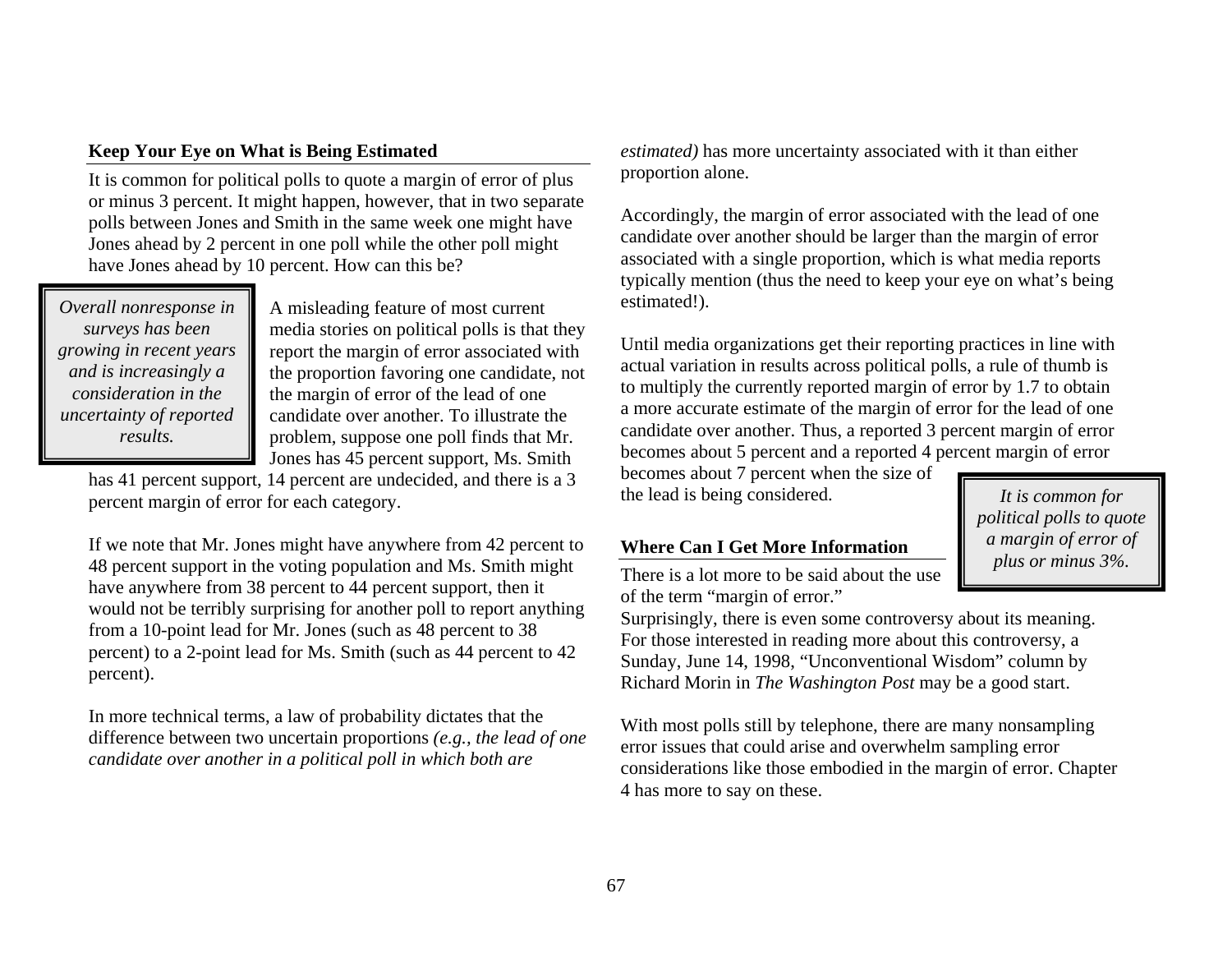### Keep Your Eye on What is Being Estimated

It is common for political polls to quote a margin of error of plus or minus 3 percent. It might happen, however, that in two separate polls between Jones and Smith in the same week one might have Jones ahead by 2 percent in one poll while the other poll might have Jones ahead by 10 percent. How can this be?

> *Overall nonresponse in surveys has been growing in recent years and is increasingly a consideration in the uncertainty of reported results.*

A misleading feature of most current media stories on political polls is that they report the margin of error associated with the proportion favoring one candidate, not the margin of error of the lead of one candidate over another. To illustrate the problem, suppose one poll finds that Mr. Jones has 45 percent support, Ms. Smith has 41 percent support, 14 percent are undecided, and there is a 3 percent margin of error for each category.

If we note that Mr. Jones might have anywhere from 42 percent to 48 percent support in the voting population and Ms. Smith might have anywhere from 38 percent to 44 percent support, then it would not be terribly surprising for another poll to report anything from a 10-point lead for Mr. Jones (such as 48 percent to 38 percent) to a 2-point lead for Ms. Smith (such as 44 percent to 42 percent).

In more technical terms, a law of probability dictates that the difference between two uncertain proportions *(e.g., the lead of one candidate over another in a political poll in which both are estimated)* has more uncertainty associated with it than either proportion alone.

Accordingly, the margin of error associated with the lead of one candidate over another should be larger than the margin of error associated with a single proportion, which is what media reports typically mention (thus the need to keep your eye on what's being estimated!).

Until media organizations get their reporting practices in line with actual variation in results across political polls, a rule of thumb is to multiply the currently reported margin of error by 1.7 to obtain a more accurate estimate of the margin of error for the lead of one candidate over another. Thus, a reported 3 percent margin of error becomes about 5 percent and a reported 4 percent margin of error becomes about 7 percent when the size of the lead is being considered.

> *It is common for political polls to quote a margin of error of plus or minus 3%.*

### Where Can I Get More Information

There is a lot more to be said about the use of the term "margin of error." Surprisingly, there is even some controversy about its meaning. For those interested in reading more about this controversy, a Sunday, June 14, 1998, "Unconventional Wisdom" column by Richard Morin in *The Washington Post* may be a good start.

With most polls still by telephone, there are many nonsampling error issues that could arise and overwhelm sampling error considerations like those embodied in the margin of error. Chapter 4 has more to say on these.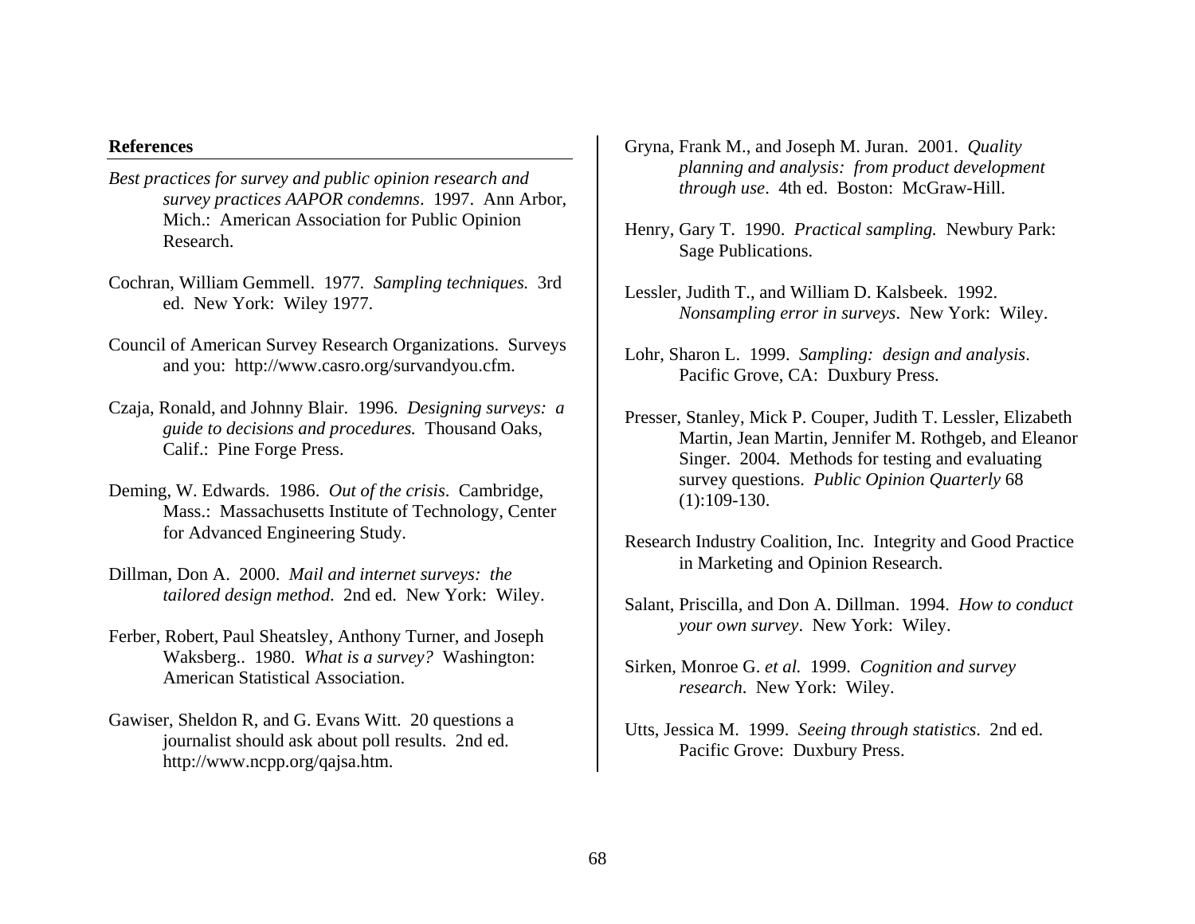**References**

*Best practices for survey and public opinion research and survey practices AAPOR condemns*. 1997. Ann Arbor, Mich.: American Association for Public Opinion Research.

Cochran, William Gemmell. 1977. *Sampling techniques.* 3rd ed. New York: Wiley 1977.

Council of American Survey Research Organizations. Surveys and you: http://www.casro.org/survandyou.cfm.

Czaja, Ronald, and Johnny Blair. 1996. *Designing surveys: a guide to decisions and procedures.* Thousand Oaks, Calif.: Pine Forge Press.

Deming, W. Edwards. 1986. *Out of the crisis*. Cambridge, Mass.: Massachusetts Institute of Technology, Center for Advanced Engineering Study.

Dillman, Don A. 2000. *Mail and internet surveys: the tailored design method*. 2nd ed. New York: Wiley.

Ferber, Robert, Paul Sheatsley, Anthony Turner, and Joseph Waksberg.. 1980. *What is a survey?* Washington: American Statistical Association.

Gawiser, Sheldon R, and G. Evans Witt. 20 questions a journalist should ask about poll results. 2nd ed. http://www.ncpp.org/qajsa.htm.

Gryna, Frank M., and Joseph M. Juran. 2001. *Quality planning and analysis: from product development through use*. 4th ed. Boston: McGraw-Hill.

Henry, Gary T. 1990. *Practical sampling.* Newbury Park: Sage Publications.

Lessler, Judith T., and William D. Kalsbeek. 1992. *Nonsampling error in surveys*. New York: Wiley.

Lohr, Sharon L. 1999. *Sampling: design and analysis*. Pacific Grove, CA: Duxbury Press.

Presser, Stanley, Mick P. Couper, Judith T. Lessler, Elizabeth Martin, Jean Martin, Jennifer M. Rothgeb, and Eleanor Singer. 2004. Methods for testing and evaluating survey questions. *Public Opinion Quarterly* 68 (1):109-130.

Research Industry Coalition, Inc. Integrity and Good Practice in Marketing and Opinion Research.

Salant, Priscilla, and Don A. Dillman. 1994. *How to conduct your own survey*. New York: Wiley.

Sirken, Monroe G. *et al.* 1999. *Cognition and survey research*. New York: Wiley.

Utts, Jessica M. 1999. *Seeing through statistics*. 2nd ed. Pacific Grove: Duxbury Press.